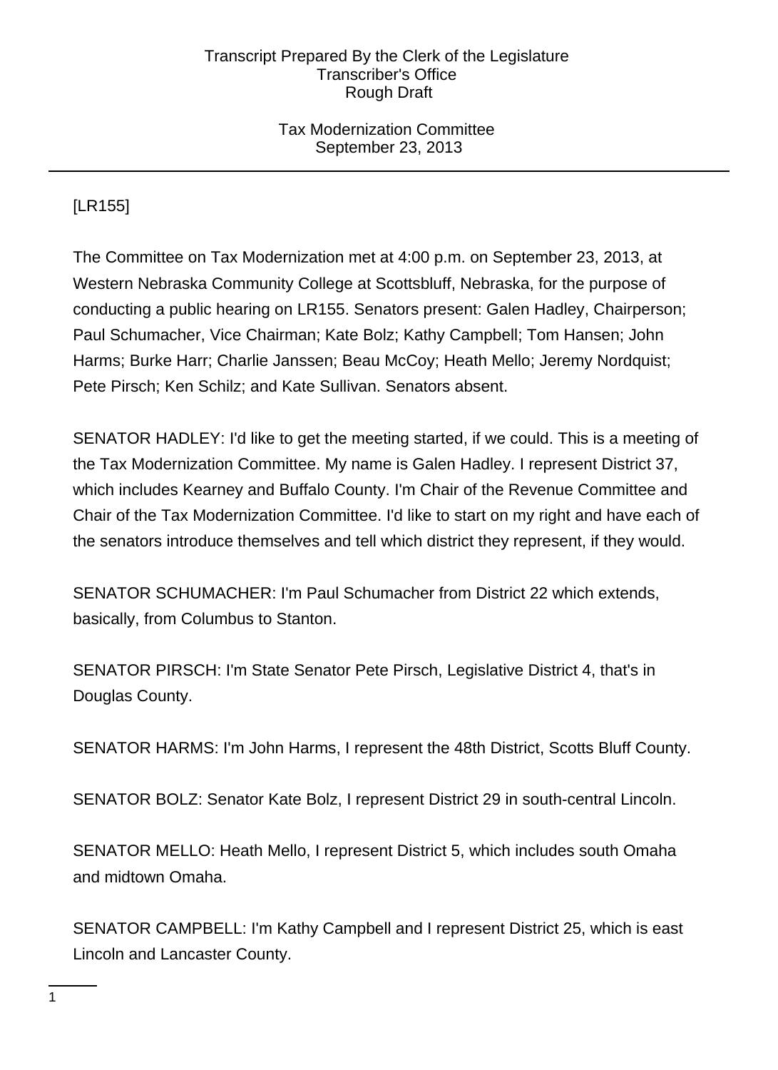[LR155]

The Committee on Tax Modernization met at 4:00 p.m. on September 23, 2013, at Western Nebraska Community College at Scottsbluff, Nebraska, for the purpose of conducting a public hearing on LR155. Senators present: Galen Hadley, Chairperson; Paul Schumacher, Vice Chairman; Kate Bolz; Kathy Campbell; Tom Hansen; John Harms; Burke Harr; Charlie Janssen; Beau McCoy; Heath Mello; Jeremy Nordquist; Pete Pirsch; Ken Schilz; and Kate Sullivan. Senators absent.

SENATOR HADLEY: I'd like to get the meeting started, if we could. This is a meeting of the Tax Modernization Committee. My name is Galen Hadley. I represent District 37, which includes Kearney and Buffalo County. I'm Chair of the Revenue Committee and Chair of the Tax Modernization Committee. I'd like to start on my right and have each of the senators introduce themselves and tell which district they represent, if they would.

SENATOR SCHUMACHER: I'm Paul Schumacher from District 22 which extends, basically, from Columbus to Stanton.

SENATOR PIRSCH: I'm State Senator Pete Pirsch, Legislative District 4, that's in Douglas County.

SENATOR HARMS: I'm John Harms, I represent the 48th District, Scotts Bluff County.

SENATOR BOLZ: Senator Kate Bolz, I represent District 29 in south-central Lincoln.

SENATOR MELLO: Heath Mello, I represent District 5, which includes south Omaha and midtown Omaha.

SENATOR CAMPBELL: I'm Kathy Campbell and I represent District 25, which is east Lincoln and Lancaster County.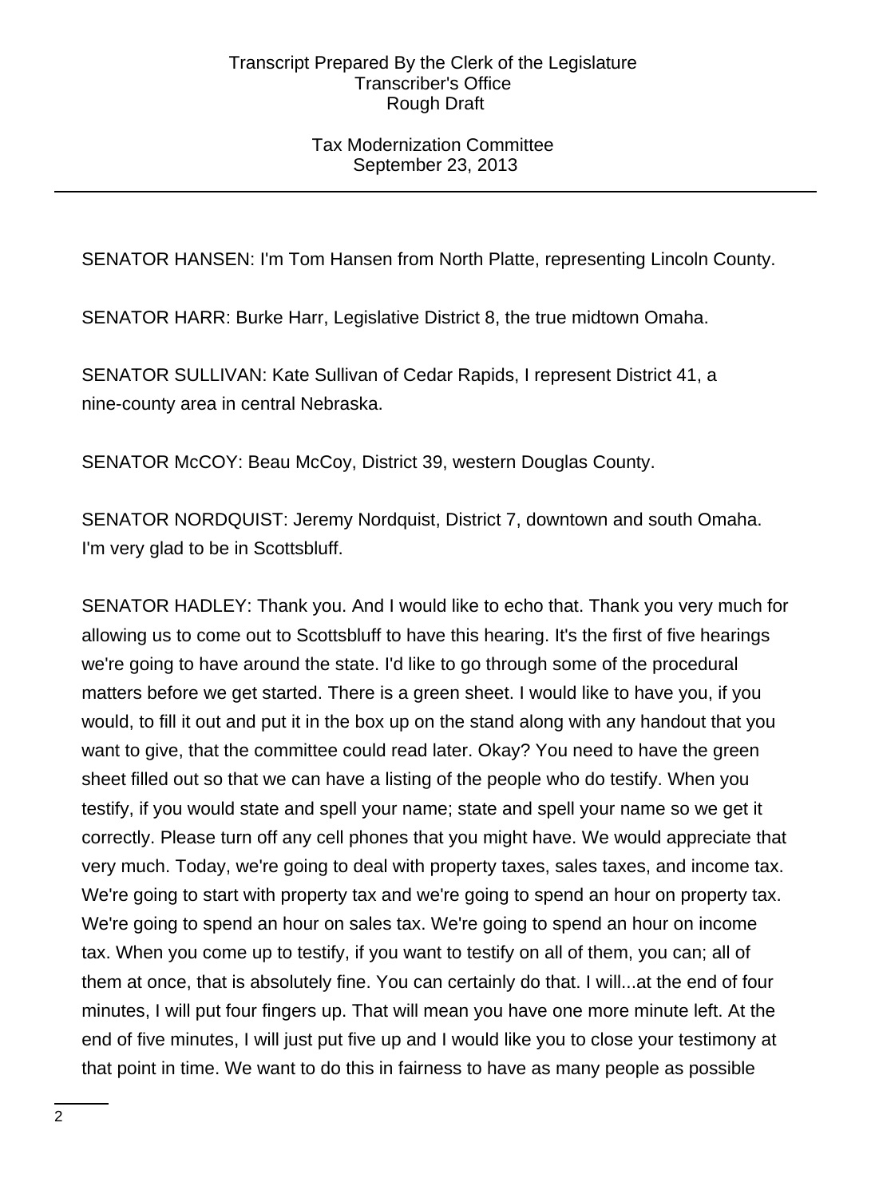SENATOR HANSEN: I'm Tom Hansen from North Platte, representing Lincoln County.

SENATOR HARR: Burke Harr, Legislative District 8, the true midtown Omaha.

SENATOR SULLIVAN: Kate Sullivan of Cedar Rapids, I represent District 41, a nine-county area in central Nebraska.

SENATOR McCOY: Beau McCoy, District 39, western Douglas County.

SENATOR NORDQUIST: Jeremy Nordquist, District 7, downtown and south Omaha. I'm very glad to be in Scottsbluff.

SENATOR HADLEY: Thank you. And I would like to echo that. Thank you very much for allowing us to come out to Scottsbluff to have this hearing. It's the first of five hearings we're going to have around the state. I'd like to go through some of the procedural matters before we get started. There is a green sheet. I would like to have you, if you would, to fill it out and put it in the box up on the stand along with any handout that you want to give, that the committee could read later. Okay? You need to have the green sheet filled out so that we can have a listing of the people who do testify. When you testify, if you would state and spell your name; state and spell your name so we get it correctly. Please turn off any cell phones that you might have. We would appreciate that very much. Today, we're going to deal with property taxes, sales taxes, and income tax. We're going to start with property tax and we're going to spend an hour on property tax. We're going to spend an hour on sales tax. We're going to spend an hour on income tax. When you come up to testify, if you want to testify on all of them, you can; all of them at once, that is absolutely fine. You can certainly do that. I will...at the end of four minutes, I will put four fingers up. That will mean you have one more minute left. At the end of five minutes, I will just put five up and I would like you to close your testimony at that point in time. We want to do this in fairness to have as many people as possible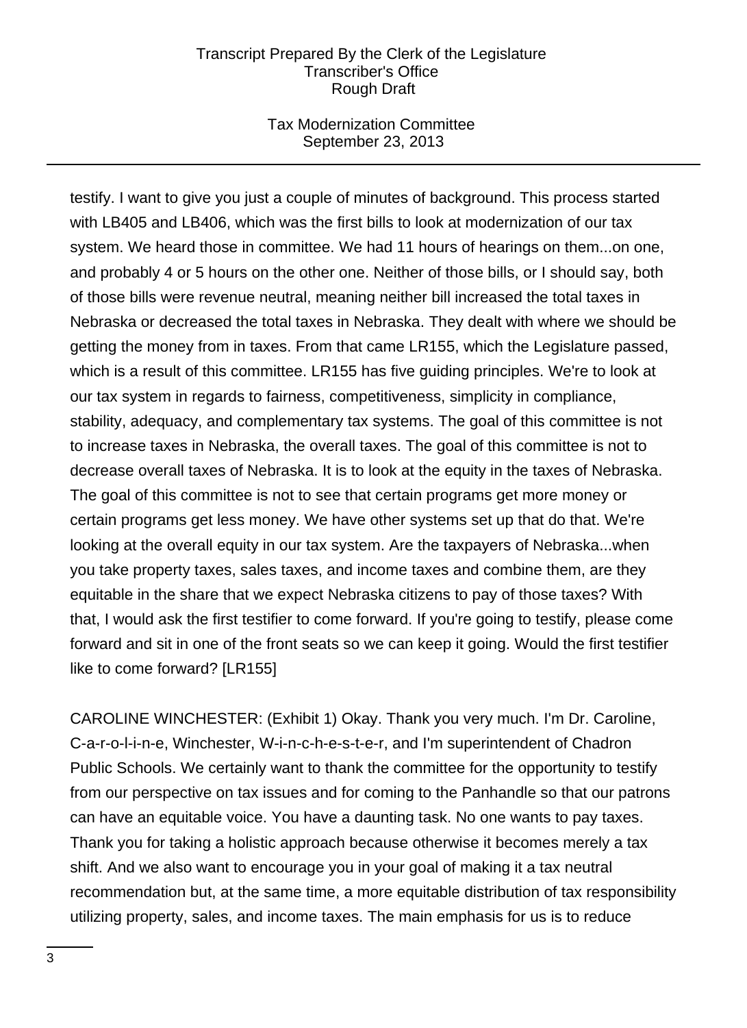testify. I want to give you just a couple of minutes of background. This process started with LB405 and LB406, which was the first bills to look at modernization of our tax system. We heard those in committee. We had 11 hours of hearings on them...on one, and probably 4 or 5 hours on the other one. Neither of those bills, or I should say, both of those bills were revenue neutral, meaning neither bill increased the total taxes in Nebraska or decreased the total taxes in Nebraska. They dealt with where we should be getting the money from in taxes. From that came LR155, which the Legislature passed, which is a result of this committee. LR155 has five guiding principles. We're to look at our tax system in regards to fairness, competitiveness, simplicity in compliance, stability, adequacy, and complementary tax systems. The goal of this committee is not to increase taxes in Nebraska, the overall taxes. The goal of this committee is not to decrease overall taxes of Nebraska. It is to look at the equity in the taxes of Nebraska. The goal of this committee is not to see that certain programs get more money or certain programs get less money. We have other systems set up that do that. We're looking at the overall equity in our tax system. Are the taxpayers of Nebraska...when you take property taxes, sales taxes, and income taxes and combine them, are they equitable in the share that we expect Nebraska citizens to pay of those taxes? With that, I would ask the first testifier to come forward. If you're going to testify, please come forward and sit in one of the front seats so we can keep it going. Would the first testifier like to come forward? [LR155]

CAROLINE WINCHESTER: (Exhibit 1) Okay. Thank you very much. I'm Dr. Caroline, C-a-r-o-l-i-n-e, Winchester, W-i-n-c-h-e-s-t-e-r, and I'm superintendent of Chadron Public Schools. We certainly want to thank the committee for the opportunity to testify from our perspective on tax issues and for coming to the Panhandle so that our patrons can have an equitable voice. You have a daunting task. No one wants to pay taxes. Thank you for taking a holistic approach because otherwise it becomes merely a tax shift. And we also want to encourage you in your goal of making it a tax neutral recommendation but, at the same time, a more equitable distribution of tax responsibility utilizing property, sales, and income taxes. The main emphasis for us is to reduce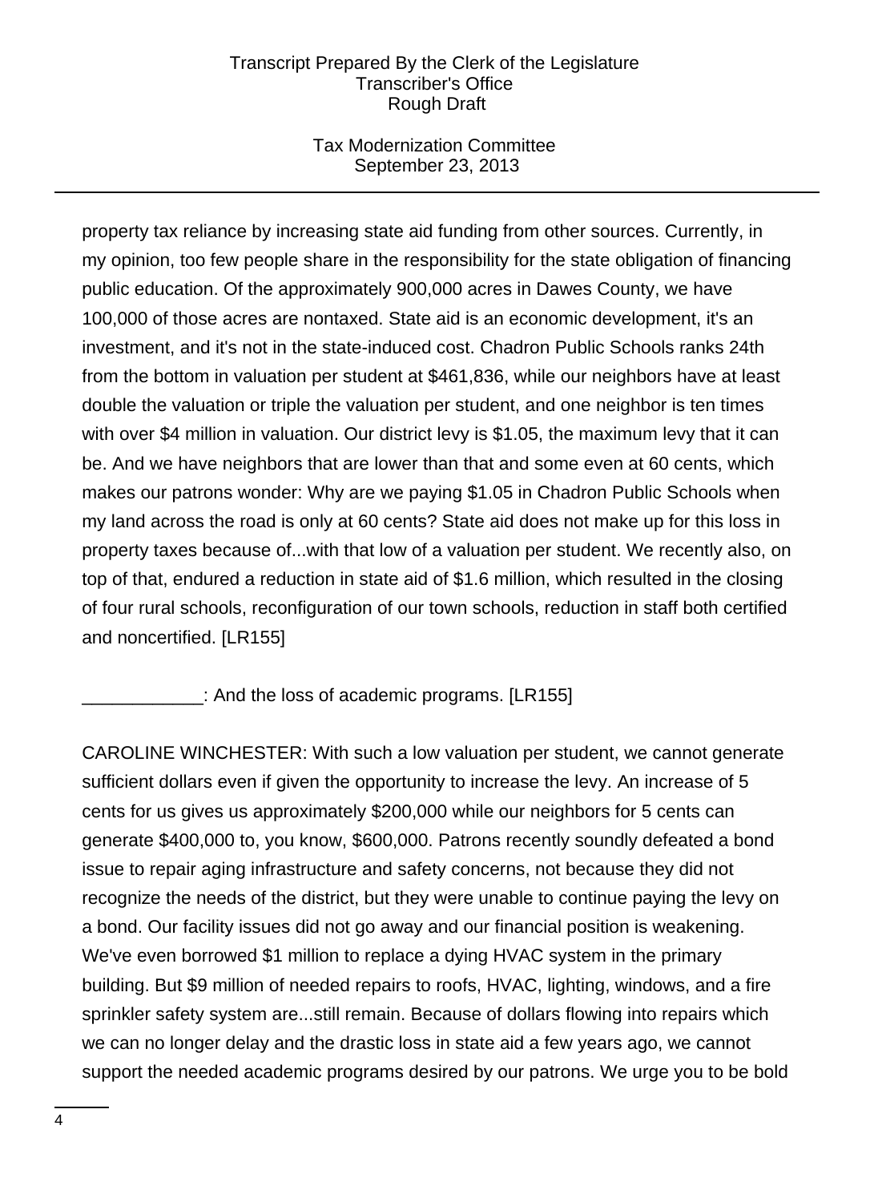property tax reliance by increasing state aid funding from other sources. Currently, in my opinion, too few people share in the responsibility for the state obligation of financing public education. Of the approximately 900,000 acres in Dawes County, we have 100,000 of those acres are nontaxed. State aid is an economic development, it's an investment, and it's not in the state-induced cost. Chadron Public Schools ranks 24th from the bottom in valuation per student at $461,836, while our neighbors have at least double the valuation or triple the valuation per student, and one neighbor is ten times with over $4 million in valuation. Our district levy is $1.05, the maximum levy that it can be. And we have neighbors that are lower than that and some even at 60 cents, which makes our patrons wonder: Why are we paying $1.05 in Chadron Public Schools when my land across the road is only at 60 cents? State aid does not make up for this loss in property taxes because of...with that low of a valuation per student. We recently also, on top of that, endured a reduction in state aid of $1.6 million, which resulted in the closing of four rural schools, reconfiguration of our town schools, reduction in staff both certified and noncertified. [LR155]

____________: And the loss of academic programs. [LR155]

CAROLINE WINCHESTER: With such a low valuation per student, we cannot generate sufficient dollars even if given the opportunity to increase the levy. An increase of 5 cents for us gives us approximately $200,000 while our neighbors for 5 cents can generate $400,000 to, you know, $600,000. Patrons recently soundly defeated a bond issue to repair aging infrastructure and safety concerns, not because they did not recognize the needs of the district, but they were unable to continue paying the levy on a bond. Our facility issues did not go away and our financial position is weakening. We've even borrowed $1 million to replace a dying HVAC system in the primary building. But $9 million of needed repairs to roofs, HVAC, lighting, windows, and a fire sprinkler safety system are...still remain. Because of dollars flowing into repairs which we can no longer delay and the drastic loss in state aid a few years ago, we cannot support the needed academic programs desired by our patrons. We urge you to be bold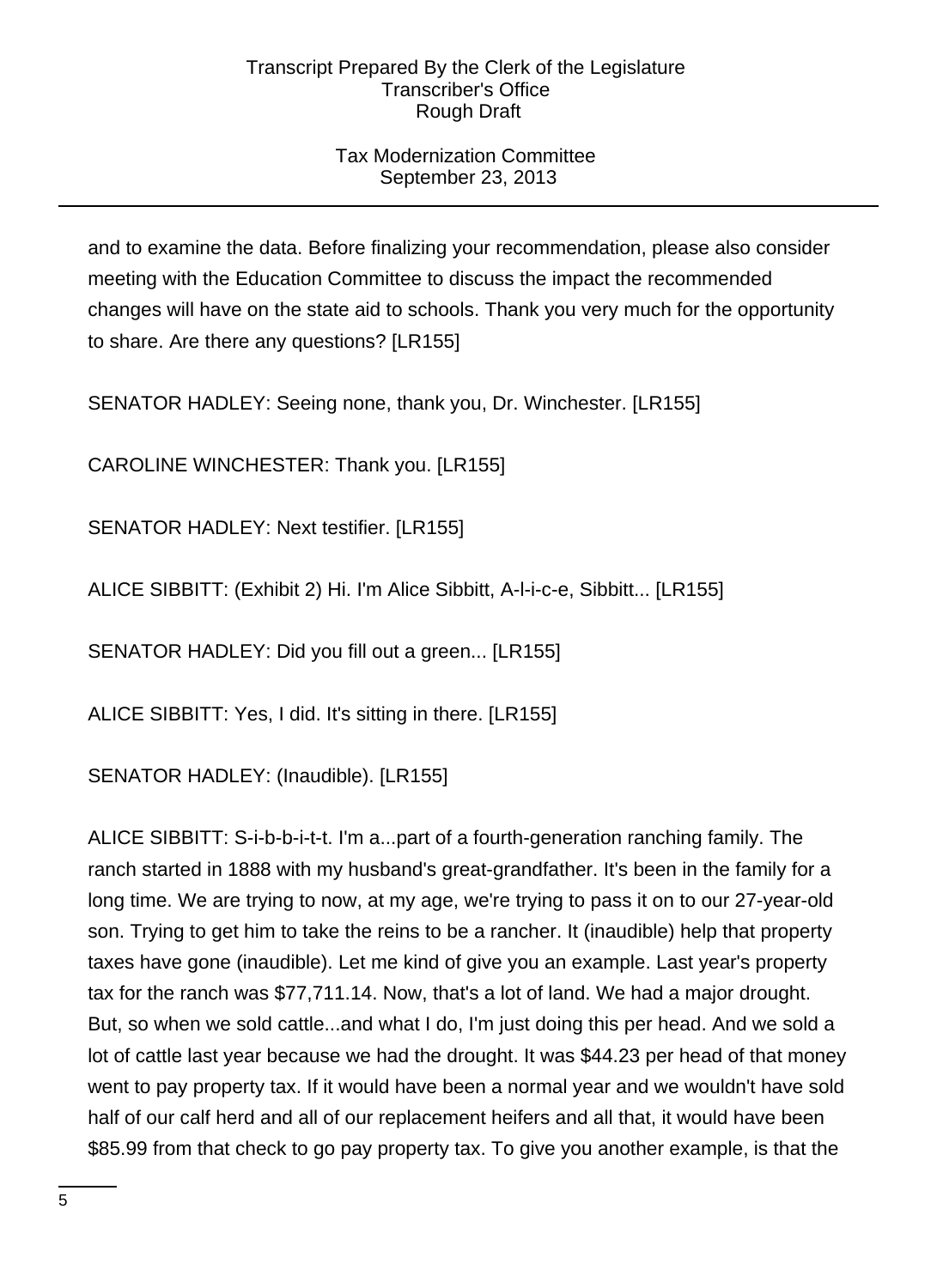and to examine the data. Before finalizing your recommendation, please also consider meeting with the Education Committee to discuss the impact the recommended changes will have on the state aid to schools. Thank you very much for the opportunity to share. Are there any questions? [LR155]

SENATOR HADLEY: Seeing none, thank you, Dr. Winchester. [LR155]

CAROLINE WINCHESTER: Thank you. [LR155]

SENATOR HADLEY: Next testifier. [LR155]

ALICE SIBBITT: (Exhibit 2) Hi. I'm Alice Sibbitt, A-l-i-c-e, Sibbitt... [LR155]

SENATOR HADLEY: Did you fill out a green... [LR155]

ALICE SIBBITT: Yes, I did. It's sitting in there. [LR155]

SENATOR HADLEY: (Inaudible). [LR155]

ALICE SIBBITT: S-i-b-b-i-t-t. I'm a...part of a fourth-generation ranching family. The ranch started in 1888 with my husband's great-grandfather. It's been in the family for a long time. We are trying to now, at my age, we're trying to pass it on to our 27-year-old son. Trying to get him to take the reins to be a rancher. It (inaudible) help that property taxes have gone (inaudible). Let me kind of give you an example. Last year's property tax for the ranch was $77,711.14. Now, that's a lot of land. We had a major drought. But, so when we sold cattle...and what I do, I'm just doing this per head. And we sold a lot of cattle last year because we had the drought. It was $44.23 per head of that money went to pay property tax. If it would have been a normal year and we wouldn't have sold half of our calf herd and all of our replacement heifers and all that, it would have been $85.99 from that check to go pay property tax. To give you another example, is that the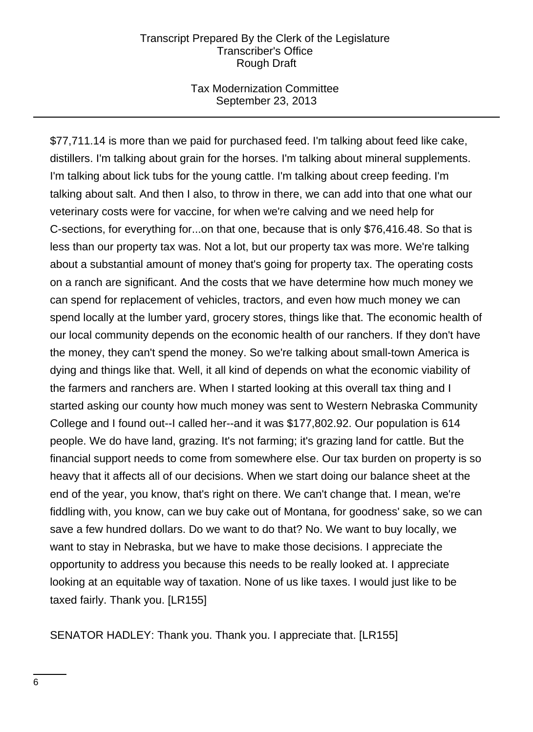$77,711.14 is more than we paid for purchased feed. I'm talking about feed like cake, distillers. I'm talking about grain for the horses. I'm talking about mineral supplements. I'm talking about lick tubs for the young cattle. I'm talking about creep feeding. I'm talking about salt. And then I also, to throw in there, we can add into that one what our veterinary costs were for vaccine, for when we're calving and we need help for C-sections, for everything for...on that one, because that is only $76,416.48. So that is less than our property tax was. Not a lot, but our property tax was more. We're talking about a substantial amount of money that's going for property tax. The operating costs on a ranch are significant. And the costs that we have determine how much money we can spend for replacement of vehicles, tractors, and even how much money we can spend locally at the lumber yard, grocery stores, things like that. The economic health of our local community depends on the economic health of our ranchers. If they don't have the money, they can't spend the money. So we're talking about small-town America is dying and things like that. Well, it all kind of depends on what the economic viability of the farmers and ranchers are. When I started looking at this overall tax thing and I started asking our county how much money was sent to Western Nebraska Community College and I found out--I called her--and it was $177,802.92. Our population is 614 people. We do have land, grazing. It's not farming; it's grazing land for cattle. But the financial support needs to come from somewhere else. Our tax burden on property is so heavy that it affects all of our decisions. When we start doing our balance sheet at the end of the year, you know, that's right on there. We can't change that. I mean, we're fiddling with, you know, can we buy cake out of Montana, for goodness' sake, so we can save a few hundred dollars. Do we want to do that? No. We want to buy locally, we want to stay in Nebraska, but we have to make those decisions. I appreciate the opportunity to address you because this needs to be really looked at. I appreciate looking at an equitable way of taxation. None of us like taxes. I would just like to be taxed fairly. Thank you. [LR155]

SENATOR HADLEY: Thank you. Thank you. I appreciate that. [LR155]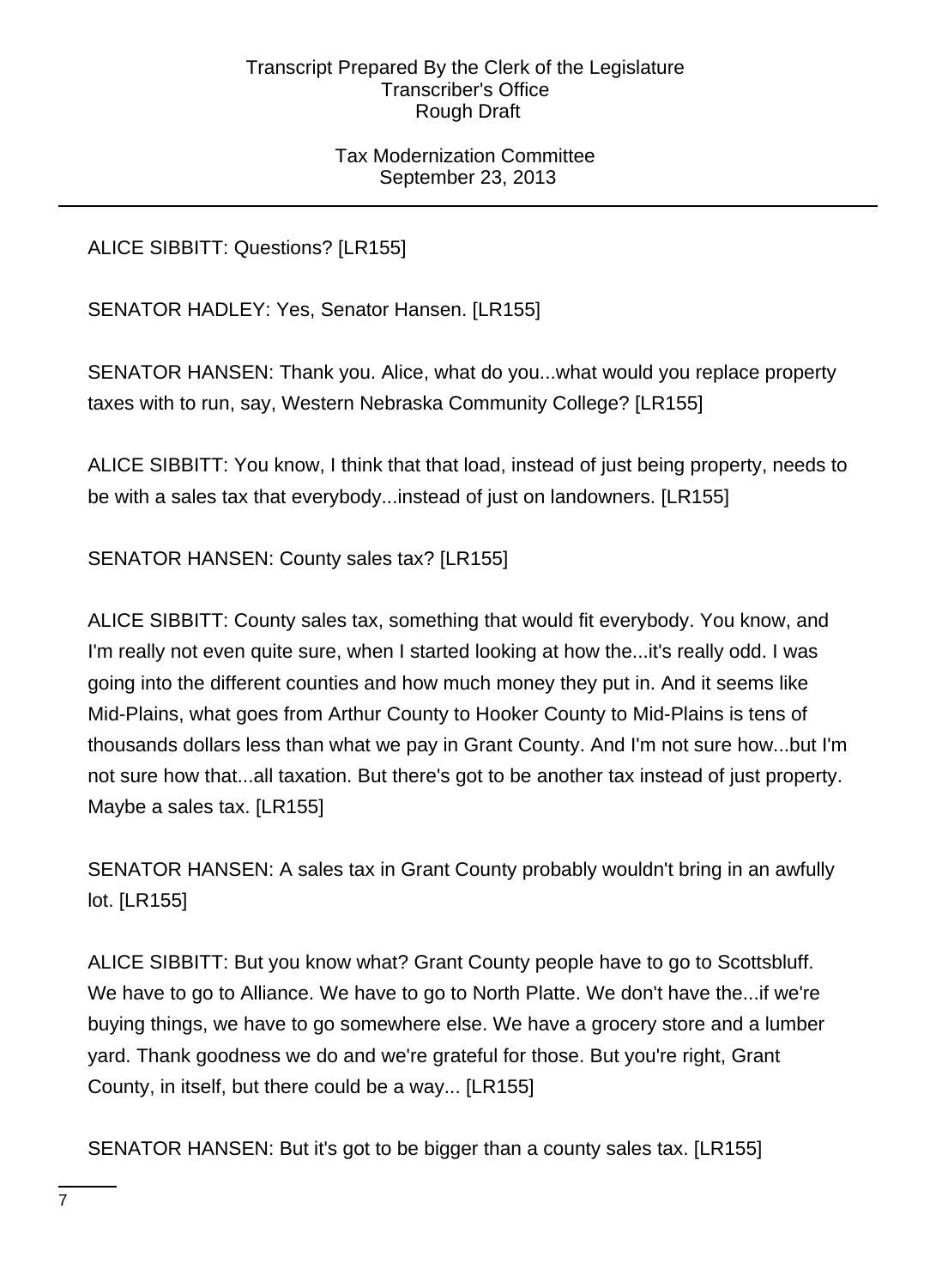ALICE SIBBITT: Questions? [LR155]

SENATOR HADLEY: Yes, Senator Hansen. [LR155]

SENATOR HANSEN: Thank you. Alice, what do you...what would you replace property taxes with to run, say, Western Nebraska Community College? [LR155]

ALICE SIBBITT: You know, I think that that load, instead of just being property, needs to be with a sales tax that everybody...instead of just on landowners. [LR155]

SENATOR HANSEN: County sales tax? [LR155]

ALICE SIBBITT: County sales tax, something that would fit everybody. You know, and I'm really not even quite sure, when I started looking at how the...it's really odd. I was going into the different counties and how much money they put in. And it seems like Mid-Plains, what goes from Arthur County to Hooker County to Mid-Plains is tens of thousands dollars less than what we pay in Grant County. And I'm not sure how...but I'm not sure how that...all taxation. But there's got to be another tax instead of just property. Maybe a sales tax. [LR155]

SENATOR HANSEN: A sales tax in Grant County probably wouldn't bring in an awfully lot. [LR155]

ALICE SIBBITT: But you know what? Grant County people have to go to Scottsbluff. We have to go to Alliance. We have to go to North Platte. We don't have the...if we're buying things, we have to go somewhere else. We have a grocery store and a lumber yard. Thank goodness we do and we're grateful for those. But you're right, Grant County, in itself, but there could be a way... [LR155]

SENATOR HANSEN: But it's got to be bigger than a county sales tax. [LR155]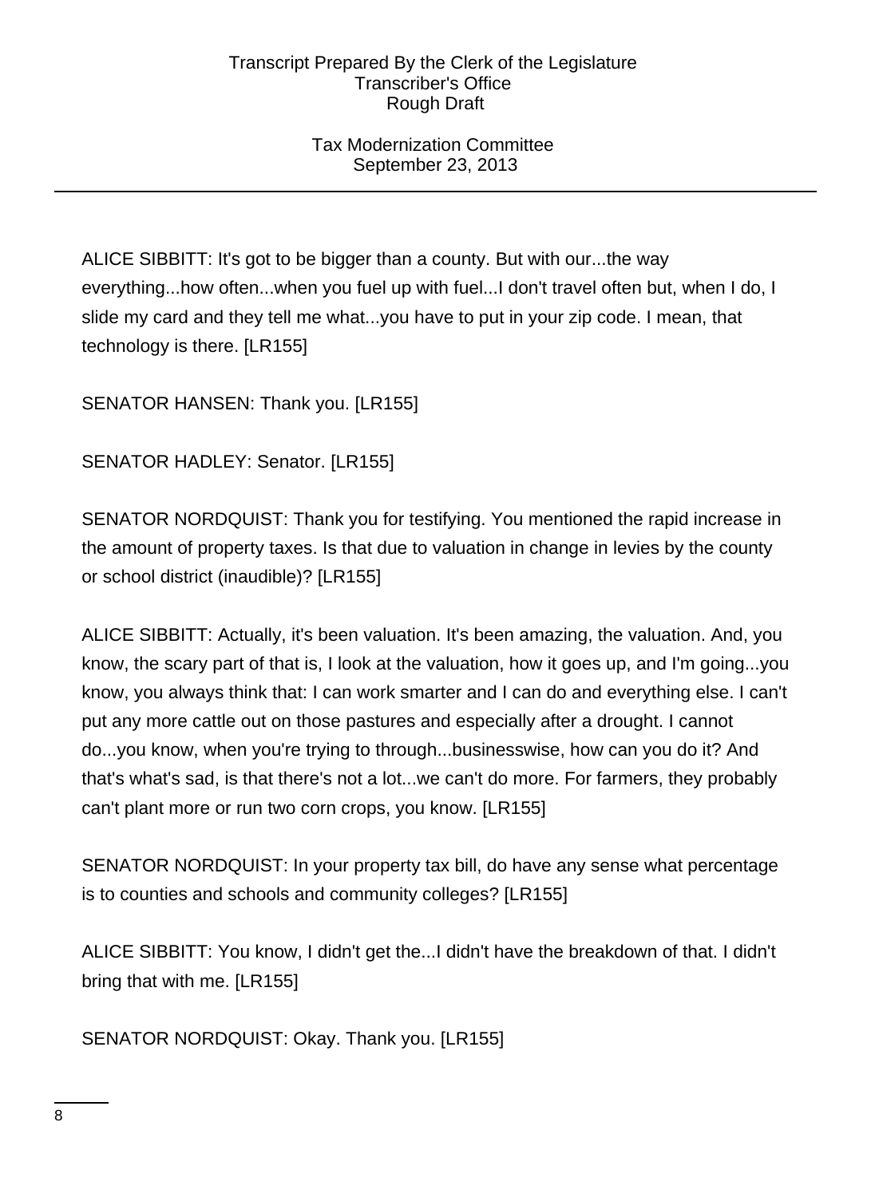ALICE SIBBITT: It's got to be bigger than a county. But with our...the way everything...how often...when you fuel up with fuel...I don't travel often but, when I do, I slide my card and they tell me what...you have to put in your zip code. I mean, that technology is there. [LR155]

SENATOR HANSEN: Thank you. [LR155]

SENATOR HADLEY: Senator. [LR155]

SENATOR NORDQUIST: Thank you for testifying. You mentioned the rapid increase in the amount of property taxes. Is that due to valuation in change in levies by the county or school district (inaudible)? [LR155]

ALICE SIBBITT: Actually, it's been valuation. It's been amazing, the valuation. And, you know, the scary part of that is, I look at the valuation, how it goes up, and I'm going...you know, you always think that: I can work smarter and I can do and everything else. I can't put any more cattle out on those pastures and especially after a drought. I cannot do...you know, when you're trying to through...businesswise, how can you do it? And that's what's sad, is that there's not a lot...we can't do more. For farmers, they probably can't plant more or run two corn crops, you know. [LR155]

SENATOR NORDQUIST: In your property tax bill, do have any sense what percentage is to counties and schools and community colleges? [LR155]

ALICE SIBBITT: You know, I didn't get the...I didn't have the breakdown of that. I didn't bring that with me. [LR155]

SENATOR NORDQUIST: Okay. Thank you. [LR155]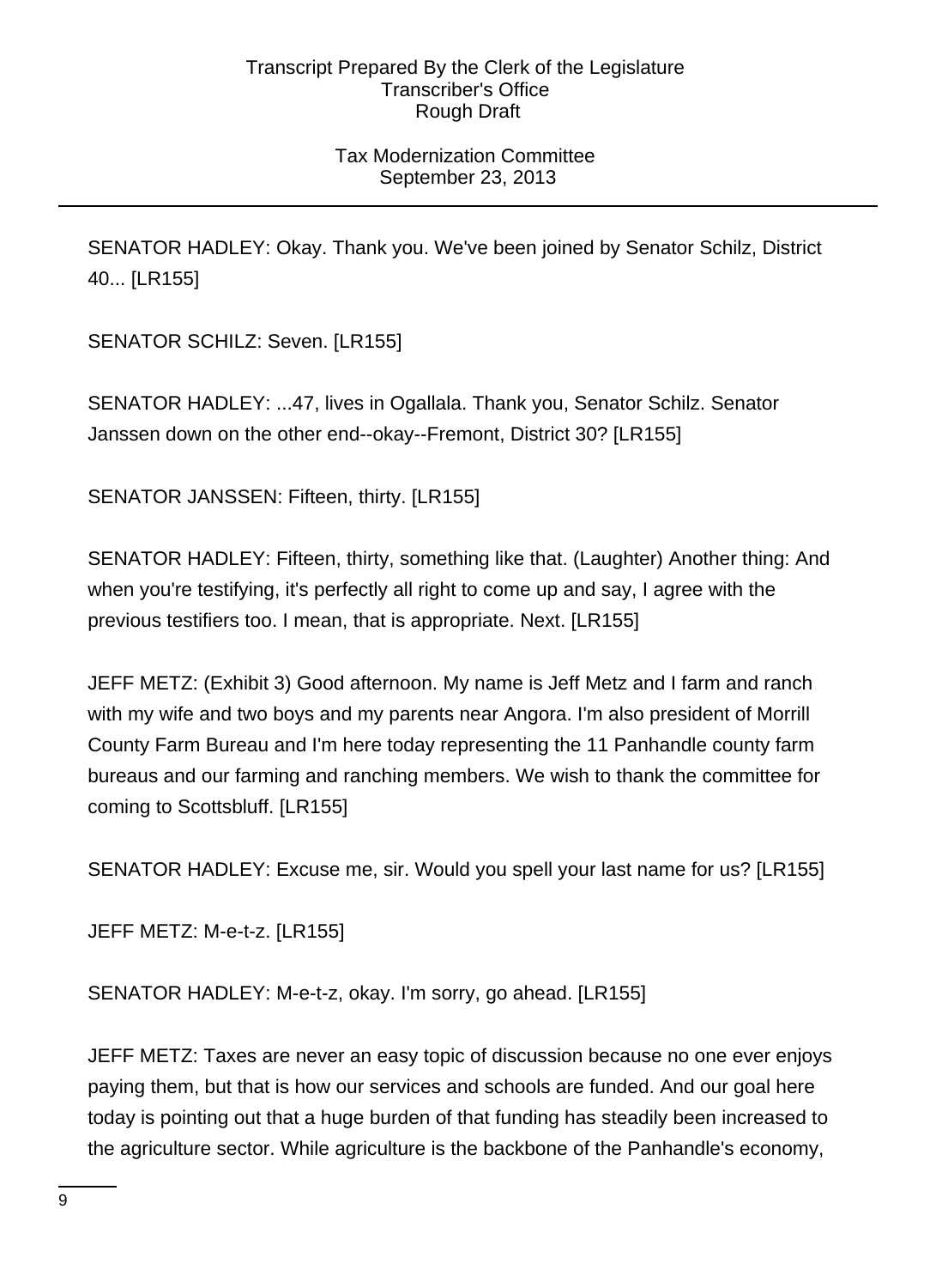SENATOR HADLEY: Okay. Thank you. We've been joined by Senator Schilz, District 40... [LR155]

SENATOR SCHILZ: Seven. [LR155]

SENATOR HADLEY: ...47, lives in Ogallala. Thank you, Senator Schilz. Senator Janssen down on the other end--okay--Fremont, District 30? [LR155]

SENATOR JANSSEN: Fifteen, thirty. [LR155]

SENATOR HADLEY: Fifteen, thirty, something like that. (Laughter) Another thing: And when you're testifying, it's perfectly all right to come up and say, I agree with the previous testifiers too. I mean, that is appropriate. Next. [LR155]

JEFF METZ: (Exhibit 3) Good afternoon. My name is Jeff Metz and I farm and ranch with my wife and two boys and my parents near Angora. I'm also president of Morrill County Farm Bureau and I'm here today representing the 11 Panhandle county farm bureaus and our farming and ranching members. We wish to thank the committee for coming to Scottsbluff. [LR155]

SENATOR HADLEY: Excuse me, sir. Would you spell your last name for us? [LR155]

JEFF METZ: M-e-t-z. [LR155]

SENATOR HADLEY: M-e-t-z, okay. I'm sorry, go ahead. [LR155]

JEFF METZ: Taxes are never an easy topic of discussion because no one ever enjoys paying them, but that is how our services and schools are funded. And our goal here today is pointing out that a huge burden of that funding has steadily been increased to the agriculture sector. While agriculture is the backbone of the Panhandle's economy,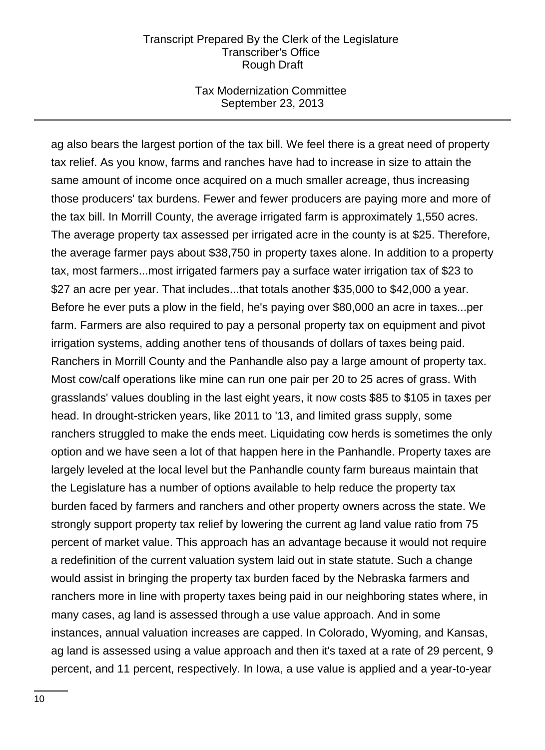ag also bears the largest portion of the tax bill. We feel there is a great need of property tax relief. As you know, farms and ranches have had to increase in size to attain the same amount of income once acquired on a much smaller acreage, thus increasing those producers' tax burdens. Fewer and fewer producers are paying more and more of the tax bill. In Morrill County, the average irrigated farm is approximately 1,550 acres. The average property tax assessed per irrigated acre in the county is at $25. Therefore, the average farmer pays about $38,750 in property taxes alone. In addition to a property tax, most farmers...most irrigated farmers pay a surface water irrigation tax of $23 to $27 an acre per year. That includes...that totals another $35,000 to $42,000 a year. Before he ever puts a plow in the field, he's paying over $80,000 an acre in taxes...per farm. Farmers are also required to pay a personal property tax on equipment and pivot irrigation systems, adding another tens of thousands of dollars of taxes being paid. Ranchers in Morrill County and the Panhandle also pay a large amount of property tax. Most cow/calf operations like mine can run one pair per 20 to 25 acres of grass. With grasslands' values doubling in the last eight years, it now costs $85 to $105 in taxes per head. In drought-stricken years, like 2011 to '13, and limited grass supply, some ranchers struggled to make the ends meet. Liquidating cow herds is sometimes the only option and we have seen a lot of that happen here in the Panhandle. Property taxes are largely leveled at the local level but the Panhandle county farm bureaus maintain that the Legislature has a number of options available to help reduce the property tax burden faced by farmers and ranchers and other property owners across the state. We strongly support property tax relief by lowering the current ag land value ratio from 75 percent of market value. This approach has an advantage because it would not require a redefinition of the current valuation system laid out in state statute. Such a change would assist in bringing the property tax burden faced by the Nebraska farmers and ranchers more in line with property taxes being paid in our neighboring states where, in many cases, ag land is assessed through a use value approach. And in some instances, annual valuation increases are capped. In Colorado, Wyoming, and Kansas, ag land is assessed using a value approach and then it's taxed at a rate of 29 percent, 9 percent, and 11 percent, respectively. In Iowa, a use value is applied and a year-to-year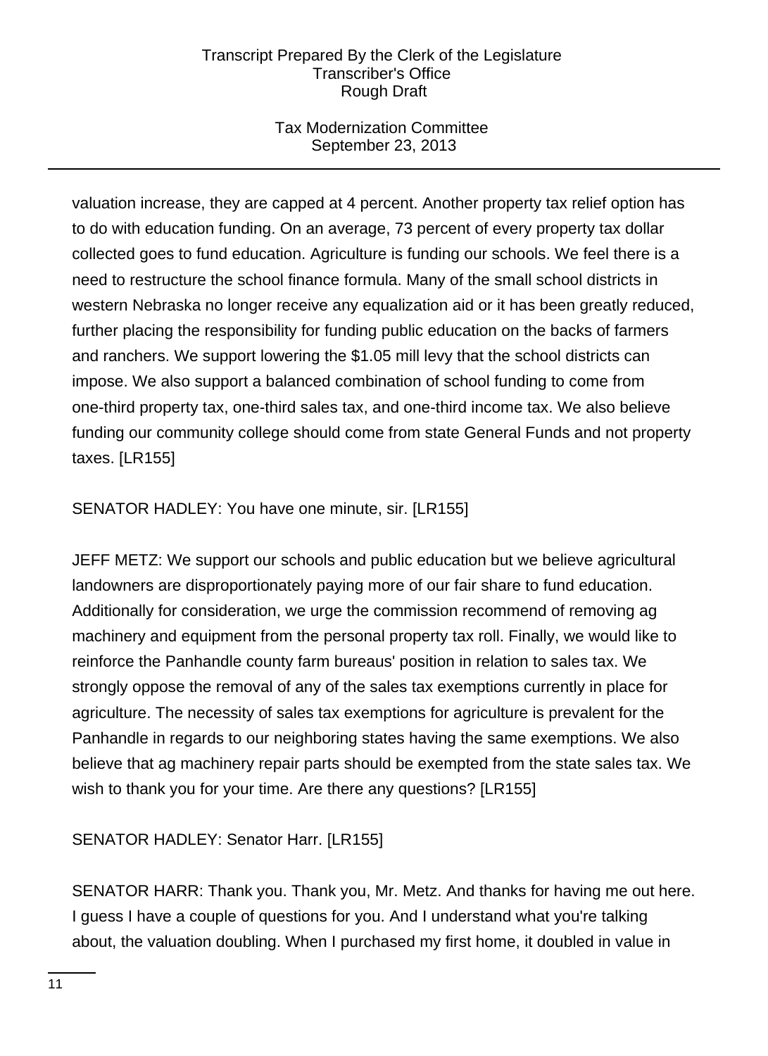valuation increase, they are capped at 4 percent. Another property tax relief option has to do with education funding. On an average, 73 percent of every property tax dollar collected goes to fund education. Agriculture is funding our schools. We feel there is a need to restructure the school finance formula. Many of the small school districts in western Nebraska no longer receive any equalization aid or it has been greatly reduced, further placing the responsibility for funding public education on the backs of farmers and ranchers. We support lowering the $1.05 mill levy that the school districts can impose. We also support a balanced combination of school funding to come from one-third property tax, one-third sales tax, and one-third income tax. We also believe funding our community college should come from state General Funds and not property taxes. [LR155]

SENATOR HADLEY: You have one minute, sir. [LR155]

JEFF METZ: We support our schools and public education but we believe agricultural landowners are disproportionately paying more of our fair share to fund education. Additionally for consideration, we urge the commission recommend of removing ag machinery and equipment from the personal property tax roll. Finally, we would like to reinforce the Panhandle county farm bureaus' position in relation to sales tax. We strongly oppose the removal of any of the sales tax exemptions currently in place for agriculture. The necessity of sales tax exemptions for agriculture is prevalent for the Panhandle in regards to our neighboring states having the same exemptions. We also believe that ag machinery repair parts should be exempted from the state sales tax. We wish to thank you for your time. Are there any questions? [LR155]

SENATOR HADLEY: Senator Harr. [LR155]

SENATOR HARR: Thank you. Thank you, Mr. Metz. And thanks for having me out here. I guess I have a couple of questions for you. And I understand what you're talking about, the valuation doubling. When I purchased my first home, it doubled in value in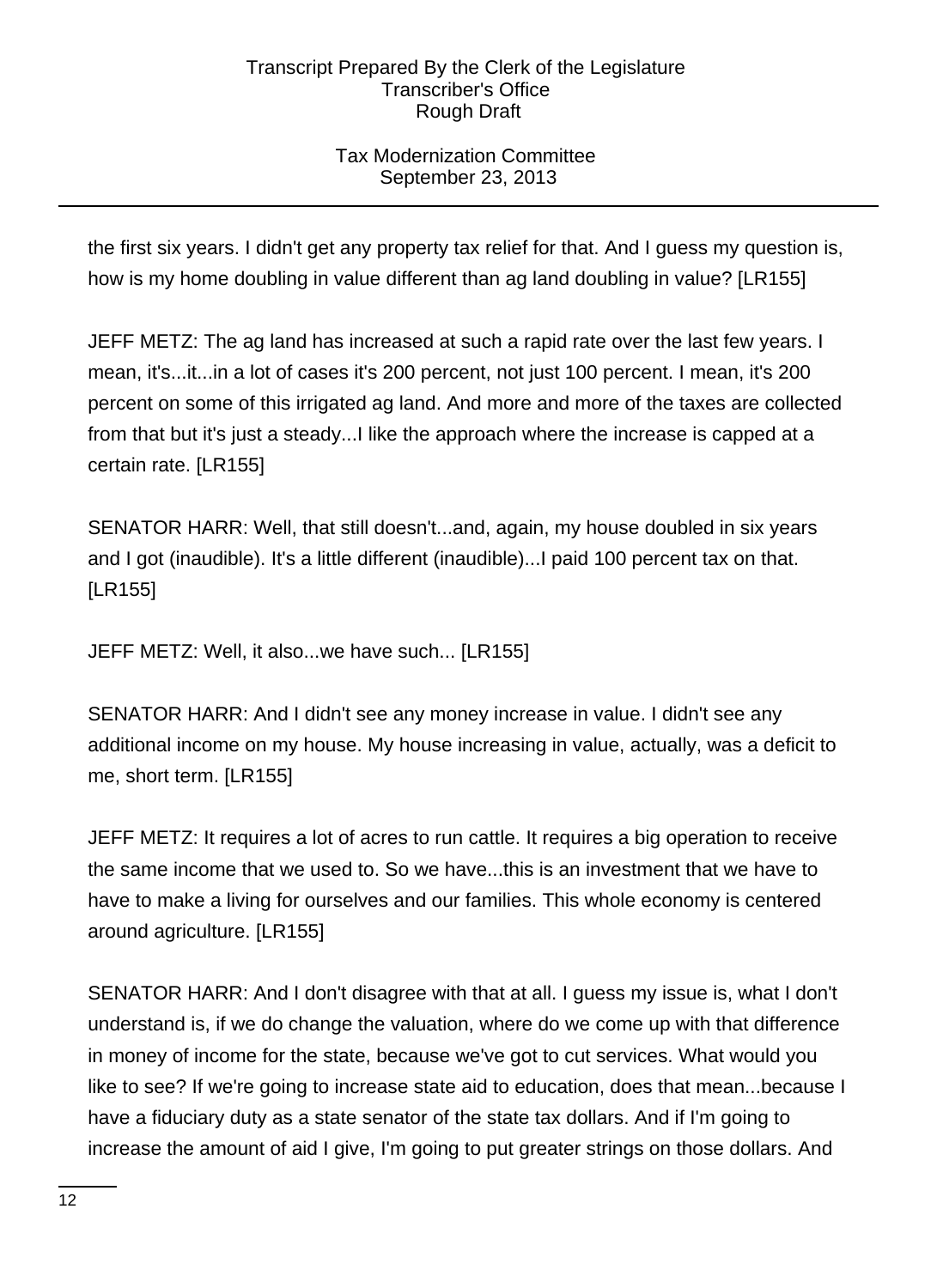the first six years. I didn't get any property tax relief for that. And I guess my question is, how is my home doubling in value different than ag land doubling in value? [LR155]

JEFF METZ: The ag land has increased at such a rapid rate over the last few years. I mean, it's...it...in a lot of cases it's 200 percent, not just 100 percent. I mean, it's 200 percent on some of this irrigated ag land. And more and more of the taxes are collected from that but it's just a steady...I like the approach where the increase is capped at a certain rate. [LR155]

SENATOR HARR: Well, that still doesn't...and, again, my house doubled in six years and I got (inaudible). It's a little different (inaudible)...I paid 100 percent tax on that. [LR155]

JEFF METZ: Well, it also...we have such... [LR155]

SENATOR HARR: And I didn't see any money increase in value. I didn't see any additional income on my house. My house increasing in value, actually, was a deficit to me, short term. [LR155]

JEFF METZ: It requires a lot of acres to run cattle. It requires a big operation to receive the same income that we used to. So we have...this is an investment that we have to have to make a living for ourselves and our families. This whole economy is centered around agriculture. [LR155]

SENATOR HARR: And I don't disagree with that at all. I guess my issue is, what I don't understand is, if we do change the valuation, where do we come up with that difference in money of income for the state, because we've got to cut services. What would you like to see? If we're going to increase state aid to education, does that mean...because I have a fiduciary duty as a state senator of the state tax dollars. And if I'm going to increase the amount of aid I give, I'm going to put greater strings on those dollars. And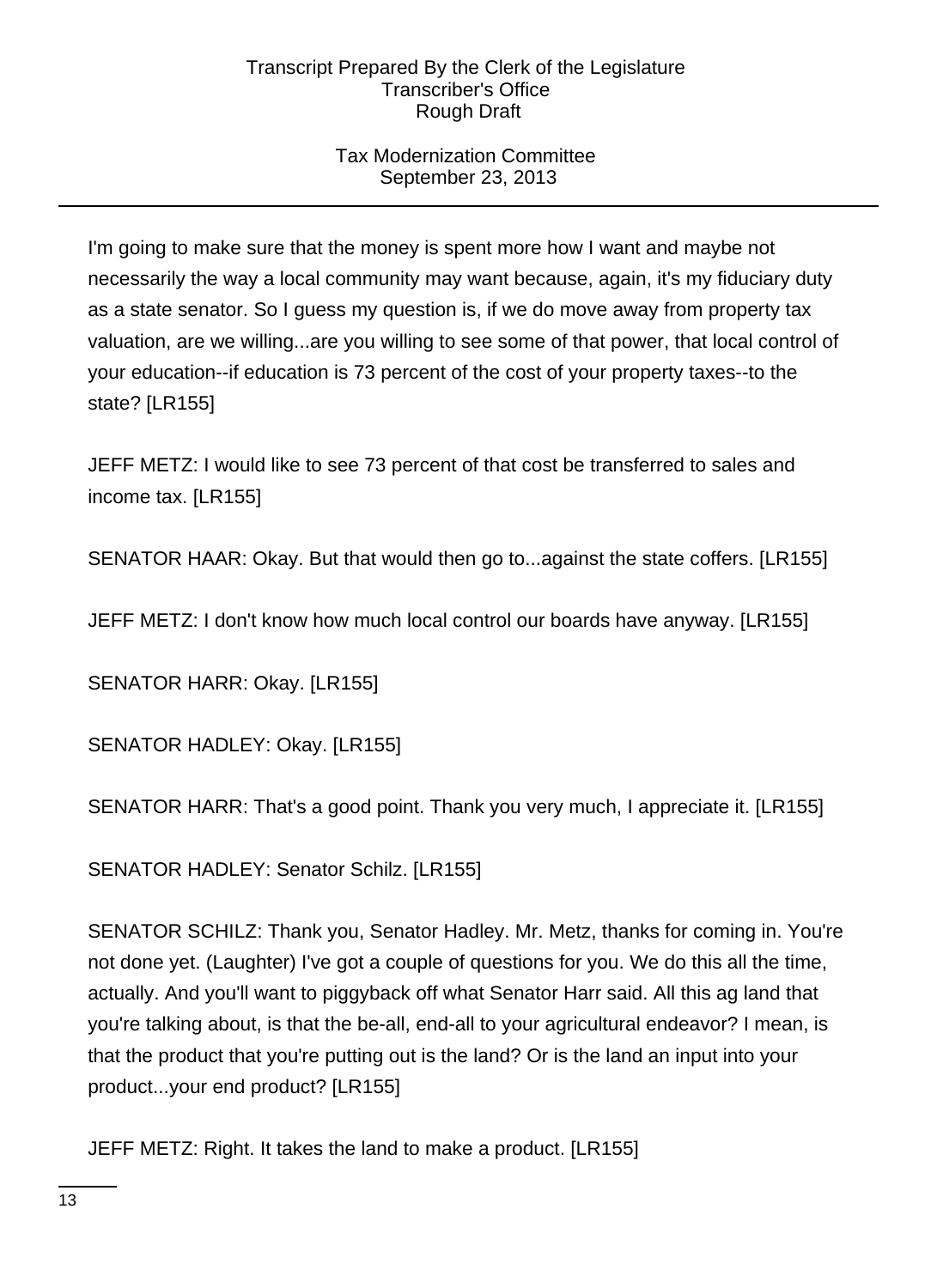I'm going to make sure that the money is spent more how I want and maybe not necessarily the way a local community may want because, again, it's my fiduciary duty as a state senator. So I guess my question is, if we do move away from property tax valuation, are we willing...are you willing to see some of that power, that local control of your education--if education is 73 percent of the cost of your property taxes--to the state? [LR155]

JEFF METZ: I would like to see 73 percent of that cost be transferred to sales and income tax. [LR155]

SENATOR HAAR: Okay. But that would then go to...against the state coffers. [LR155]

JEFF METZ: I don't know how much local control our boards have anyway. [LR155]

SENATOR HARR: Okay. [LR155]

SENATOR HADLEY: Okay. [LR155]

SENATOR HARR: That's a good point. Thank you very much, I appreciate it. [LR155]

SENATOR HADLEY: Senator Schilz. [LR155]

SENATOR SCHILZ: Thank you, Senator Hadley. Mr. Metz, thanks for coming in. You're not done yet. (Laughter) I've got a couple of questions for you. We do this all the time, actually. And you'll want to piggyback off what Senator Harr said. All this ag land that you're talking about, is that the be-all, end-all to your agricultural endeavor? I mean, is that the product that you're putting out is the land? Or is the land an input into your product...your end product? [LR155]

JEFF METZ: Right. It takes the land to make a product. [LR155]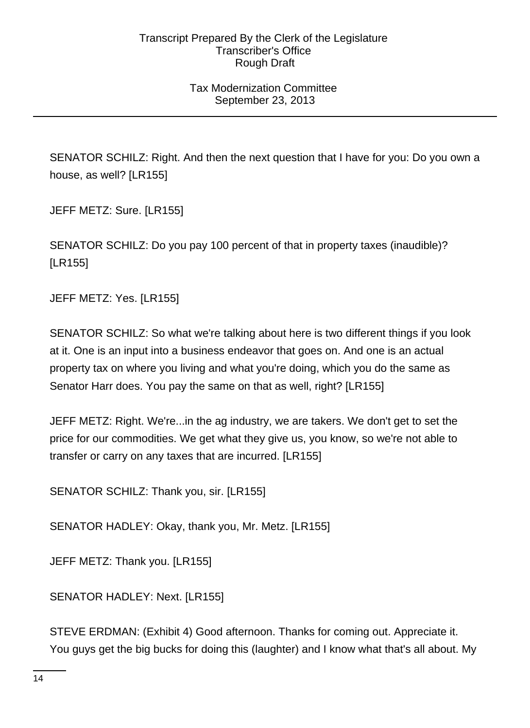SENATOR SCHILZ: Right. And then the next question that I have for you: Do you own a house, as well? [LR155]

JEFF METZ: Sure. [LR155]

SENATOR SCHILZ: Do you pay 100 percent of that in property taxes (inaudible)? [LR155]

JEFF METZ: Yes. [LR155]

SENATOR SCHILZ: So what we're talking about here is two different things if you look at it. One is an input into a business endeavor that goes on. And one is an actual property tax on where you living and what you're doing, which you do the same as Senator Harr does. You pay the same on that as well, right? [LR155]

JEFF METZ: Right. We're...in the ag industry, we are takers. We don't get to set the price for our commodities. We get what they give us, you know, so we're not able to transfer or carry on any taxes that are incurred. [LR155]

SENATOR SCHILZ: Thank you, sir. [LR155]

SENATOR HADLEY: Okay, thank you, Mr. Metz. [LR155]

JEFF METZ: Thank you. [LR155]

SENATOR HADLEY: Next. [LR155]

STEVE ERDMAN: (Exhibit 4) Good afternoon. Thanks for coming out. Appreciate it. You guys get the big bucks for doing this (laughter) and I know what that's all about. My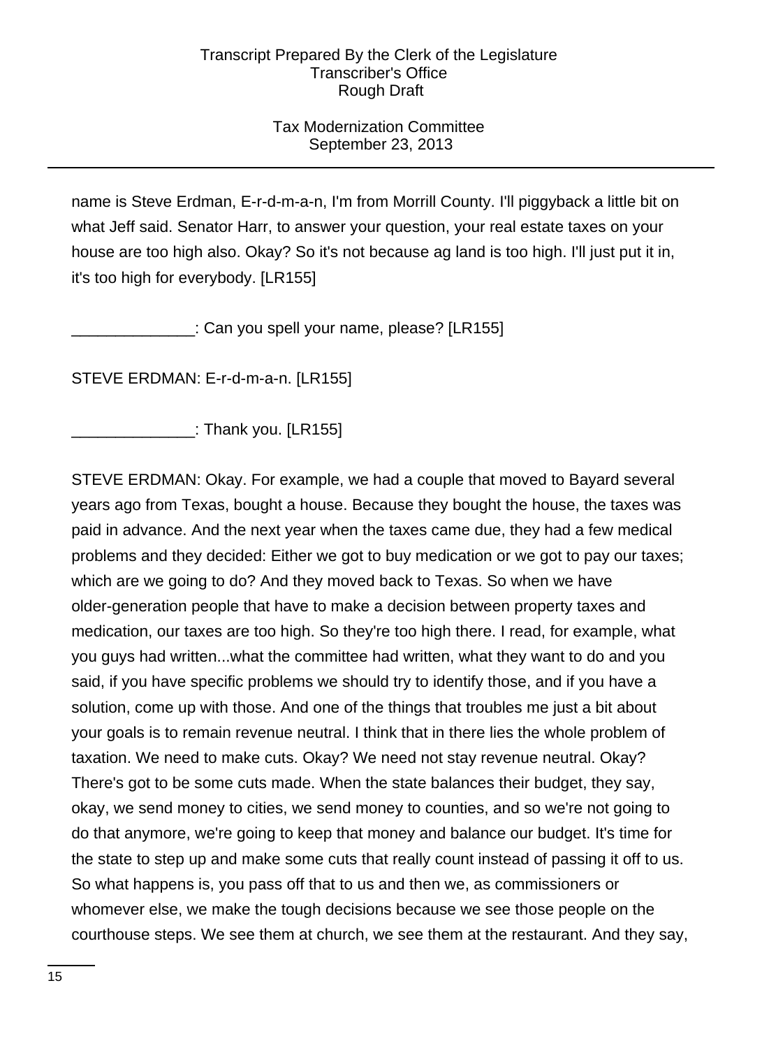name is Steve Erdman, E-r-d-m-a-n, I'm from Morrill County. I'll piggyback a little bit on what Jeff said. Senator Harr, to answer your question, your real estate taxes on your house are too high also. Okay? So it's not because ag land is too high. I'll just put it in, it's too high for everybody. [LR155]

______________: Can you spell your name, please? [LR155]

STEVE ERDMAN: E-r-d-m-a-n. [LR155]

______________: Thank you. [LR155]

STEVE ERDMAN: Okay. For example, we had a couple that moved to Bayard several years ago from Texas, bought a house. Because they bought the house, the taxes was paid in advance. And the next year when the taxes came due, they had a few medical problems and they decided: Either we got to buy medication or we got to pay our taxes; which are we going to do? And they moved back to Texas. So when we have older-generation people that have to make a decision between property taxes and medication, our taxes are too high. So they're too high there. I read, for example, what you guys had written...what the committee had written, what they want to do and you said, if you have specific problems we should try to identify those, and if you have a solution, come up with those. And one of the things that troubles me just a bit about your goals is to remain revenue neutral. I think that in there lies the whole problem of taxation. We need to make cuts. Okay? We need not stay revenue neutral. Okay? There's got to be some cuts made. When the state balances their budget, they say, okay, we send money to cities, we send money to counties, and so we're not going to do that anymore, we're going to keep that money and balance our budget. It's time for the state to step up and make some cuts that really count instead of passing it off to us. So what happens is, you pass off that to us and then we, as commissioners or whomever else, we make the tough decisions because we see those people on the courthouse steps. We see them at church, we see them at the restaurant. And they say,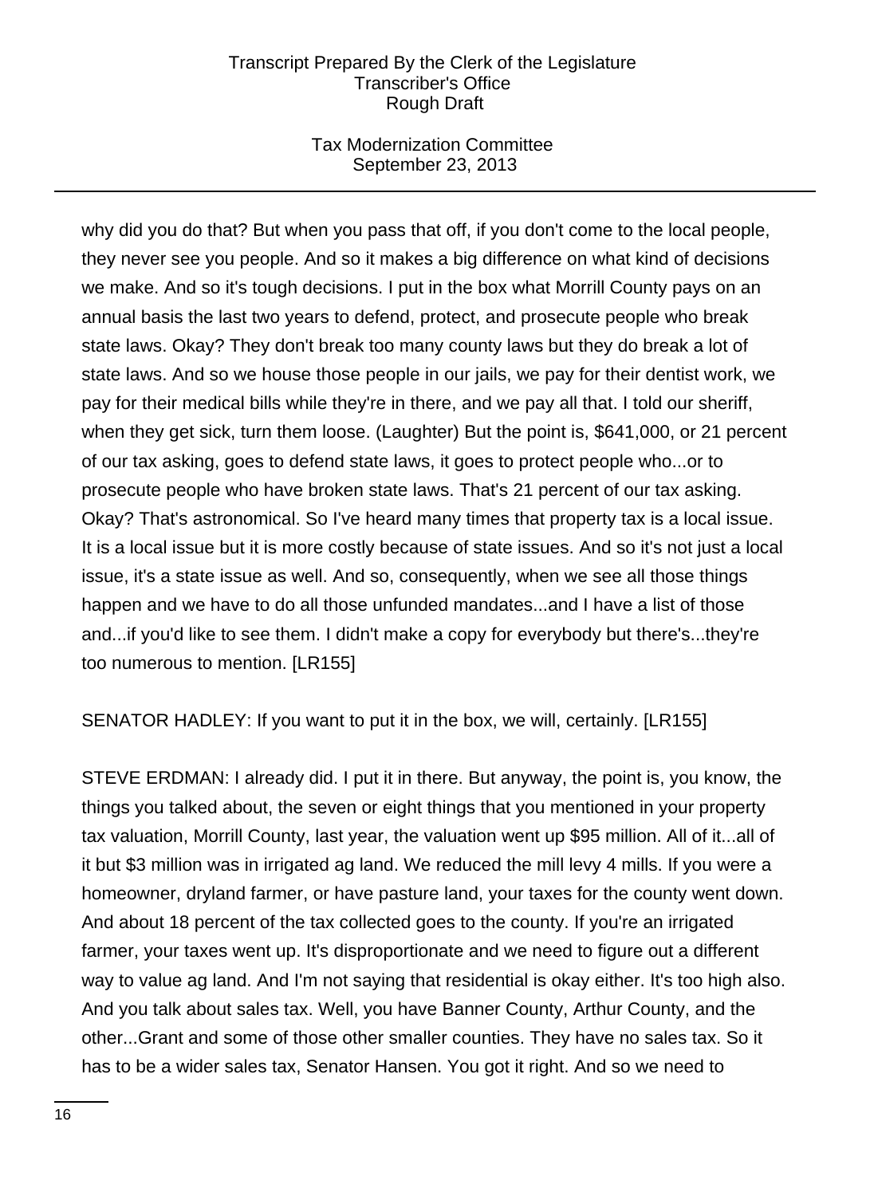why did you do that? But when you pass that off, if you don't come to the local people, they never see you people. And so it makes a big difference on what kind of decisions we make. And so it's tough decisions. I put in the box what Morrill County pays on an annual basis the last two years to defend, protect, and prosecute people who break state laws. Okay? They don't break too many county laws but they do break a lot of state laws. And so we house those people in our jails, we pay for their dentist work, we pay for their medical bills while they're in there, and we pay all that. I told our sheriff, when they get sick, turn them loose. (Laughter) But the point is, $641,000, or 21 percent of our tax asking, goes to defend state laws, it goes to protect people who...or to prosecute people who have broken state laws. That's 21 percent of our tax asking. Okay? That's astronomical. So I've heard many times that property tax is a local issue. It is a local issue but it is more costly because of state issues. And so it's not just a local issue, it's a state issue as well. And so, consequently, when we see all those things happen and we have to do all those unfunded mandates...and I have a list of those and...if you'd like to see them. I didn't make a copy for everybody but there's...they're too numerous to mention. [LR155]

SENATOR HADLEY: If you want to put it in the box, we will, certainly. [LR155]

STEVE ERDMAN: I already did. I put it in there. But anyway, the point is, you know, the things you talked about, the seven or eight things that you mentioned in your property tax valuation, Morrill County, last year, the valuation went up $95 million. All of it...all of it but $3 million was in irrigated ag land. We reduced the mill levy 4 mills. If you were a homeowner, dryland farmer, or have pasture land, your taxes for the county went down. And about 18 percent of the tax collected goes to the county. If you're an irrigated farmer, your taxes went up. It's disproportionate and we need to figure out a different way to value ag land. And I'm not saying that residential is okay either. It's too high also. And you talk about sales tax. Well, you have Banner County, Arthur County, and the other...Grant and some of those other smaller counties. They have no sales tax. So it has to be a wider sales tax, Senator Hansen. You got it right. And so we need to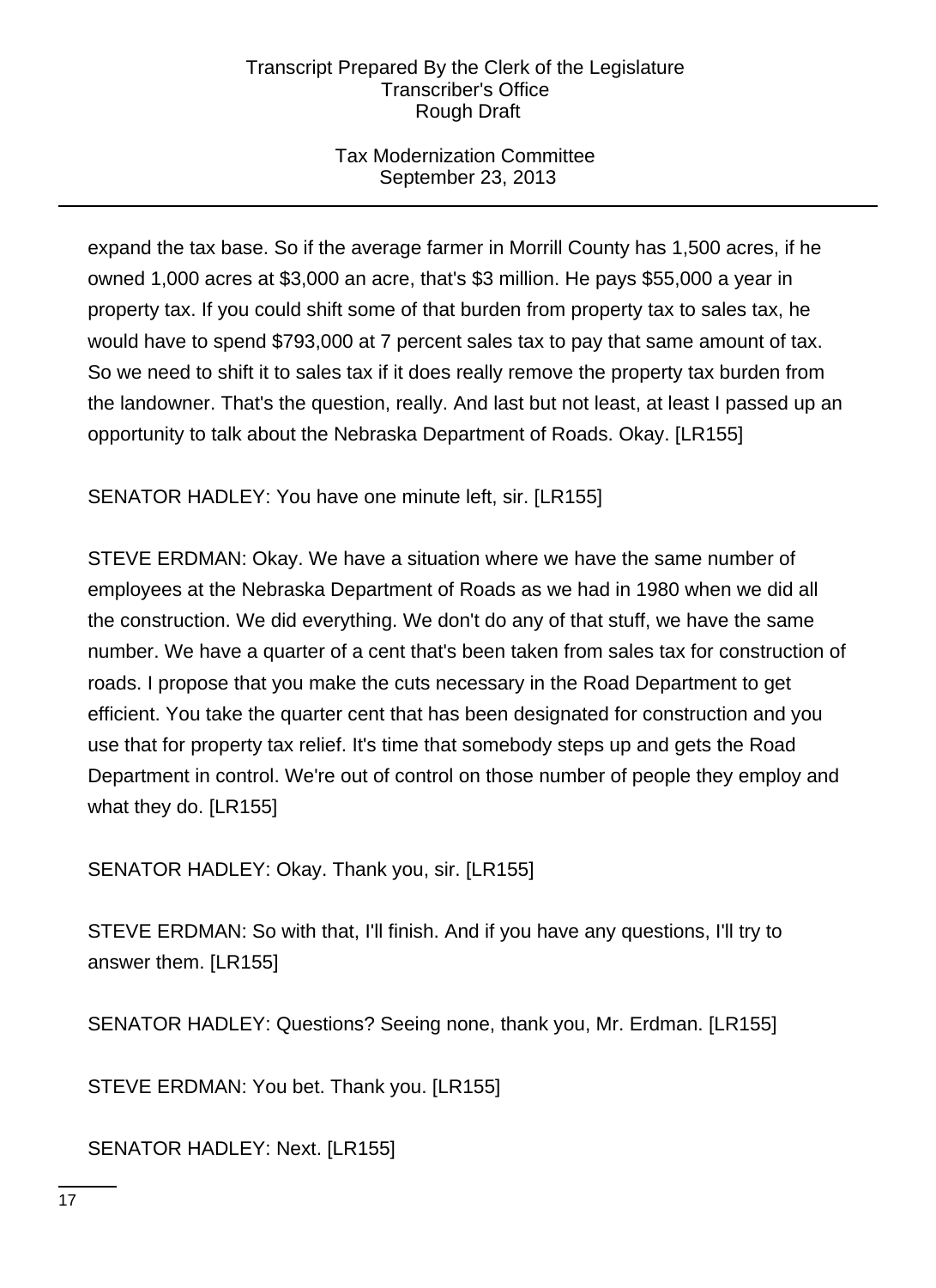expand the tax base. So if the average farmer in Morrill County has 1,500 acres, if he owned 1,000 acres at $3,000 an acre, that's $3 million. He pays $55,000 a year in property tax. If you could shift some of that burden from property tax to sales tax, he would have to spend $793,000 at 7 percent sales tax to pay that same amount of tax. So we need to shift it to sales tax if it does really remove the property tax burden from the landowner. That's the question, really. And last but not least, at least I passed up an opportunity to talk about the Nebraska Department of Roads. Okay. [LR155]

SENATOR HADLEY: You have one minute left, sir. [LR155]

STEVE ERDMAN: Okay. We have a situation where we have the same number of employees at the Nebraska Department of Roads as we had in 1980 when we did all the construction. We did everything. We don't do any of that stuff, we have the same number. We have a quarter of a cent that's been taken from sales tax for construction of roads. I propose that you make the cuts necessary in the Road Department to get efficient. You take the quarter cent that has been designated for construction and you use that for property tax relief. It's time that somebody steps up and gets the Road Department in control. We're out of control on those number of people they employ and what they do. [LR155]

SENATOR HADLEY: Okay. Thank you, sir. [LR155]

STEVE ERDMAN: So with that, I'll finish. And if you have any questions, I'll try to answer them. [LR155]

SENATOR HADLEY: Questions? Seeing none, thank you, Mr. Erdman. [LR155]

STEVE ERDMAN: You bet. Thank you. [LR155]

SENATOR HADLEY: Next. [LR155]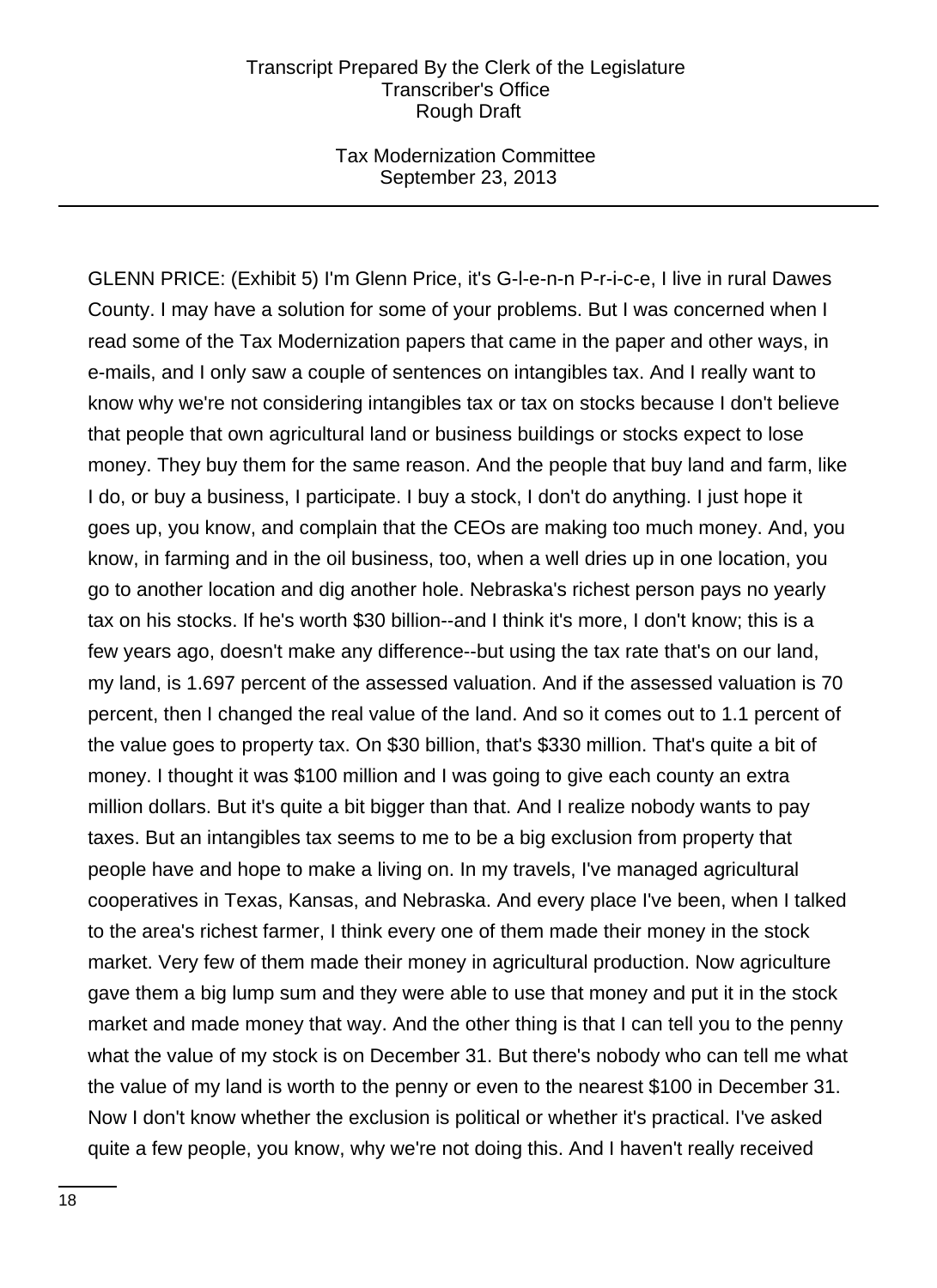GLENN PRICE: (Exhibit 5) I'm Glenn Price, it's G-l-e-n-n P-r-i-c-e, I live in rural Dawes County. I may have a solution for some of your problems. But I was concerned when I read some of the Tax Modernization papers that came in the paper and other ways, in e-mails, and I only saw a couple of sentences on intangibles tax. And I really want to know why we're not considering intangibles tax or tax on stocks because I don't believe that people that own agricultural land or business buildings or stocks expect to lose money. They buy them for the same reason. And the people that buy land and farm, like I do, or buy a business, I participate. I buy a stock, I don't do anything. I just hope it goes up, you know, and complain that the CEOs are making too much money. And, you know, in farming and in the oil business, too, when a well dries up in one location, you go to another location and dig another hole. Nebraska's richest person pays no yearly tax on his stocks. If he's worth $30 billion--and I think it's more, I don't know; this is a few years ago, doesn't make any difference--but using the tax rate that's on our land, my land, is 1.697 percent of the assessed valuation. And if the assessed valuation is 70 percent, then I changed the real value of the land. And so it comes out to 1.1 percent of the value goes to property tax. On $30 billion, that's $330 million. That's quite a bit of money. I thought it was $100 million and I was going to give each county an extra million dollars. But it's quite a bit bigger than that. And I realize nobody wants to pay taxes. But an intangibles tax seems to me to be a big exclusion from property that people have and hope to make a living on. In my travels, I've managed agricultural cooperatives in Texas, Kansas, and Nebraska. And every place I've been, when I talked to the area's richest farmer, I think every one of them made their money in the stock market. Very few of them made their money in agricultural production. Now agriculture gave them a big lump sum and they were able to use that money and put it in the stock market and made money that way. And the other thing is that I can tell you to the penny what the value of my stock is on December 31. But there's nobody who can tell me what the value of my land is worth to the penny or even to the nearest $100 in December 31. Now I don't know whether the exclusion is political or whether it's practical. I've asked quite a few people, you know, why we're not doing this. And I haven't really received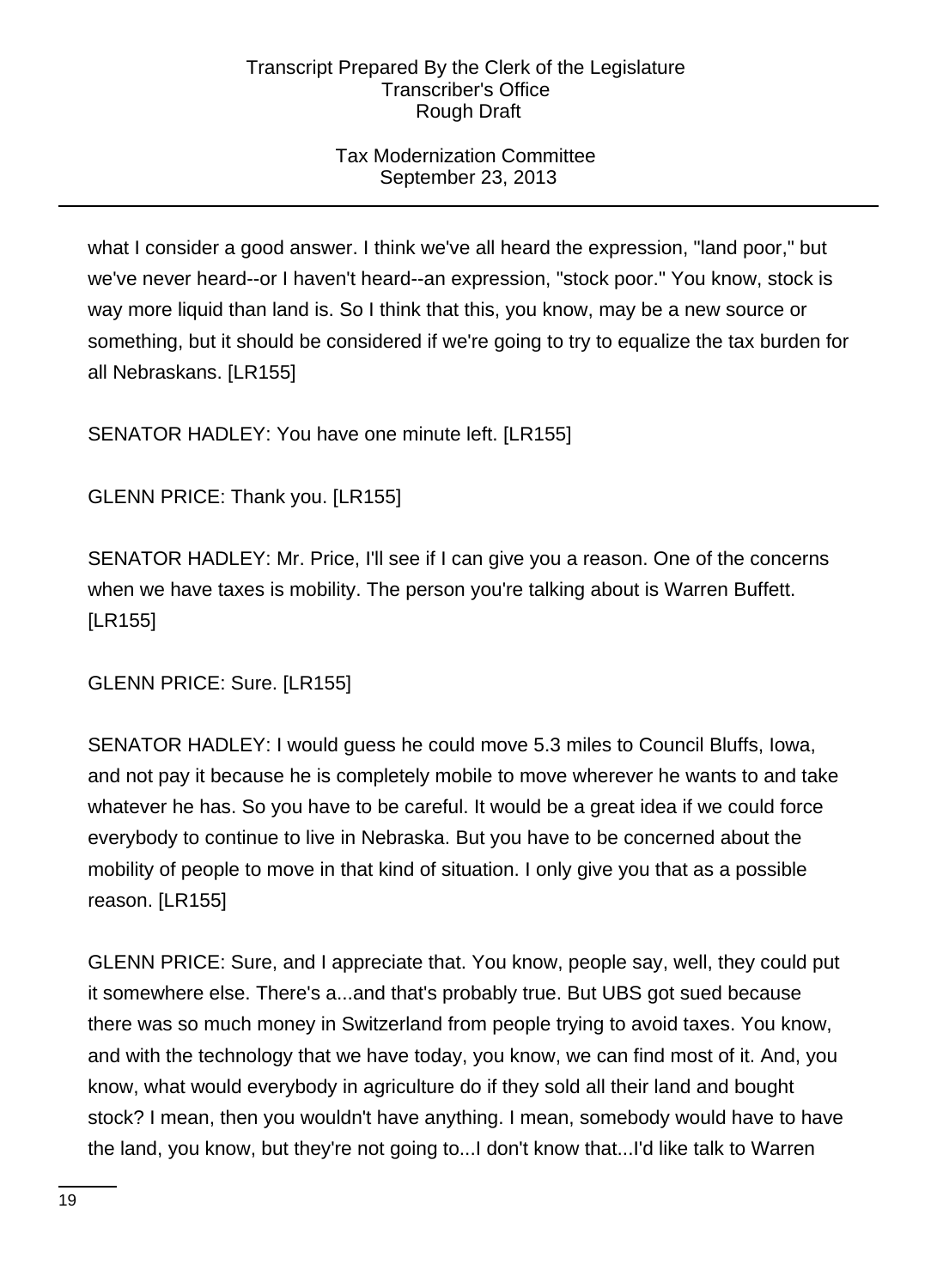what I consider a good answer. I think we've all heard the expression, "land poor," but we've never heard--or I haven't heard--an expression, "stock poor." You know, stock is way more liquid than land is. So I think that this, you know, may be a new source or something, but it should be considered if we're going to try to equalize the tax burden for all Nebraskans. [LR155]

SENATOR HADLEY: You have one minute left. [LR155]

GLENN PRICE: Thank you. [LR155]

SENATOR HADLEY: Mr. Price, I'll see if I can give you a reason. One of the concerns when we have taxes is mobility. The person you're talking about is Warren Buffett. [LR155]

GLENN PRICE: Sure. [LR155]

SENATOR HADLEY: I would guess he could move 5.3 miles to Council Bluffs, Iowa, and not pay it because he is completely mobile to move wherever he wants to and take whatever he has. So you have to be careful. It would be a great idea if we could force everybody to continue to live in Nebraska. But you have to be concerned about the mobility of people to move in that kind of situation. I only give you that as a possible reason. [LR155]

GLENN PRICE: Sure, and I appreciate that. You know, people say, well, they could put it somewhere else. There's a...and that's probably true. But UBS got sued because there was so much money in Switzerland from people trying to avoid taxes. You know, and with the technology that we have today, you know, we can find most of it. And, you know, what would everybody in agriculture do if they sold all their land and bought stock? I mean, then you wouldn't have anything. I mean, somebody would have to have the land, you know, but they're not going to...I don't know that...I'd like talk to Warren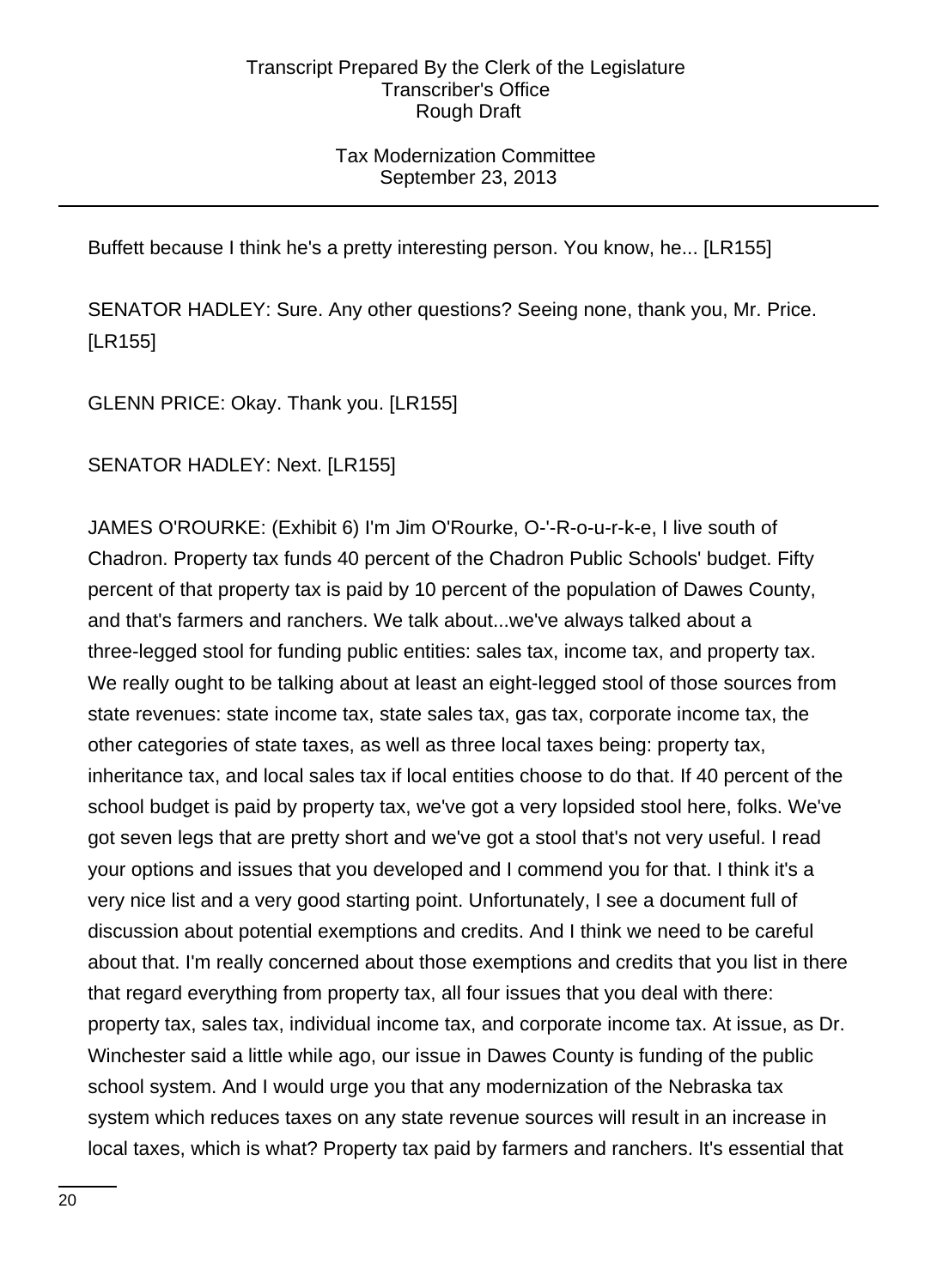Buffett because I think he's a pretty interesting person. You know, he... [LR155]

SENATOR HADLEY: Sure. Any other questions? Seeing none, thank you, Mr. Price. [LR155]

GLENN PRICE: Okay. Thank you. [LR155]

SENATOR HADLEY: Next. [LR155]

JAMES O'ROURKE: (Exhibit 6) I'm Jim O'Rourke, O-'-R-o-u-r-k-e, I live south of Chadron. Property tax funds 40 percent of the Chadron Public Schools' budget. Fifty percent of that property tax is paid by 10 percent of the population of Dawes County, and that's farmers and ranchers. We talk about...we've always talked about a three-legged stool for funding public entities: sales tax, income tax, and property tax. We really ought to be talking about at least an eight-legged stool of those sources from state revenues: state income tax, state sales tax, gas tax, corporate income tax, the other categories of state taxes, as well as three local taxes being: property tax, inheritance tax, and local sales tax if local entities choose to do that. If 40 percent of the school budget is paid by property tax, we've got a very lopsided stool here, folks. We've got seven legs that are pretty short and we've got a stool that's not very useful. I read your options and issues that you developed and I commend you for that. I think it's a very nice list and a very good starting point. Unfortunately, I see a document full of discussion about potential exemptions and credits. And I think we need to be careful about that. I'm really concerned about those exemptions and credits that you list in there that regard everything from property tax, all four issues that you deal with there: property tax, sales tax, individual income tax, and corporate income tax. At issue, as Dr. Winchester said a little while ago, our issue in Dawes County is funding of the public school system. And I would urge you that any modernization of the Nebraska tax system which reduces taxes on any state revenue sources will result in an increase in local taxes, which is what? Property tax paid by farmers and ranchers. It's essential that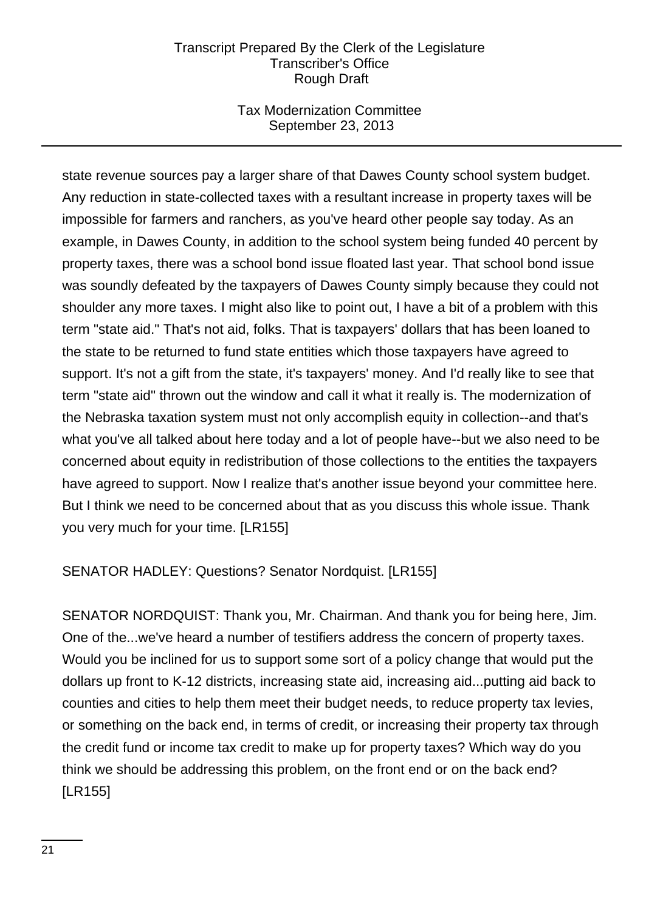state revenue sources pay a larger share of that Dawes County school system budget. Any reduction in state-collected taxes with a resultant increase in property taxes will be impossible for farmers and ranchers, as you've heard other people say today. As an example, in Dawes County, in addition to the school system being funded 40 percent by property taxes, there was a school bond issue floated last year. That school bond issue was soundly defeated by the taxpayers of Dawes County simply because they could not shoulder any more taxes. I might also like to point out, I have a bit of a problem with this term "state aid." That's not aid, folks. That is taxpayers' dollars that has been loaned to the state to be returned to fund state entities which those taxpayers have agreed to support. It's not a gift from the state, it's taxpayers' money. And I'd really like to see that term "state aid" thrown out the window and call it what it really is. The modernization of the Nebraska taxation system must not only accomplish equity in collection--and that's what you've all talked about here today and a lot of people have--but we also need to be concerned about equity in redistribution of those collections to the entities the taxpayers have agreed to support. Now I realize that's another issue beyond your committee here. But I think we need to be concerned about that as you discuss this whole issue. Thank you very much for your time. [LR155]

SENATOR HADLEY: Questions? Senator Nordquist. [LR155]

SENATOR NORDQUIST: Thank you, Mr. Chairman. And thank you for being here, Jim. One of the...we've heard a number of testifiers address the concern of property taxes. Would you be inclined for us to support some sort of a policy change that would put the dollars up front to K-12 districts, increasing state aid, increasing aid...putting aid back to counties and cities to help them meet their budget needs, to reduce property tax levies, or something on the back end, in terms of credit, or increasing their property tax through the credit fund or income tax credit to make up for property taxes? Which way do you think we should be addressing this problem, on the front end or on the back end? [LR155]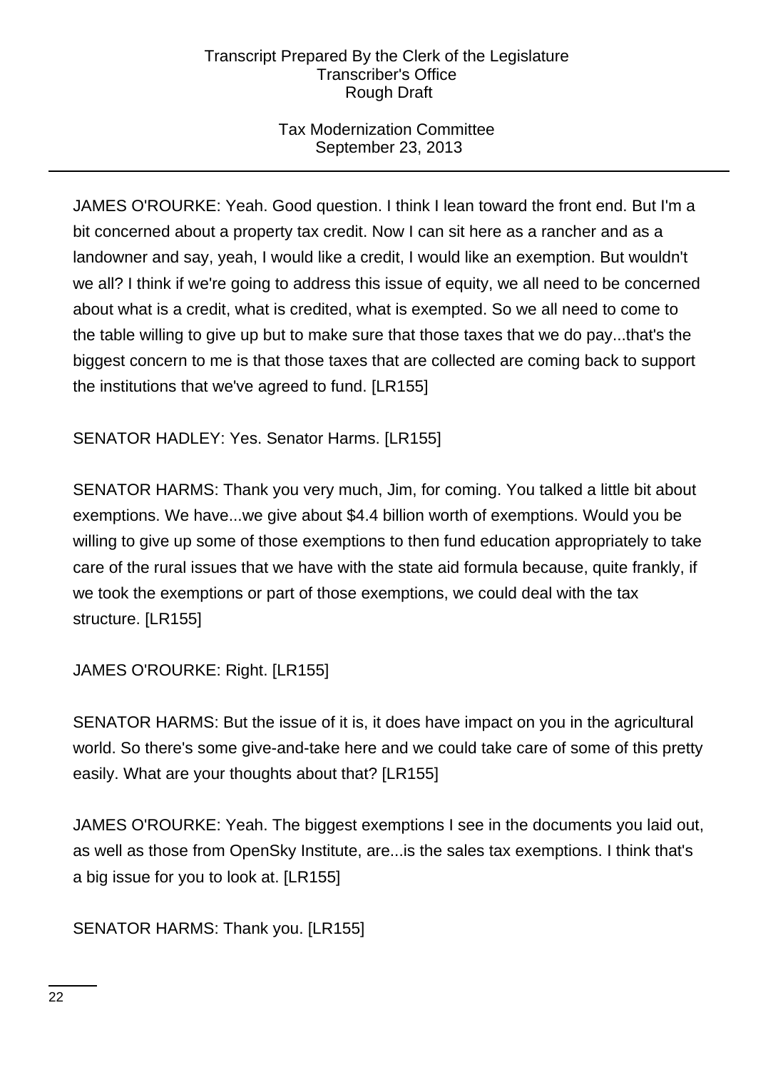JAMES O'ROURKE: Yeah. Good question. I think I lean toward the front end. But I'm a bit concerned about a property tax credit. Now I can sit here as a rancher and as a landowner and say, yeah, I would like a credit, I would like an exemption. But wouldn't we all? I think if we're going to address this issue of equity, we all need to be concerned about what is a credit, what is credited, what is exempted. So we all need to come to the table willing to give up but to make sure that those taxes that we do pay...that's the biggest concern to me is that those taxes that are collected are coming back to support the institutions that we've agreed to fund. [LR155]

SENATOR HADLEY: Yes. Senator Harms. [LR155]

SENATOR HARMS: Thank you very much, Jim, for coming. You talked a little bit about exemptions. We have...we give about $4.4 billion worth of exemptions. Would you be willing to give up some of those exemptions to then fund education appropriately to take care of the rural issues that we have with the state aid formula because, quite frankly, if we took the exemptions or part of those exemptions, we could deal with the tax structure. [LR155]

JAMES O'ROURKE: Right. [LR155]

SENATOR HARMS: But the issue of it is, it does have impact on you in the agricultural world. So there's some give-and-take here and we could take care of some of this pretty easily. What are your thoughts about that? [LR155]

JAMES O'ROURKE: Yeah. The biggest exemptions I see in the documents you laid out, as well as those from OpenSky Institute, are...is the sales tax exemptions. I think that's a big issue for you to look at. [LR155]

SENATOR HARMS: Thank you. [LR155]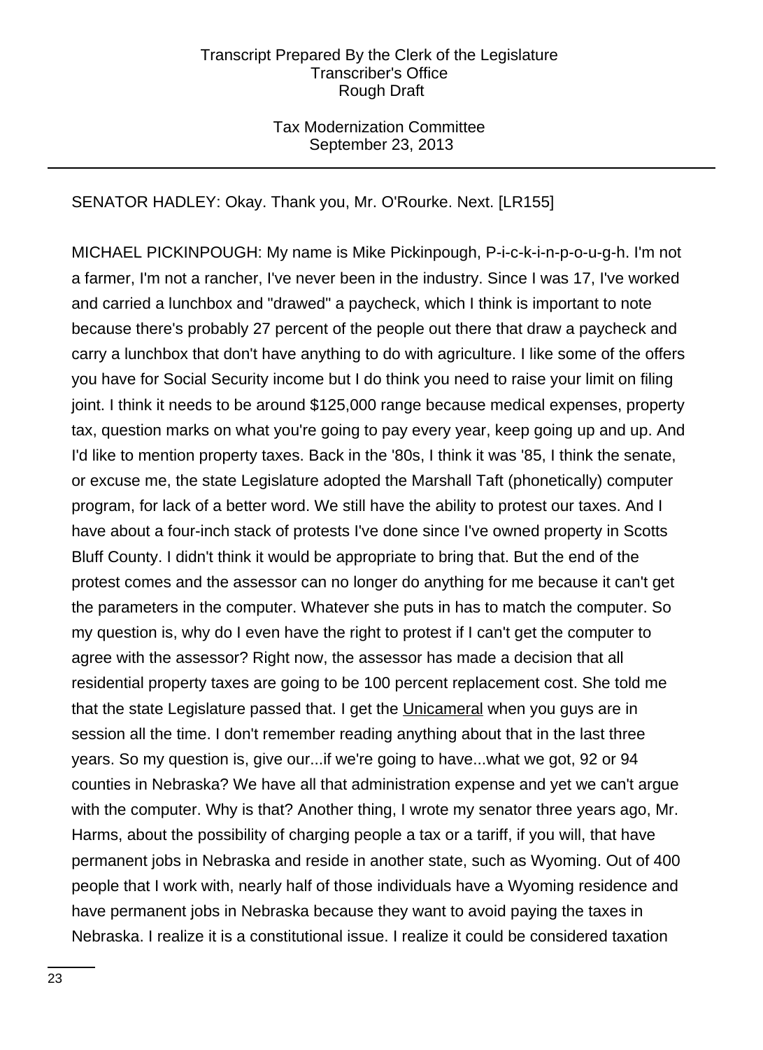SENATOR HADLEY: Okay. Thank you, Mr. O'Rourke. Next. [LR155]

MICHAEL PICKINPOUGH: My name is Mike Pickinpough, P-i-c-k-i-n-p-o-u-g-h. I'm not a farmer, I'm not a rancher, I've never been in the industry. Since I was 17, I've worked and carried a lunchbox and "drawed" a paycheck, which I think is important to note because there's probably 27 percent of the people out there that draw a paycheck and carry a lunchbox that don't have anything to do with agriculture. I like some of the offers you have for Social Security income but I do think you need to raise your limit on filing joint. I think it needs to be around $125,000 range because medical expenses, property tax, question marks on what you're going to pay every year, keep going up and up. And I'd like to mention property taxes. Back in the '80s, I think it was '85, I think the senate, or excuse me, the state Legislature adopted the Marshall Taft (phonetically) computer program, for lack of a better word. We still have the ability to protest our taxes. And I have about a four-inch stack of protests I've done since I've owned property in Scotts Bluff County. I didn't think it would be appropriate to bring that. But the end of the protest comes and the assessor can no longer do anything for me because it can't get the parameters in the computer. Whatever she puts in has to match the computer. So my question is, why do I even have the right to protest if I can't get the computer to agree with the assessor? Right now, the assessor has made a decision that all residential property taxes are going to be 100 percent replacement cost. She told me that the state Legislature passed that. I get the Unicameral when you guys are in session all the time. I don't remember reading anything about that in the last three years. So my question is, give our...if we're going to have...what we got, 92 or 94 counties in Nebraska? We have all that administration expense and yet we can't argue with the computer. Why is that? Another thing, I wrote my senator three years ago, Mr. Harms, about the possibility of charging people a tax or a tariff, if you will, that have permanent jobs in Nebraska and reside in another state, such as Wyoming. Out of 400 people that I work with, nearly half of those individuals have a Wyoming residence and have permanent jobs in Nebraska because they want to avoid paying the taxes in Nebraska. I realize it is a constitutional issue. I realize it could be considered taxation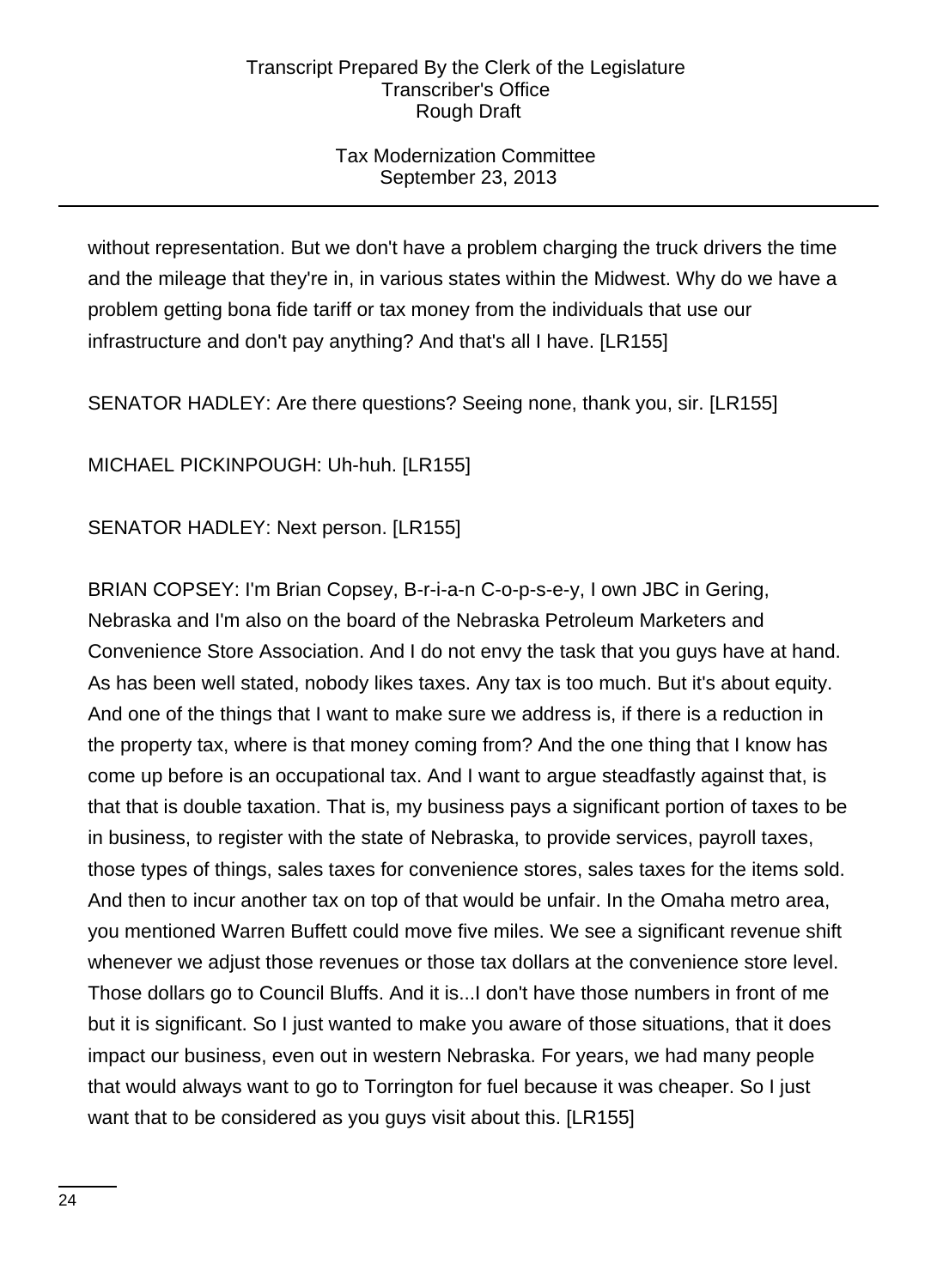without representation. But we don't have a problem charging the truck drivers the time and the mileage that they're in, in various states within the Midwest. Why do we have a problem getting bona fide tariff or tax money from the individuals that use our infrastructure and don't pay anything? And that's all I have. [LR155]

SENATOR HADLEY: Are there questions? Seeing none, thank you, sir. [LR155]

MICHAEL PICKINPOUGH: Uh-huh. [LR155]

SENATOR HADLEY: Next person. [LR155]

BRIAN COPSEY: I'm Brian Copsey, B-r-i-a-n C-o-p-s-e-y, I own JBC in Gering, Nebraska and I'm also on the board of the Nebraska Petroleum Marketers and Convenience Store Association. And I do not envy the task that you guys have at hand. As has been well stated, nobody likes taxes. Any tax is too much. But it's about equity. And one of the things that I want to make sure we address is, if there is a reduction in the property tax, where is that money coming from? And the one thing that I know has come up before is an occupational tax. And I want to argue steadfastly against that, is that that is double taxation. That is, my business pays a significant portion of taxes to be in business, to register with the state of Nebraska, to provide services, payroll taxes, those types of things, sales taxes for convenience stores, sales taxes for the items sold. And then to incur another tax on top of that would be unfair. In the Omaha metro area, you mentioned Warren Buffett could move five miles. We see a significant revenue shift whenever we adjust those revenues or those tax dollars at the convenience store level. Those dollars go to Council Bluffs. And it is...I don't have those numbers in front of me but it is significant. So I just wanted to make you aware of those situations, that it does impact our business, even out in western Nebraska. For years, we had many people that would always want to go to Torrington for fuel because it was cheaper. So I just want that to be considered as you guys visit about this. [LR155]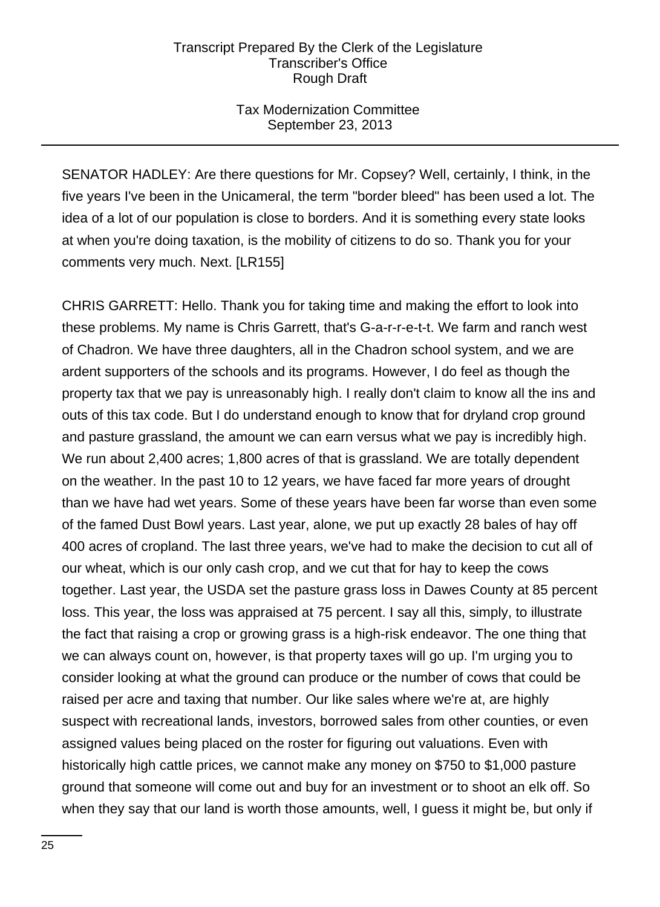SENATOR HADLEY: Are there questions for Mr. Copsey? Well, certainly, I think, in the five years I've been in the Unicameral, the term "border bleed" has been used a lot. The idea of a lot of our population is close to borders. And it is something every state looks at when you're doing taxation, is the mobility of citizens to do so. Thank you for your comments very much. Next. [LR155]

CHRIS GARRETT: Hello. Thank you for taking time and making the effort to look into these problems. My name is Chris Garrett, that's G-a-r-r-e-t-t. We farm and ranch west of Chadron. We have three daughters, all in the Chadron school system, and we are ardent supporters of the schools and its programs. However, I do feel as though the property tax that we pay is unreasonably high. I really don't claim to know all the ins and outs of this tax code. But I do understand enough to know that for dryland crop ground and pasture grassland, the amount we can earn versus what we pay is incredibly high. We run about 2,400 acres; 1,800 acres of that is grassland. We are totally dependent on the weather. In the past 10 to 12 years, we have faced far more years of drought than we have had wet years. Some of these years have been far worse than even some of the famed Dust Bowl years. Last year, alone, we put up exactly 28 bales of hay off 400 acres of cropland. The last three years, we've had to make the decision to cut all of our wheat, which is our only cash crop, and we cut that for hay to keep the cows together. Last year, the USDA set the pasture grass loss in Dawes County at 85 percent loss. This year, the loss was appraised at 75 percent. I say all this, simply, to illustrate the fact that raising a crop or growing grass is a high-risk endeavor. The one thing that we can always count on, however, is that property taxes will go up. I'm urging you to consider looking at what the ground can produce or the number of cows that could be raised per acre and taxing that number. Our like sales where we're at, are highly suspect with recreational lands, investors, borrowed sales from other counties, or even assigned values being placed on the roster for figuring out valuations. Even with historically high cattle prices, we cannot make any money on $750 to $1,000 pasture ground that someone will come out and buy for an investment or to shoot an elk off. So when they say that our land is worth those amounts, well, I guess it might be, but only if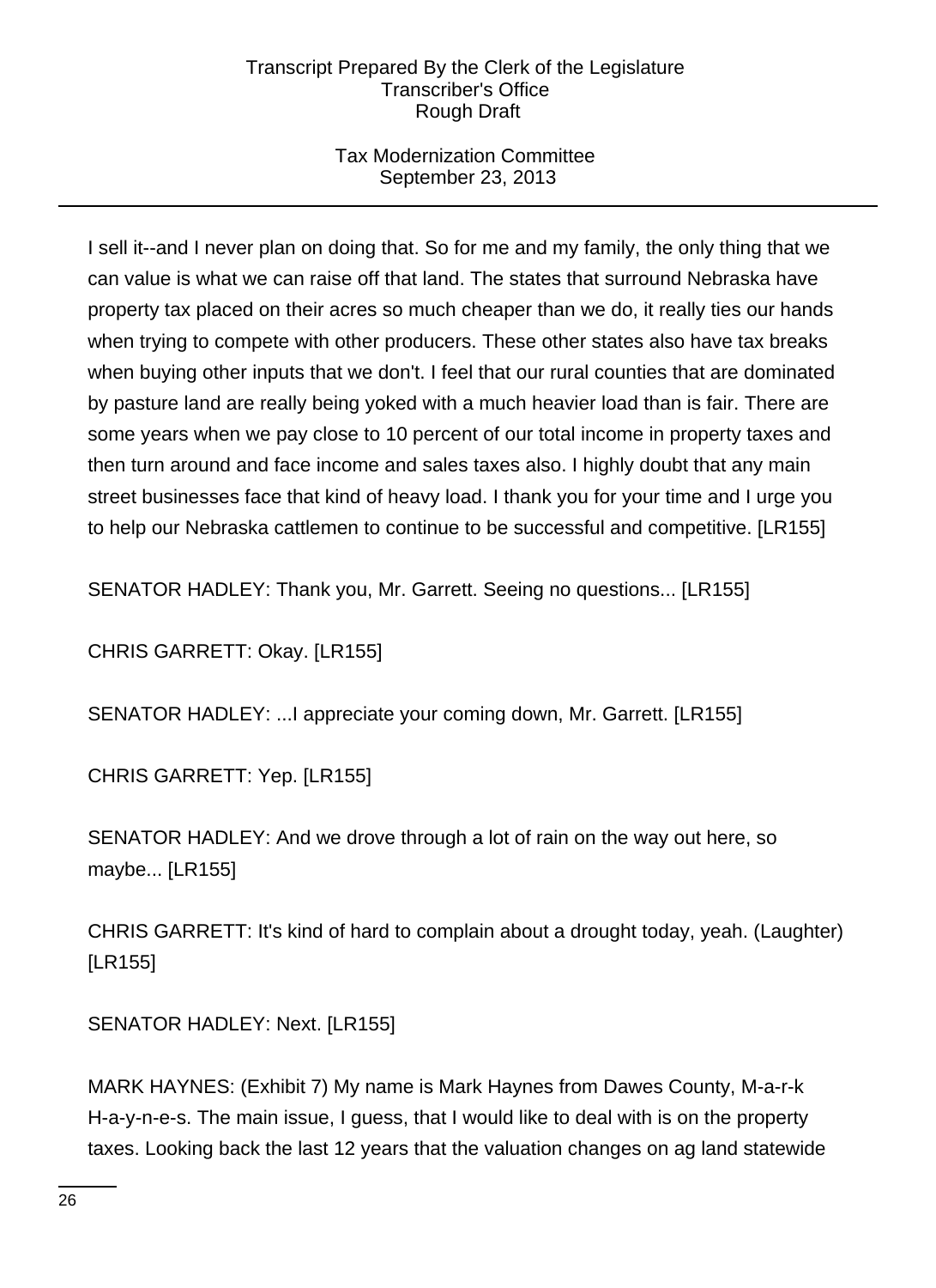I sell it--and I never plan on doing that. So for me and my family, the only thing that we can value is what we can raise off that land. The states that surround Nebraska have property tax placed on their acres so much cheaper than we do, it really ties our hands when trying to compete with other producers. These other states also have tax breaks when buying other inputs that we don't. I feel that our rural counties that are dominated by pasture land are really being yoked with a much heavier load than is fair. There are some years when we pay close to 10 percent of our total income in property taxes and then turn around and face income and sales taxes also. I highly doubt that any main street businesses face that kind of heavy load. I thank you for your time and I urge you to help our Nebraska cattlemen to continue to be successful and competitive. [LR155]

SENATOR HADLEY: Thank you, Mr. Garrett. Seeing no questions... [LR155]

CHRIS GARRETT: Okay. [LR155]

SENATOR HADLEY: ...I appreciate your coming down, Mr. Garrett. [LR155]

CHRIS GARRETT: Yep. [LR155]

SENATOR HADLEY: And we drove through a lot of rain on the way out here, so maybe... [LR155]

CHRIS GARRETT: It's kind of hard to complain about a drought today, yeah. (Laughter) [LR155]

SENATOR HADLEY: Next. [LR155]

MARK HAYNES: (Exhibit 7) My name is Mark Haynes from Dawes County, M-a-r-k H-a-y-n-e-s. The main issue, I guess, that I would like to deal with is on the property taxes. Looking back the last 12 years that the valuation changes on ag land statewide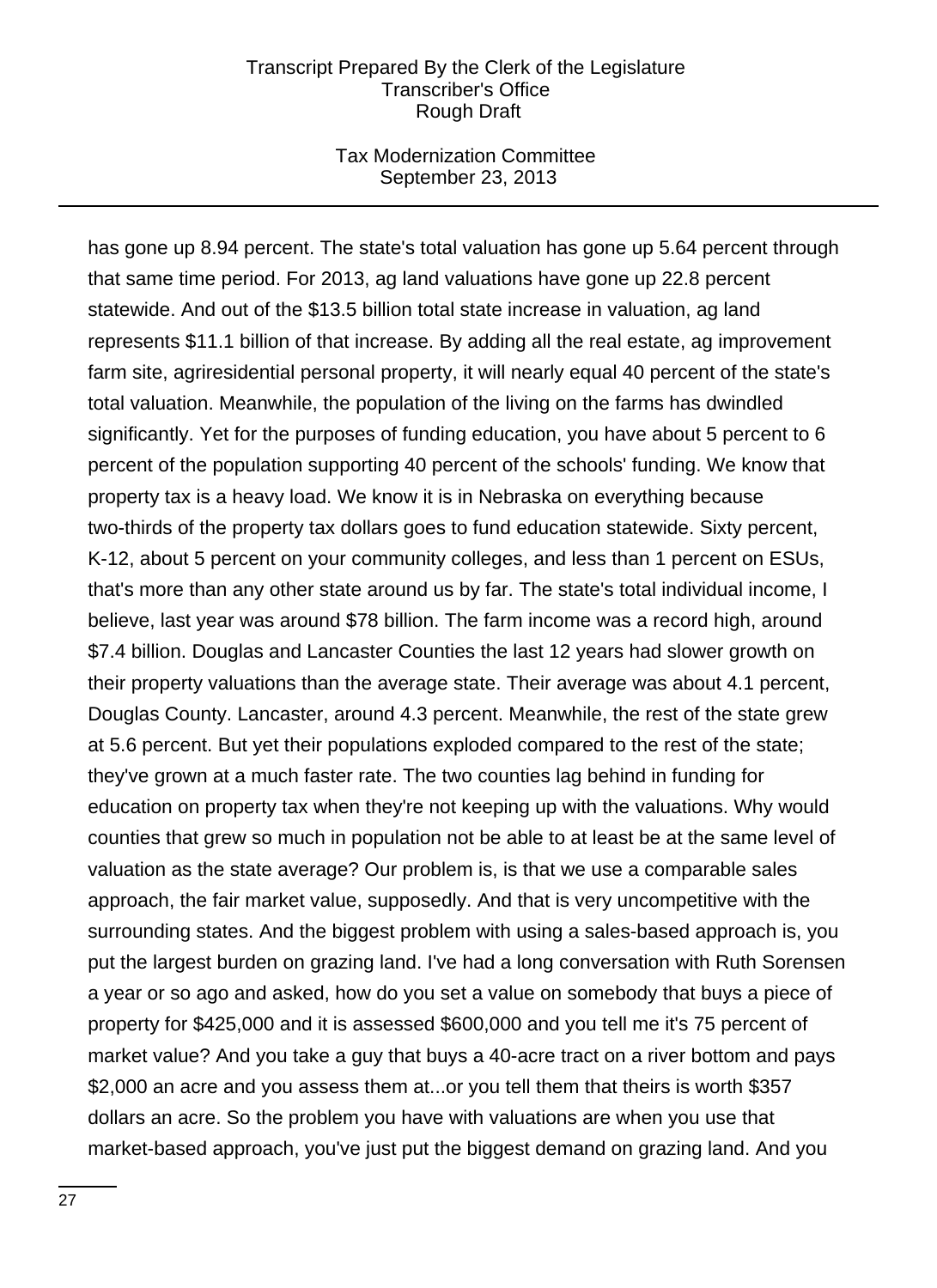has gone up 8.94 percent. The state's total valuation has gone up 5.64 percent through that same time period. For 2013, ag land valuations have gone up 22.8 percent statewide. And out of the $13.5 billion total state increase in valuation, ag land represents $11.1 billion of that increase. By adding all the real estate, ag improvement farm site, agriresidential personal property, it will nearly equal 40 percent of the state's total valuation. Meanwhile, the population of the living on the farms has dwindled significantly. Yet for the purposes of funding education, you have about 5 percent to 6 percent of the population supporting 40 percent of the schools' funding. We know that property tax is a heavy load. We know it is in Nebraska on everything because two-thirds of the property tax dollars goes to fund education statewide. Sixty percent, K-12, about 5 percent on your community colleges, and less than 1 percent on ESUs, that's more than any other state around us by far. The state's total individual income, I believe, last year was around $78 billion. The farm income was a record high, around $7.4 billion. Douglas and Lancaster Counties the last 12 years had slower growth on their property valuations than the average state. Their average was about 4.1 percent, Douglas County. Lancaster, around 4.3 percent. Meanwhile, the rest of the state grew at 5.6 percent. But yet their populations exploded compared to the rest of the state; they've grown at a much faster rate. The two counties lag behind in funding for education on property tax when they're not keeping up with the valuations. Why would counties that grew so much in population not be able to at least be at the same level of valuation as the state average? Our problem is, is that we use a comparable sales approach, the fair market value, supposedly. And that is very uncompetitive with the surrounding states. And the biggest problem with using a sales-based approach is, you put the largest burden on grazing land. I've had a long conversation with Ruth Sorensen a year or so ago and asked, how do you set a value on somebody that buys a piece of property for $425,000 and it is assessed $600,000 and you tell me it's 75 percent of market value? And you take a guy that buys a 40-acre tract on a river bottom and pays $2,000 an acre and you assess them at...or you tell them that theirs is worth $357 dollars an acre. So the problem you have with valuations are when you use that market-based approach, you've just put the biggest demand on grazing land. And you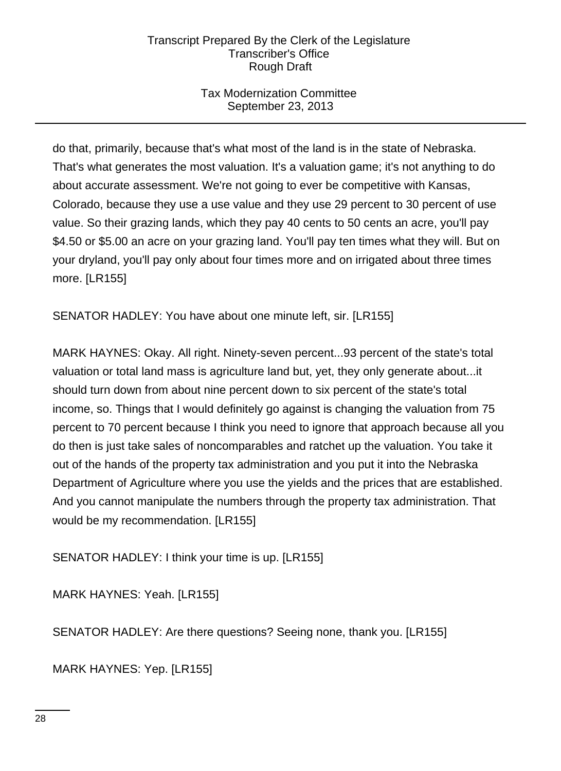do that, primarily, because that's what most of the land is in the state of Nebraska. That's what generates the most valuation. It's a valuation game; it's not anything to do about accurate assessment. We're not going to ever be competitive with Kansas, Colorado, because they use a use value and they use 29 percent to 30 percent of use value. So their grazing lands, which they pay 40 cents to 50 cents an acre, you'll pay $4.50 or $5.00 an acre on your grazing land. You'll pay ten times what they will. But on your dryland, you'll pay only about four times more and on irrigated about three times more. [LR155]

SENATOR HADLEY: You have about one minute left, sir. [LR155]

MARK HAYNES: Okay. All right. Ninety-seven percent...93 percent of the state's total valuation or total land mass is agriculture land but, yet, they only generate about...it should turn down from about nine percent down to six percent of the state's total income, so. Things that I would definitely go against is changing the valuation from 75 percent to 70 percent because I think you need to ignore that approach because all you do then is just take sales of noncomparables and ratchet up the valuation. You take it out of the hands of the property tax administration and you put it into the Nebraska Department of Agriculture where you use the yields and the prices that are established. And you cannot manipulate the numbers through the property tax administration. That would be my recommendation. [LR155]

SENATOR HADLEY: I think your time is up. [LR155]

MARK HAYNES: Yeah. [LR155]

SENATOR HADLEY: Are there questions? Seeing none, thank you. [LR155]

MARK HAYNES: Yep. [LR155]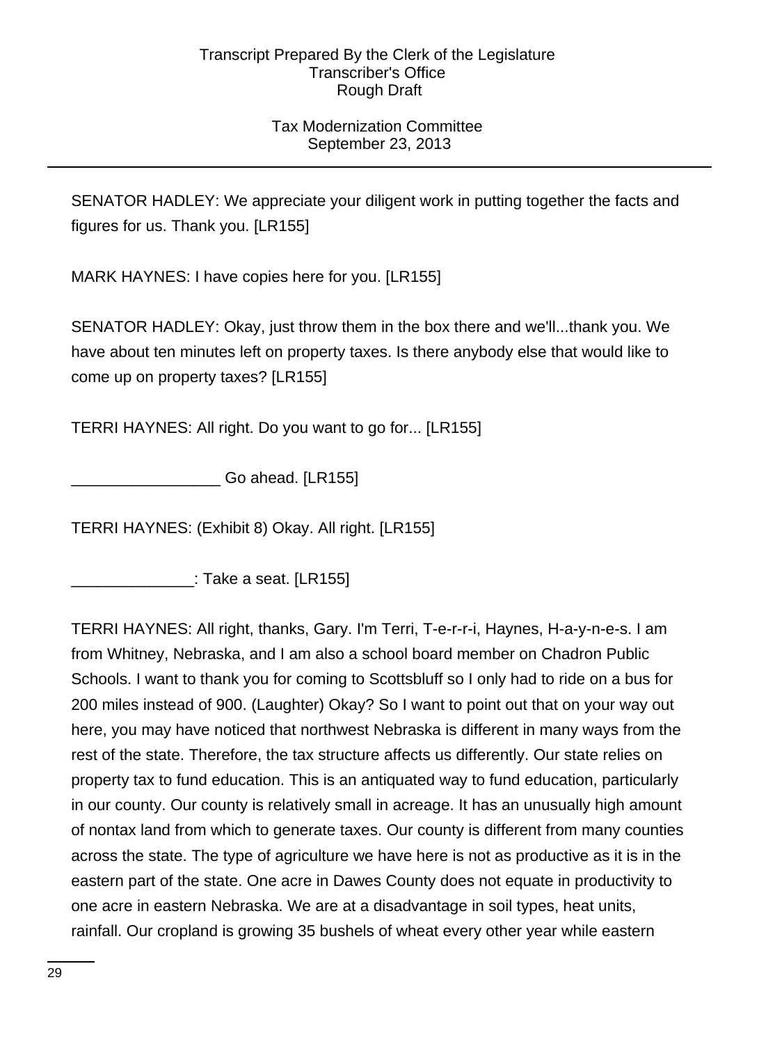SENATOR HADLEY: We appreciate your diligent work in putting together the facts and figures for us. Thank you. [LR155]

MARK HAYNES: I have copies here for you. [LR155]

SENATOR HADLEY: Okay, just throw them in the box there and we'll...thank you. We have about ten minutes left on property taxes. Is there anybody else that would like to come up on property taxes? [LR155]

TERRI HAYNES: All right. Do you want to go for... [LR155]

_________________ Go ahead. [LR155]

TERRI HAYNES: (Exhibit 8) Okay. All right. [LR155]

______________: Take a seat. [LR155]

TERRI HAYNES: All right, thanks, Gary. I'm Terri, T-e-r-r-i, Haynes, H-a-y-n-e-s. I am from Whitney, Nebraska, and I am also a school board member on Chadron Public Schools. I want to thank you for coming to Scottsbluff so I only had to ride on a bus for 200 miles instead of 900. (Laughter) Okay? So I want to point out that on your way out here, you may have noticed that northwest Nebraska is different in many ways from the rest of the state. Therefore, the tax structure affects us differently. Our state relies on property tax to fund education. This is an antiquated way to fund education, particularly in our county. Our county is relatively small in acreage. It has an unusually high amount of nontax land from which to generate taxes. Our county is different from many counties across the state. The type of agriculture we have here is not as productive as it is in the eastern part of the state. One acre in Dawes County does not equate in productivity to one acre in eastern Nebraska. We are at a disadvantage in soil types, heat units, rainfall. Our cropland is growing 35 bushels of wheat every other year while eastern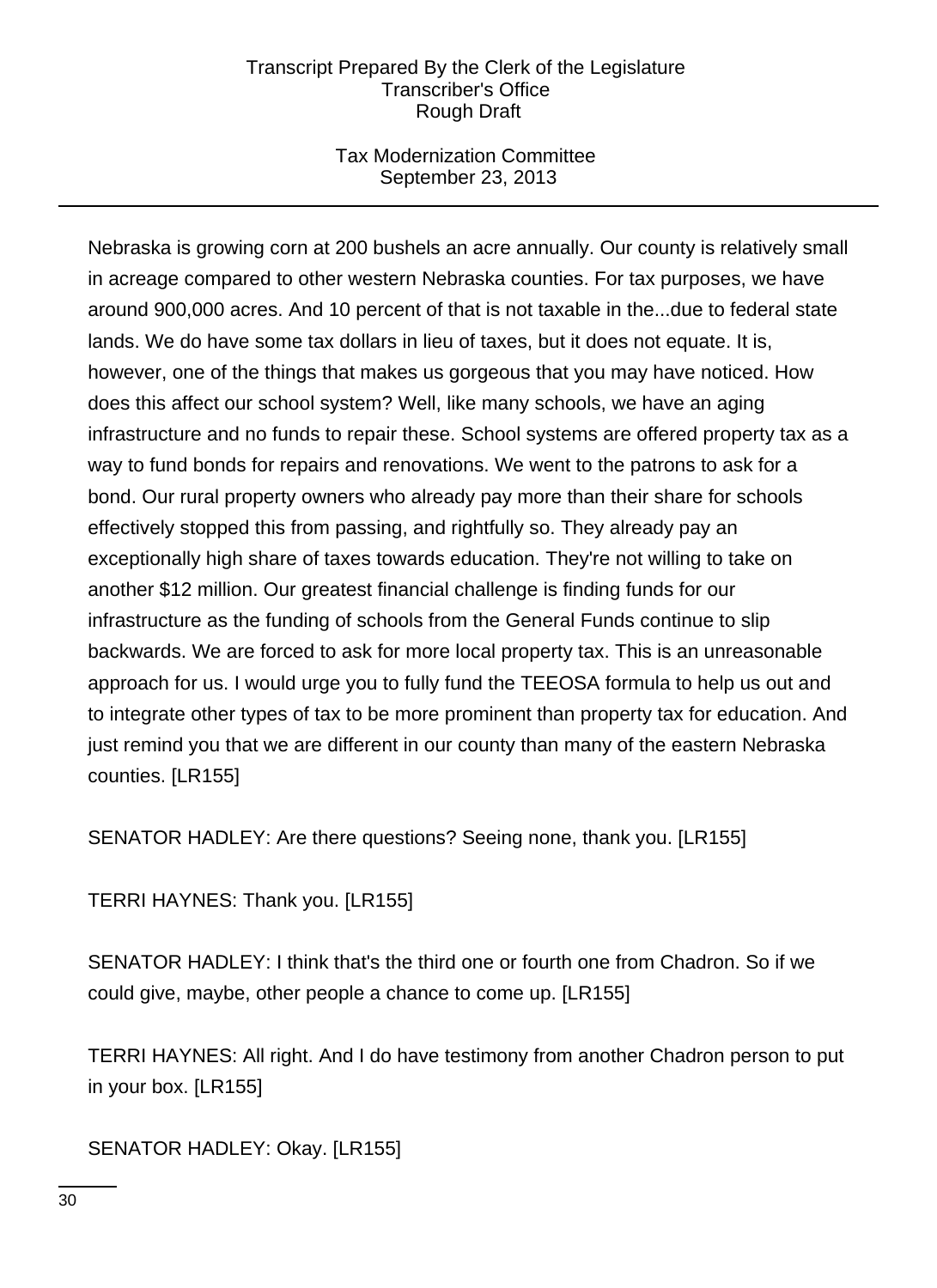Nebraska is growing corn at 200 bushels an acre annually. Our county is relatively small in acreage compared to other western Nebraska counties. For tax purposes, we have around 900,000 acres. And 10 percent of that is not taxable in the...due to federal state lands. We do have some tax dollars in lieu of taxes, but it does not equate. It is, however, one of the things that makes us gorgeous that you may have noticed. How does this affect our school system? Well, like many schools, we have an aging infrastructure and no funds to repair these. School systems are offered property tax as a way to fund bonds for repairs and renovations. We went to the patrons to ask for a bond. Our rural property owners who already pay more than their share for schools effectively stopped this from passing, and rightfully so. They already pay an exceptionally high share of taxes towards education. They're not willing to take on another $12 million. Our greatest financial challenge is finding funds for our infrastructure as the funding of schools from the General Funds continue to slip backwards. We are forced to ask for more local property tax. This is an unreasonable approach for us. I would urge you to fully fund the TEEOSA formula to help us out and to integrate other types of tax to be more prominent than property tax for education. And just remind you that we are different in our county than many of the eastern Nebraska counties. [LR155]

SENATOR HADLEY: Are there questions? Seeing none, thank you. [LR155]

TERRI HAYNES: Thank you. [LR155]

SENATOR HADLEY: I think that's the third one or fourth one from Chadron. So if we could give, maybe, other people a chance to come up. [LR155]

TERRI HAYNES: All right. And I do have testimony from another Chadron person to put in your box. [LR155]

SENATOR HADLEY: Okay. [LR155]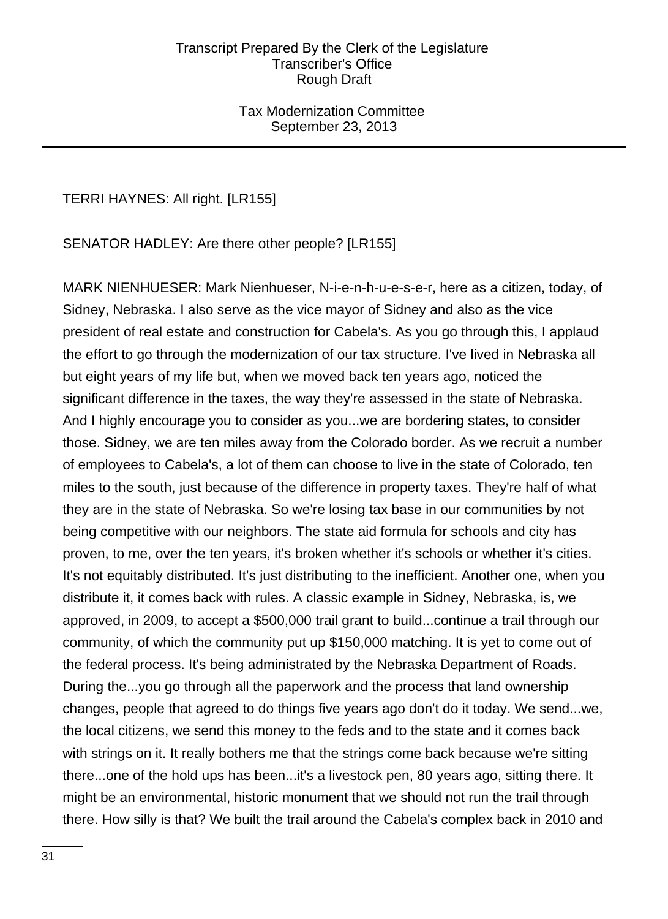TERRI HAYNES: All right. [LR155]

SENATOR HADLEY: Are there other people? [LR155]

MARK NIENHUESER: Mark Nienhueser, N-i-e-n-h-u-e-s-e-r, here as a citizen, today, of Sidney, Nebraska. I also serve as the vice mayor of Sidney and also as the vice president of real estate and construction for Cabela's. As you go through this, I applaud the effort to go through the modernization of our tax structure. I've lived in Nebraska all but eight years of my life but, when we moved back ten years ago, noticed the significant difference in the taxes, the way they're assessed in the state of Nebraska. And I highly encourage you to consider as you...we are bordering states, to consider those. Sidney, we are ten miles away from the Colorado border. As we recruit a number of employees to Cabela's, a lot of them can choose to live in the state of Colorado, ten miles to the south, just because of the difference in property taxes. They're half of what they are in the state of Nebraska. So we're losing tax base in our communities by not being competitive with our neighbors. The state aid formula for schools and city has proven, to me, over the ten years, it's broken whether it's schools or whether it's cities. It's not equitably distributed. It's just distributing to the inefficient. Another one, when you distribute it, it comes back with rules. A classic example in Sidney, Nebraska, is, we approved, in 2009, to accept a $500,000 trail grant to build...continue a trail through our community, of which the community put up $150,000 matching. It is yet to come out of the federal process. It's being administrated by the Nebraska Department of Roads. During the...you go through all the paperwork and the process that land ownership changes, people that agreed to do things five years ago don't do it today. We send...we, the local citizens, we send this money to the feds and to the state and it comes back with strings on it. It really bothers me that the strings come back because we're sitting there...one of the hold ups has been...it's a livestock pen, 80 years ago, sitting there. It might be an environmental, historic monument that we should not run the trail through there. How silly is that? We built the trail around the Cabela's complex back in 2010 and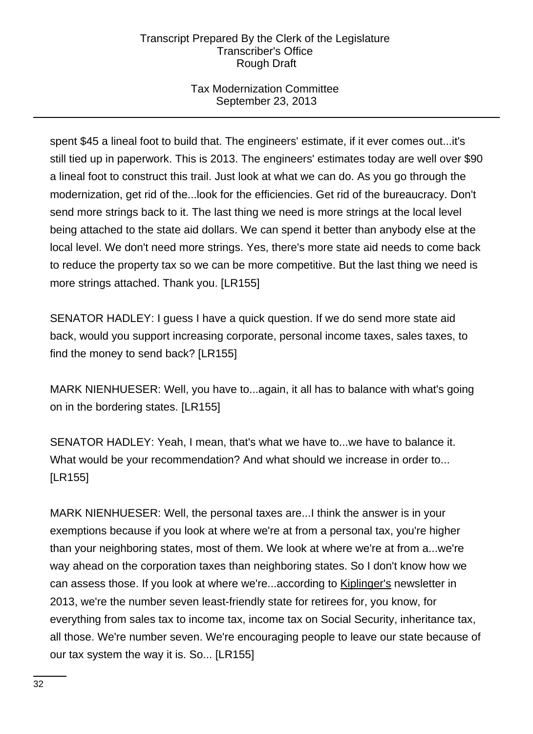spent $45 a lineal foot to build that. The engineers' estimate, if it ever comes out...it's still tied up in paperwork. This is 2013. The engineers' estimates today are well over $90 a lineal foot to construct this trail. Just look at what we can do. As you go through the modernization, get rid of the...look for the efficiencies. Get rid of the bureaucracy. Don't send more strings back to it. The last thing we need is more strings at the local level being attached to the state aid dollars. We can spend it better than anybody else at the local level. We don't need more strings. Yes, there's more state aid needs to come back to reduce the property tax so we can be more competitive. But the last thing we need is more strings attached. Thank you. [LR155]

SENATOR HADLEY: I guess I have a quick question. If we do send more state aid back, would you support increasing corporate, personal income taxes, sales taxes, to find the money to send back? [LR155]

MARK NIENHUESER: Well, you have to...again, it all has to balance with what's going on in the bordering states. [LR155]

SENATOR HADLEY: Yeah, I mean, that's what we have to...we have to balance it. What would be your recommendation? And what should we increase in order to... [LR155]

MARK NIENHUESER: Well, the personal taxes are...I think the answer is in your exemptions because if you look at where we're at from a personal tax, you're higher than your neighboring states, most of them. We look at where we're at from a...we're way ahead on the corporation taxes than neighboring states. So I don't know how we can assess those. If you look at where we're...according to Kiplinger's newsletter in 2013, we're the number seven least-friendly state for retirees for, you know, for everything from sales tax to income tax, income tax on Social Security, inheritance tax, all those. We're number seven. We're encouraging people to leave our state because of our tax system the way it is. So... [LR155]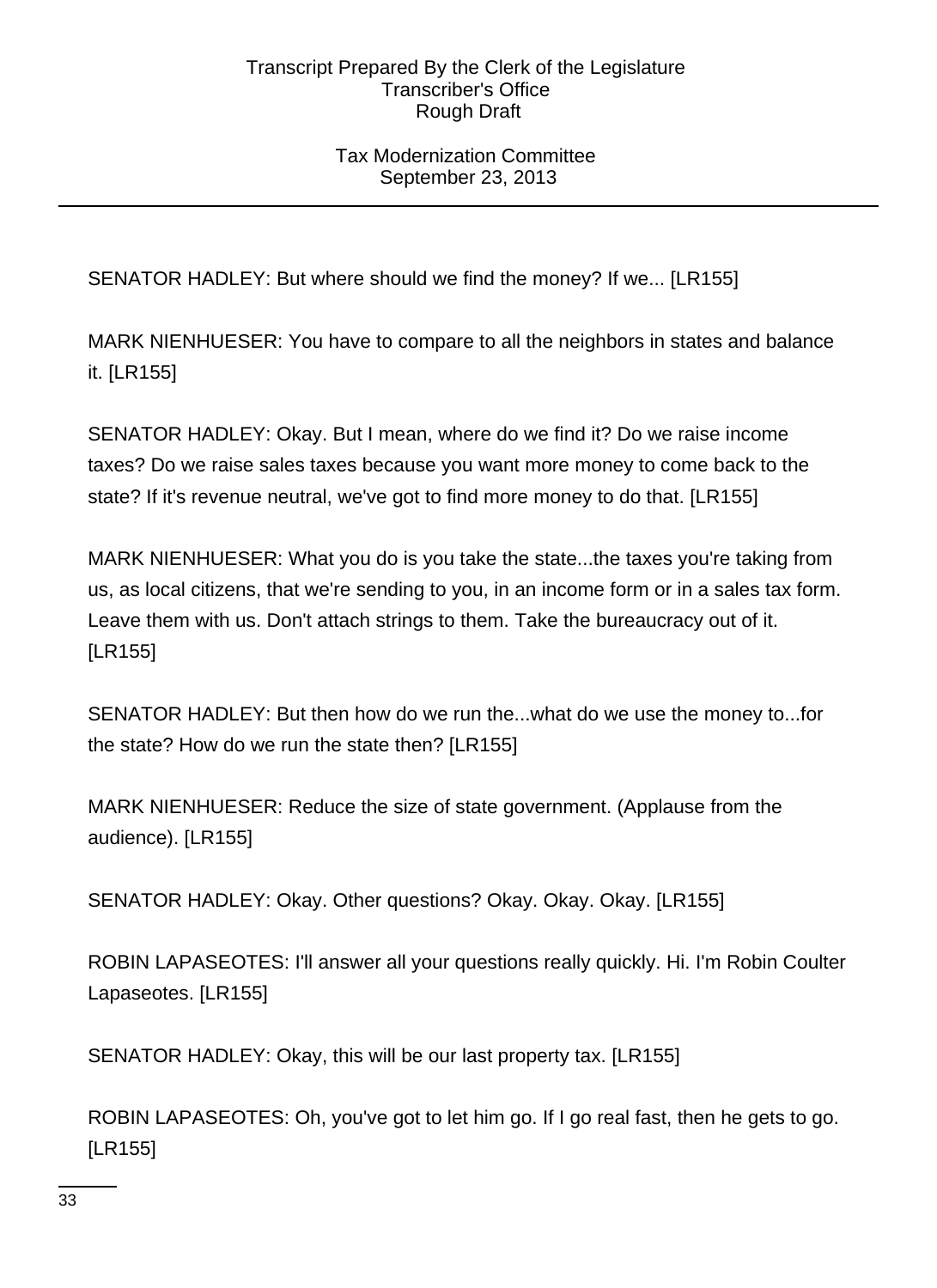SENATOR HADLEY: But where should we find the money? If we... [LR155]

MARK NIENHUESER: You have to compare to all the neighbors in states and balance it. [LR155]

SENATOR HADLEY: Okay. But I mean, where do we find it? Do we raise income taxes? Do we raise sales taxes because you want more money to come back to the state? If it's revenue neutral, we've got to find more money to do that. [LR155]

MARK NIENHUESER: What you do is you take the state...the taxes you're taking from us, as local citizens, that we're sending to you, in an income form or in a sales tax form. Leave them with us. Don't attach strings to them. Take the bureaucracy out of it. [LR155]

SENATOR HADLEY: But then how do we run the...what do we use the money to...for the state? How do we run the state then? [LR155]

MARK NIENHUESER: Reduce the size of state government. (Applause from the audience). [LR155]

SENATOR HADLEY: Okay. Other questions? Okay. Okay. Okay. [LR155]

ROBIN LAPASEOTES: I'll answer all your questions really quickly. Hi. I'm Robin Coulter Lapaseotes. [LR155]

SENATOR HADLEY: Okay, this will be our last property tax. [LR155]

ROBIN LAPASEOTES: Oh, you've got to let him go. If I go real fast, then he gets to go. [LR155]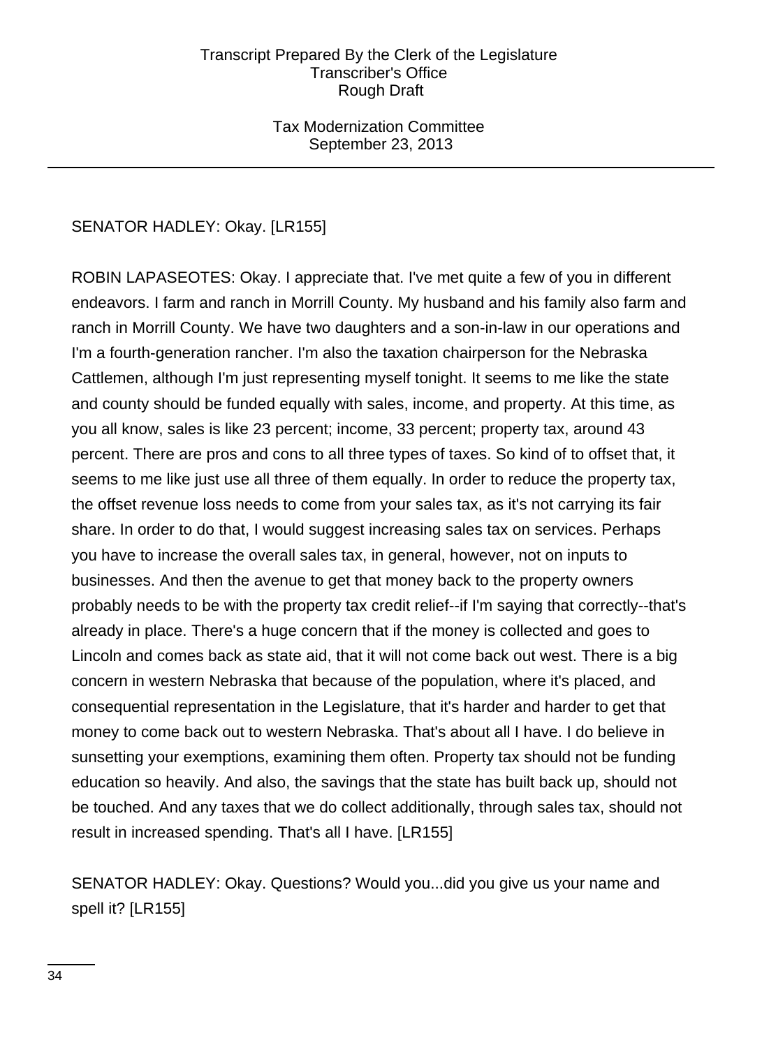SENATOR HADLEY: Okay. [LR155]

ROBIN LAPASEOTES: Okay. I appreciate that. I've met quite a few of you in different endeavors. I farm and ranch in Morrill County. My husband and his family also farm and ranch in Morrill County. We have two daughters and a son-in-law in our operations and I'm a fourth-generation rancher. I'm also the taxation chairperson for the Nebraska Cattlemen, although I'm just representing myself tonight. It seems to me like the state and county should be funded equally with sales, income, and property. At this time, as you all know, sales is like 23 percent; income, 33 percent; property tax, around 43 percent. There are pros and cons to all three types of taxes. So kind of to offset that, it seems to me like just use all three of them equally. In order to reduce the property tax, the offset revenue loss needs to come from your sales tax, as it's not carrying its fair share. In order to do that, I would suggest increasing sales tax on services. Perhaps you have to increase the overall sales tax, in general, however, not on inputs to businesses. And then the avenue to get that money back to the property owners probably needs to be with the property tax credit relief--if I'm saying that correctly--that's already in place. There's a huge concern that if the money is collected and goes to Lincoln and comes back as state aid, that it will not come back out west. There is a big concern in western Nebraska that because of the population, where it's placed, and consequential representation in the Legislature, that it's harder and harder to get that money to come back out to western Nebraska. That's about all I have. I do believe in sunsetting your exemptions, examining them often. Property tax should not be funding education so heavily. And also, the savings that the state has built back up, should not be touched. And any taxes that we do collect additionally, through sales tax, should not result in increased spending. That's all I have. [LR155]

SENATOR HADLEY: Okay. Questions? Would you...did you give us your name and spell it? [LR155]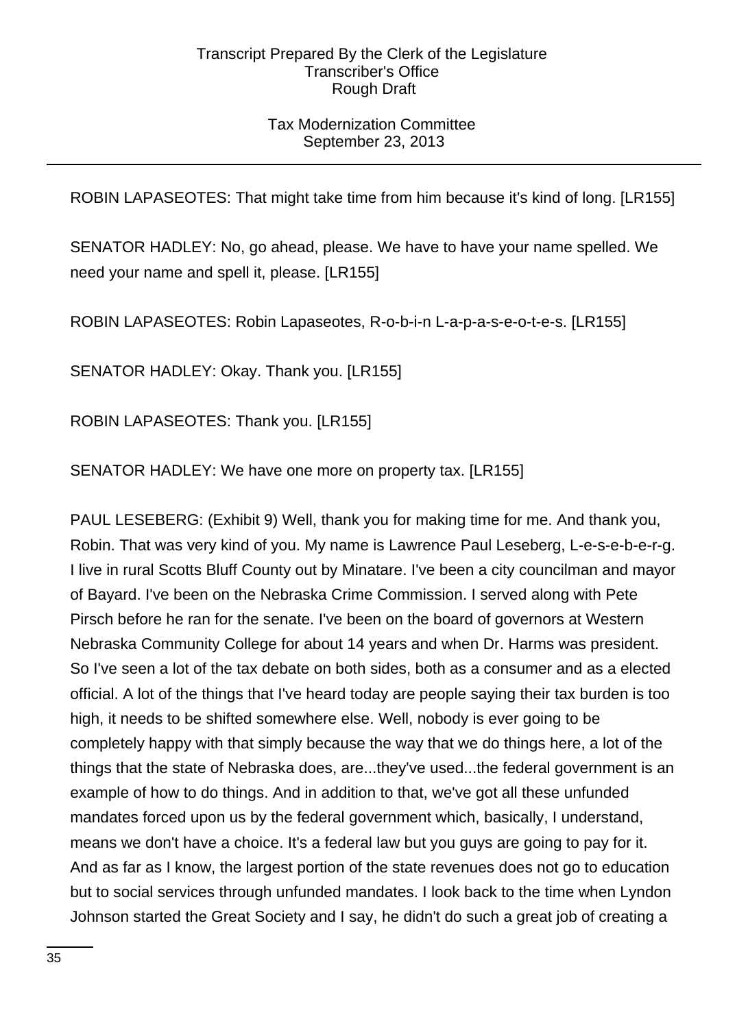ROBIN LAPASEOTES: That might take time from him because it's kind of long. [LR155]

SENATOR HADLEY: No, go ahead, please. We have to have your name spelled. We need your name and spell it, please. [LR155]

ROBIN LAPASEOTES: Robin Lapaseotes, R-o-b-i-n L-a-p-a-s-e-o-t-e-s. [LR155]

SENATOR HADLEY: Okay. Thank you. [LR155]

ROBIN LAPASEOTES: Thank you. [LR155]

SENATOR HADLEY: We have one more on property tax. [LR155]

PAUL LESEBERG: (Exhibit 9) Well, thank you for making time for me. And thank you, Robin. That was very kind of you. My name is Lawrence Paul Leseberg, L-e-s-e-b-e-r-g. I live in rural Scotts Bluff County out by Minatare. I've been a city councilman and mayor of Bayard. I've been on the Nebraska Crime Commission. I served along with Pete Pirsch before he ran for the senate. I've been on the board of governors at Western Nebraska Community College for about 14 years and when Dr. Harms was president. So I've seen a lot of the tax debate on both sides, both as a consumer and as a elected official. A lot of the things that I've heard today are people saying their tax burden is too high, it needs to be shifted somewhere else. Well, nobody is ever going to be completely happy with that simply because the way that we do things here, a lot of the things that the state of Nebraska does, are...they've used...the federal government is an example of how to do things. And in addition to that, we've got all these unfunded mandates forced upon us by the federal government which, basically, I understand, means we don't have a choice. It's a federal law but you guys are going to pay for it. And as far as I know, the largest portion of the state revenues does not go to education but to social services through unfunded mandates. I look back to the time when Lyndon Johnson started the Great Society and I say, he didn't do such a great job of creating a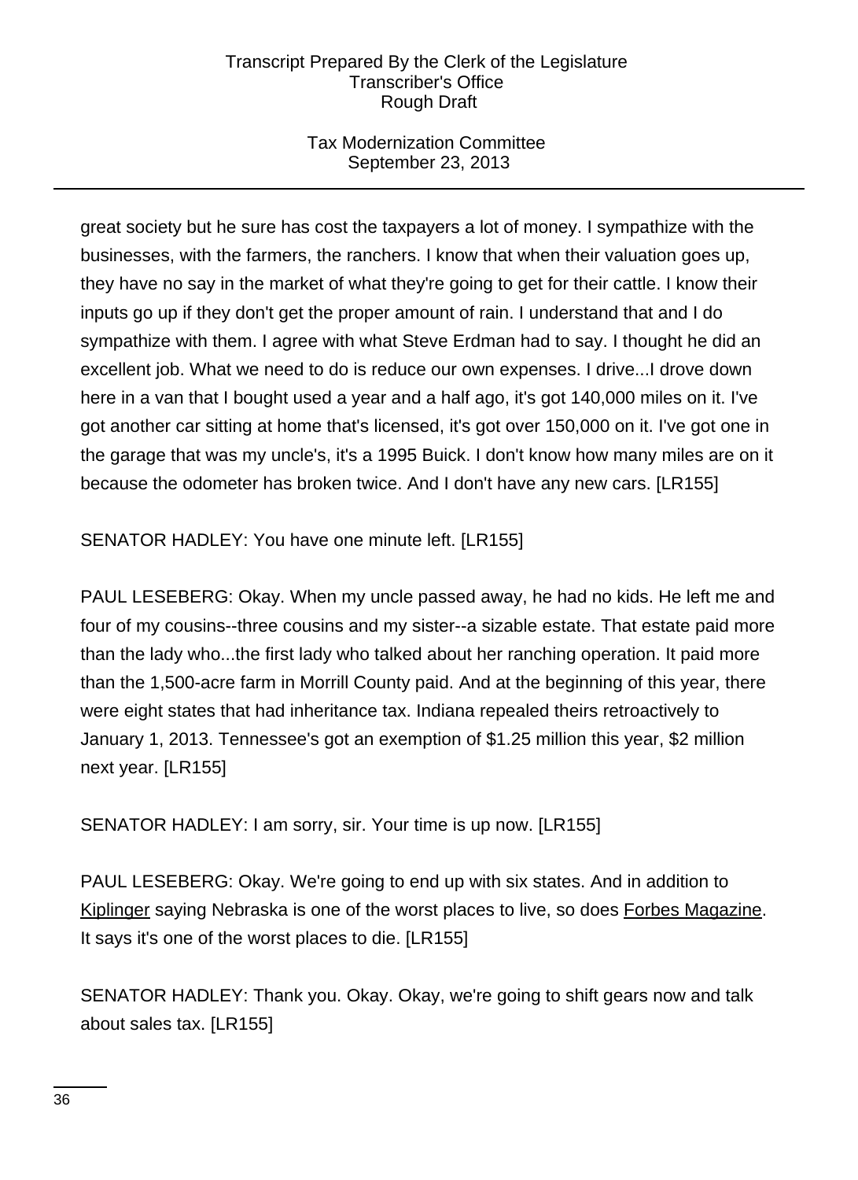great society but he sure has cost the taxpayers a lot of money. I sympathize with the businesses, with the farmers, the ranchers. I know that when their valuation goes up, they have no say in the market of what they're going to get for their cattle. I know their inputs go up if they don't get the proper amount of rain. I understand that and I do sympathize with them. I agree with what Steve Erdman had to say. I thought he did an excellent job. What we need to do is reduce our own expenses. I drive...I drove down here in a van that I bought used a year and a half ago, it's got 140,000 miles on it. I've got another car sitting at home that's licensed, it's got over 150,000 on it. I've got one in the garage that was my uncle's, it's a 1995 Buick. I don't know how many miles are on it because the odometer has broken twice. And I don't have any new cars. [LR155]

SENATOR HADLEY: You have one minute left. [LR155]

PAUL LESEBERG: Okay. When my uncle passed away, he had no kids. He left me and four of my cousins--three cousins and my sister--a sizable estate. That estate paid more than the lady who...the first lady who talked about her ranching operation. It paid more than the 1,500-acre farm in Morrill County paid. And at the beginning of this year, there were eight states that had inheritance tax. Indiana repealed theirs retroactively to January 1, 2013. Tennessee's got an exemption of $1.25 million this year, $2 million next year. [LR155]

SENATOR HADLEY: I am sorry, sir. Your time is up now. [LR155]

PAUL LESEBERG: Okay. We're going to end up with six states. And in addition to Kiplinger saying Nebraska is one of the worst places to live, so does Forbes Magazine. It says it's one of the worst places to die. [LR155]

SENATOR HADLEY: Thank you. Okay. Okay, we're going to shift gears now and talk about sales tax. [LR155]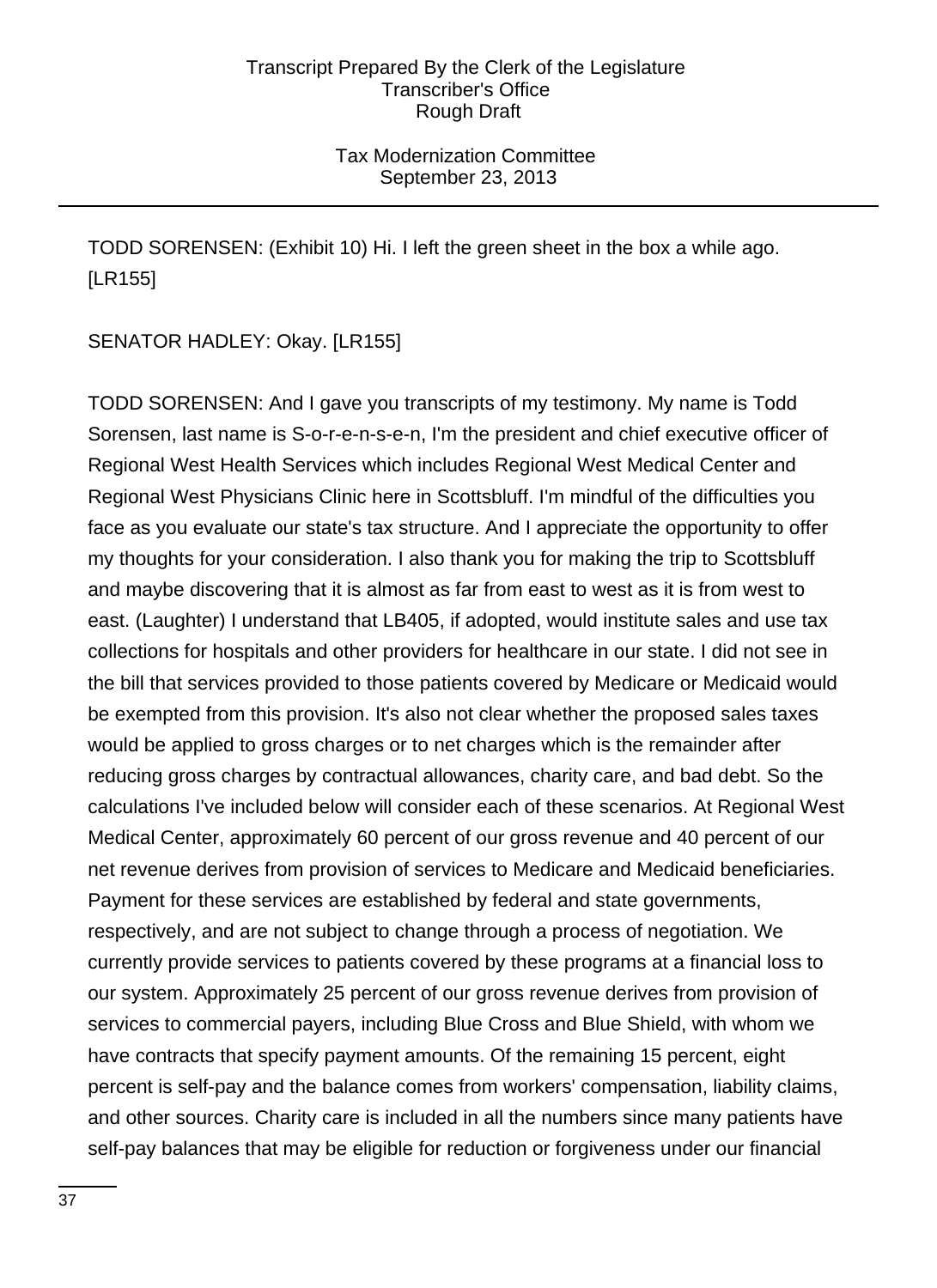TODD SORENSEN: (Exhibit 10) Hi. I left the green sheet in the box a while ago. [LR155]

SENATOR HADLEY: Okay. [LR155]

TODD SORENSEN: And I gave you transcripts of my testimony. My name is Todd Sorensen, last name is S-o-r-e-n-s-e-n, I'm the president and chief executive officer of Regional West Health Services which includes Regional West Medical Center and Regional West Physicians Clinic here in Scottsbluff. I'm mindful of the difficulties you face as you evaluate our state's tax structure. And I appreciate the opportunity to offer my thoughts for your consideration. I also thank you for making the trip to Scottsbluff and maybe discovering that it is almost as far from east to west as it is from west to east. (Laughter) I understand that LB405, if adopted, would institute sales and use tax collections for hospitals and other providers for healthcare in our state. I did not see in the bill that services provided to those patients covered by Medicare or Medicaid would be exempted from this provision. It's also not clear whether the proposed sales taxes would be applied to gross charges or to net charges which is the remainder after reducing gross charges by contractual allowances, charity care, and bad debt. So the calculations I've included below will consider each of these scenarios. At Regional West Medical Center, approximately 60 percent of our gross revenue and 40 percent of our net revenue derives from provision of services to Medicare and Medicaid beneficiaries. Payment for these services are established by federal and state governments, respectively, and are not subject to change through a process of negotiation. We currently provide services to patients covered by these programs at a financial loss to our system. Approximately 25 percent of our gross revenue derives from provision of services to commercial payers, including Blue Cross and Blue Shield, with whom we have contracts that specify payment amounts. Of the remaining 15 percent, eight percent is self-pay and the balance comes from workers' compensation, liability claims, and other sources. Charity care is included in all the numbers since many patients have self-pay balances that may be eligible for reduction or forgiveness under our financial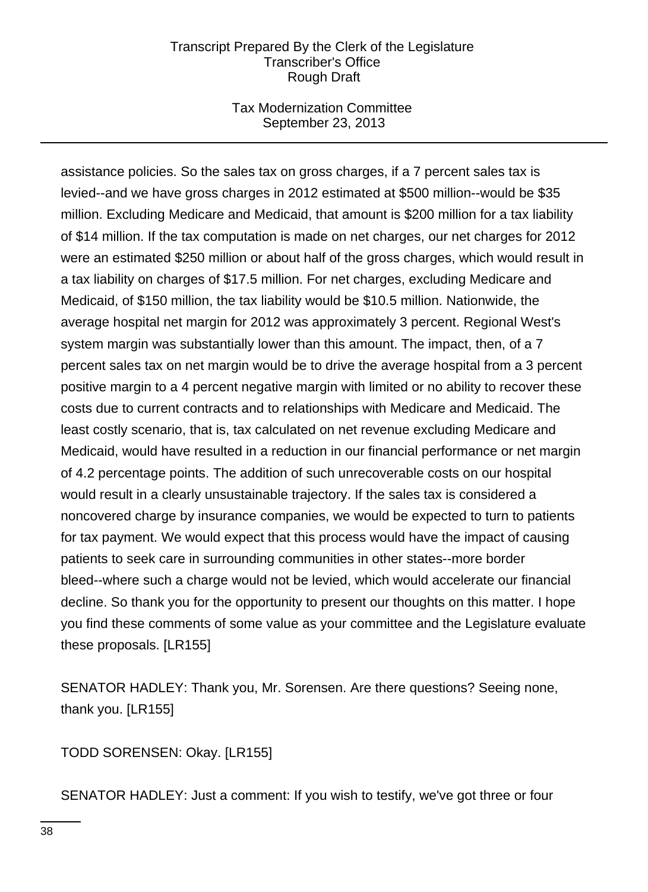assistance policies. So the sales tax on gross charges, if a 7 percent sales tax is levied--and we have gross charges in 2012 estimated at $500 million--would be $35 million. Excluding Medicare and Medicaid, that amount is $200 million for a tax liability of $14 million. If the tax computation is made on net charges, our net charges for 2012 were an estimated $250 million or about half of the gross charges, which would result in a tax liability on charges of $17.5 million. For net charges, excluding Medicare and Medicaid, of $150 million, the tax liability would be $10.5 million. Nationwide, the average hospital net margin for 2012 was approximately 3 percent. Regional West's system margin was substantially lower than this amount. The impact, then, of a 7 percent sales tax on net margin would be to drive the average hospital from a 3 percent positive margin to a 4 percent negative margin with limited or no ability to recover these costs due to current contracts and to relationships with Medicare and Medicaid. The least costly scenario, that is, tax calculated on net revenue excluding Medicare and Medicaid, would have resulted in a reduction in our financial performance or net margin of 4.2 percentage points. The addition of such unrecoverable costs on our hospital would result in a clearly unsustainable trajectory. If the sales tax is considered a noncovered charge by insurance companies, we would be expected to turn to patients for tax payment. We would expect that this process would have the impact of causing patients to seek care in surrounding communities in other states--more border bleed--where such a charge would not be levied, which would accelerate our financial decline. So thank you for the opportunity to present our thoughts on this matter. I hope you find these comments of some value as your committee and the Legislature evaluate these proposals. [LR155]

SENATOR HADLEY: Thank you, Mr. Sorensen. Are there questions? Seeing none, thank you. [LR155]

TODD SORENSEN: Okay. [LR155]

SENATOR HADLEY: Just a comment: If you wish to testify, we've got three or four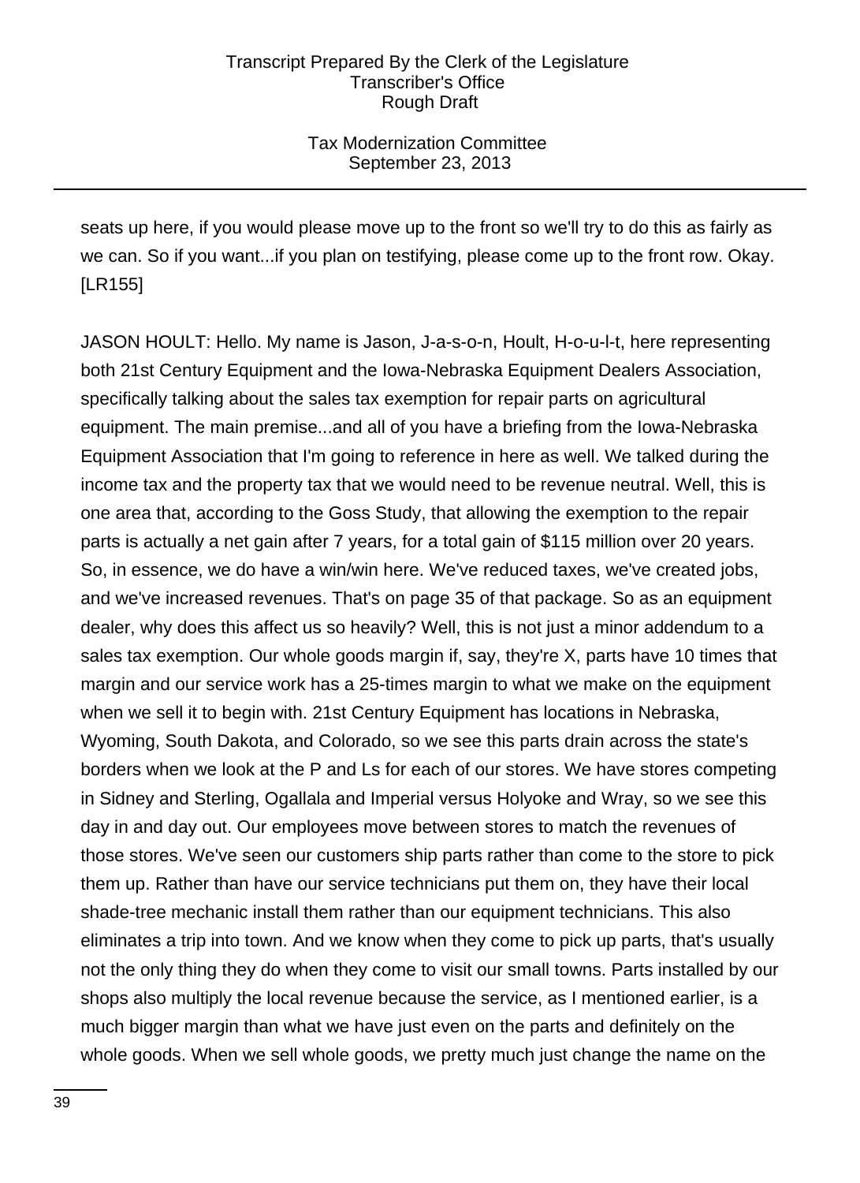seats up here, if you would please move up to the front so we'll try to do this as fairly as we can. So if you want...if you plan on testifying, please come up to the front row. Okay. [LR155]

JASON HOULT: Hello. My name is Jason, J-a-s-o-n, Hoult, H-o-u-l-t, here representing both 21st Century Equipment and the Iowa-Nebraska Equipment Dealers Association, specifically talking about the sales tax exemption for repair parts on agricultural equipment. The main premise...and all of you have a briefing from the Iowa-Nebraska Equipment Association that I'm going to reference in here as well. We talked during the income tax and the property tax that we would need to be revenue neutral. Well, this is one area that, according to the Goss Study, that allowing the exemption to the repair parts is actually a net gain after 7 years, for a total gain of $115 million over 20 years. So, in essence, we do have a win/win here. We've reduced taxes, we've created jobs, and we've increased revenues. That's on page 35 of that package. So as an equipment dealer, why does this affect us so heavily? Well, this is not just a minor addendum to a sales tax exemption. Our whole goods margin if, say, they're X, parts have 10 times that margin and our service work has a 25-times margin to what we make on the equipment when we sell it to begin with. 21st Century Equipment has locations in Nebraska, Wyoming, South Dakota, and Colorado, so we see this parts drain across the state's borders when we look at the P and Ls for each of our stores. We have stores competing in Sidney and Sterling, Ogallala and Imperial versus Holyoke and Wray, so we see this day in and day out. Our employees move between stores to match the revenues of those stores. We've seen our customers ship parts rather than come to the store to pick them up. Rather than have our service technicians put them on, they have their local shade-tree mechanic install them rather than our equipment technicians. This also eliminates a trip into town. And we know when they come to pick up parts, that's usually not the only thing they do when they come to visit our small towns. Parts installed by our shops also multiply the local revenue because the service, as I mentioned earlier, is a much bigger margin than what we have just even on the parts and definitely on the whole goods. When we sell whole goods, we pretty much just change the name on the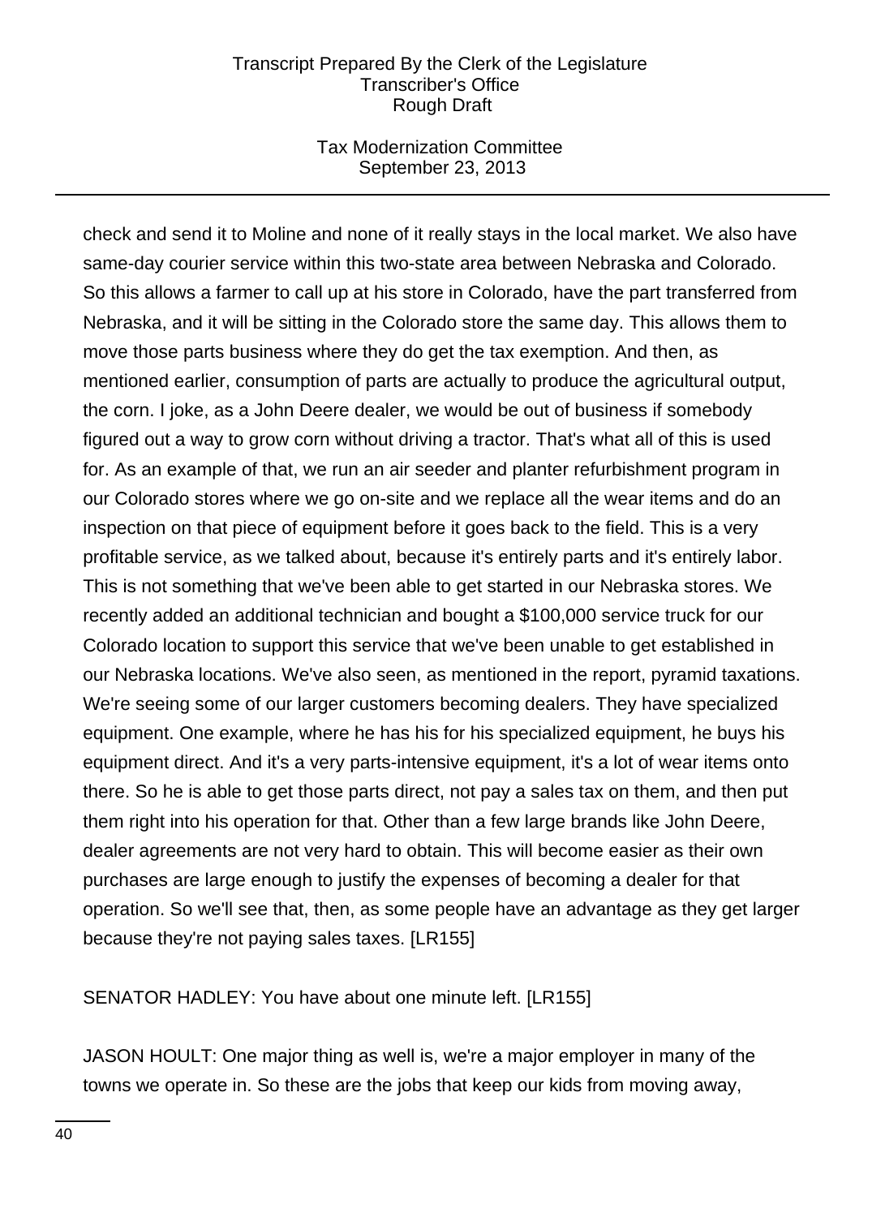check and send it to Moline and none of it really stays in the local market. We also have same-day courier service within this two-state area between Nebraska and Colorado. So this allows a farmer to call up at his store in Colorado, have the part transferred from Nebraska, and it will be sitting in the Colorado store the same day. This allows them to move those parts business where they do get the tax exemption. And then, as mentioned earlier, consumption of parts are actually to produce the agricultural output, the corn. I joke, as a John Deere dealer, we would be out of business if somebody figured out a way to grow corn without driving a tractor. That's what all of this is used for. As an example of that, we run an air seeder and planter refurbishment program in our Colorado stores where we go on-site and we replace all the wear items and do an inspection on that piece of equipment before it goes back to the field. This is a very profitable service, as we talked about, because it's entirely parts and it's entirely labor. This is not something that we've been able to get started in our Nebraska stores. We recently added an additional technician and bought a $100,000 service truck for our Colorado location to support this service that we've been unable to get established in our Nebraska locations. We've also seen, as mentioned in the report, pyramid taxations. We're seeing some of our larger customers becoming dealers. They have specialized equipment. One example, where he has his for his specialized equipment, he buys his equipment direct. And it's a very parts-intensive equipment, it's a lot of wear items onto there. So he is able to get those parts direct, not pay a sales tax on them, and then put them right into his operation for that. Other than a few large brands like John Deere, dealer agreements are not very hard to obtain. This will become easier as their own purchases are large enough to justify the expenses of becoming a dealer for that operation. So we'll see that, then, as some people have an advantage as they get larger because they're not paying sales taxes. [LR155]

SENATOR HADLEY: You have about one minute left. [LR155]

JASON HOULT: One major thing as well is, we're a major employer in many of the towns we operate in. So these are the jobs that keep our kids from moving away,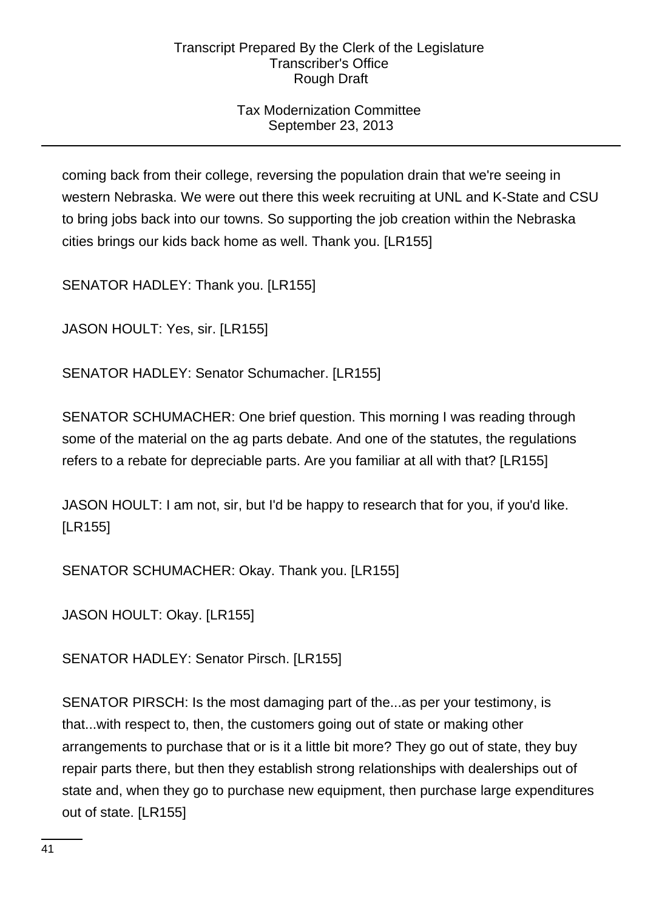coming back from their college, reversing the population drain that we're seeing in western Nebraska. We were out there this week recruiting at UNL and K-State and CSU to bring jobs back into our towns. So supporting the job creation within the Nebraska cities brings our kids back home as well. Thank you. [LR155]

SENATOR HADLEY: Thank you. [LR155]

JASON HOULT: Yes, sir. [LR155]

SENATOR HADLEY: Senator Schumacher. [LR155]

SENATOR SCHUMACHER: One brief question. This morning I was reading through some of the material on the ag parts debate. And one of the statutes, the regulations refers to a rebate for depreciable parts. Are you familiar at all with that? [LR155]

JASON HOULT: I am not, sir, but I'd be happy to research that for you, if you'd like. [LR155]

SENATOR SCHUMACHER: Okay. Thank you. [LR155]

JASON HOULT: Okay. [LR155]

SENATOR HADLEY: Senator Pirsch. [LR155]

SENATOR PIRSCH: Is the most damaging part of the...as per your testimony, is that...with respect to, then, the customers going out of state or making other arrangements to purchase that or is it a little bit more? They go out of state, they buy repair parts there, but then they establish strong relationships with dealerships out of state and, when they go to purchase new equipment, then purchase large expenditures out of state. [LR155]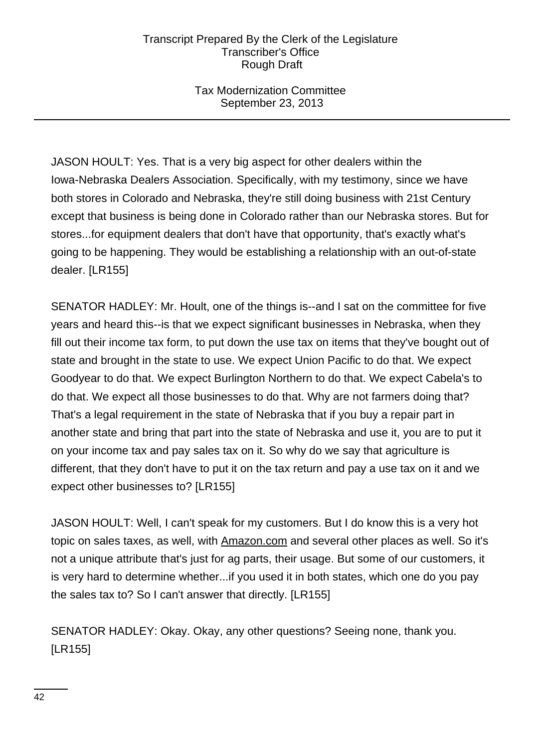JASON HOULT: Yes. That is a very big aspect for other dealers within the Iowa-Nebraska Dealers Association. Specifically, with my testimony, since we have both stores in Colorado and Nebraska, they're still doing business with 21st Century except that business is being done in Colorado rather than our Nebraska stores. But for stores...for equipment dealers that don't have that opportunity, that's exactly what's going to be happening. They would be establishing a relationship with an out-of-state dealer. [LR155]

SENATOR HADLEY: Mr. Hoult, one of the things is--and I sat on the committee for five years and heard this--is that we expect significant businesses in Nebraska, when they fill out their income tax form, to put down the use tax on items that they've bought out of state and brought in the state to use. We expect Union Pacific to do that. We expect Goodyear to do that. We expect Burlington Northern to do that. We expect Cabela's to do that. We expect all those businesses to do that. Why are not farmers doing that? That's a legal requirement in the state of Nebraska that if you buy a repair part in another state and bring that part into the state of Nebraska and use it, you are to put it on your income tax and pay sales tax on it. So why do we say that agriculture is different, that they don't have to put it on the tax return and pay a use tax on it and we expect other businesses to? [LR155]

JASON HOULT: Well, I can't speak for my customers. But I do know this is a very hot topic on sales taxes, as well, with Amazon.com and several other places as well. So it's not a unique attribute that's just for ag parts, their usage. But some of our customers, it is very hard to determine whether...if you used it in both states, which one do you pay the sales tax to? So I can't answer that directly. [LR155]

SENATOR HADLEY: Okay. Okay, any other questions? Seeing none, thank you. [LR155]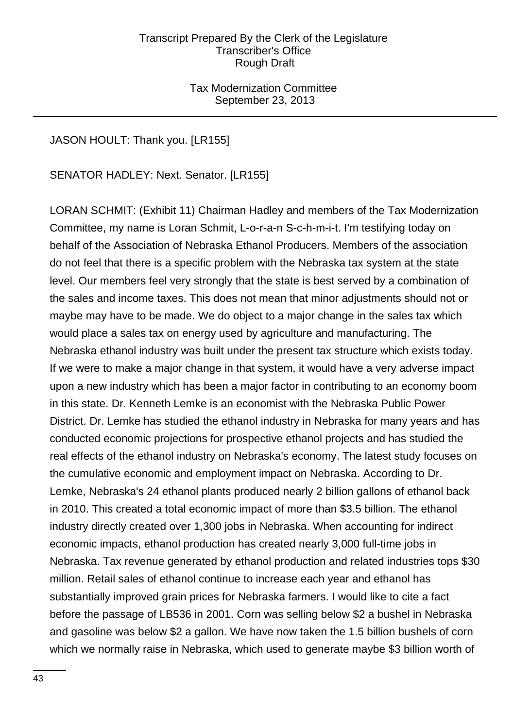JASON HOULT: Thank you. [LR155]

SENATOR HADLEY: Next. Senator. [LR155]

LORAN SCHMIT: (Exhibit 11) Chairman Hadley and members of the Tax Modernization Committee, my name is Loran Schmit, L-o-r-a-n S-c-h-m-i-t. I'm testifying today on behalf of the Association of Nebraska Ethanol Producers. Members of the association do not feel that there is a specific problem with the Nebraska tax system at the state level. Our members feel very strongly that the state is best served by a combination of the sales and income taxes. This does not mean that minor adjustments should not or maybe may have to be made. We do object to a major change in the sales tax which would place a sales tax on energy used by agriculture and manufacturing. The Nebraska ethanol industry was built under the present tax structure which exists today. If we were to make a major change in that system, it would have a very adverse impact upon a new industry which has been a major factor in contributing to an economy boom in this state. Dr. Kenneth Lemke is an economist with the Nebraska Public Power District. Dr. Lemke has studied the ethanol industry in Nebraska for many years and has conducted economic projections for prospective ethanol projects and has studied the real effects of the ethanol industry on Nebraska's economy. The latest study focuses on the cumulative economic and employment impact on Nebraska. According to Dr. Lemke, Nebraska's 24 ethanol plants produced nearly 2 billion gallons of ethanol back in 2010. This created a total economic impact of more than $3.5 billion. The ethanol industry directly created over 1,300 jobs in Nebraska. When accounting for indirect economic impacts, ethanol production has created nearly 3,000 full-time jobs in Nebraska. Tax revenue generated by ethanol production and related industries tops $30 million. Retail sales of ethanol continue to increase each year and ethanol has substantially improved grain prices for Nebraska farmers. I would like to cite a fact before the passage of LB536 in 2001. Corn was selling below $2 a bushel in Nebraska and gasoline was below $2 a gallon. We have now taken the 1.5 billion bushels of corn which we normally raise in Nebraska, which used to generate maybe $3 billion worth of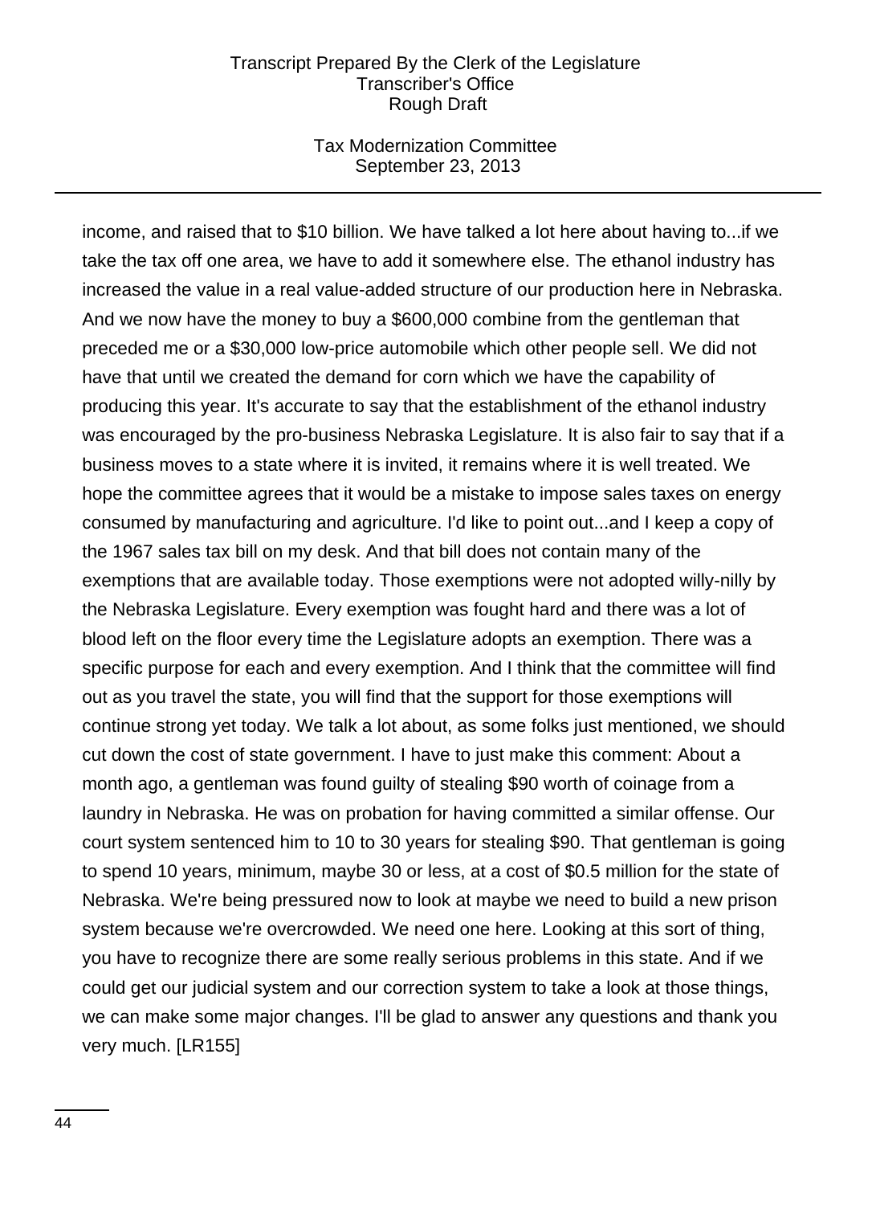income, and raised that to $10 billion. We have talked a lot here about having to...if we take the tax off one area, we have to add it somewhere else. The ethanol industry has increased the value in a real value-added structure of our production here in Nebraska. And we now have the money to buy a $600,000 combine from the gentleman that preceded me or a $30,000 low-price automobile which other people sell. We did not have that until we created the demand for corn which we have the capability of producing this year. It's accurate to say that the establishment of the ethanol industry was encouraged by the pro-business Nebraska Legislature. It is also fair to say that if a business moves to a state where it is invited, it remains where it is well treated. We hope the committee agrees that it would be a mistake to impose sales taxes on energy consumed by manufacturing and agriculture. I'd like to point out...and I keep a copy of the 1967 sales tax bill on my desk. And that bill does not contain many of the exemptions that are available today. Those exemptions were not adopted willy-nilly by the Nebraska Legislature. Every exemption was fought hard and there was a lot of blood left on the floor every time the Legislature adopts an exemption. There was a specific purpose for each and every exemption. And I think that the committee will find out as you travel the state, you will find that the support for those exemptions will continue strong yet today. We talk a lot about, as some folks just mentioned, we should cut down the cost of state government. I have to just make this comment: About a month ago, a gentleman was found guilty of stealing $90 worth of coinage from a laundry in Nebraska. He was on probation for having committed a similar offense. Our court system sentenced him to 10 to 30 years for stealing $90. That gentleman is going to spend 10 years, minimum, maybe 30 or less, at a cost of $0.5 million for the state of Nebraska. We're being pressured now to look at maybe we need to build a new prison system because we're overcrowded. We need one here. Looking at this sort of thing, you have to recognize there are some really serious problems in this state. And if we could get our judicial system and our correction system to take a look at those things, we can make some major changes. I'll be glad to answer any questions and thank you very much. [LR155]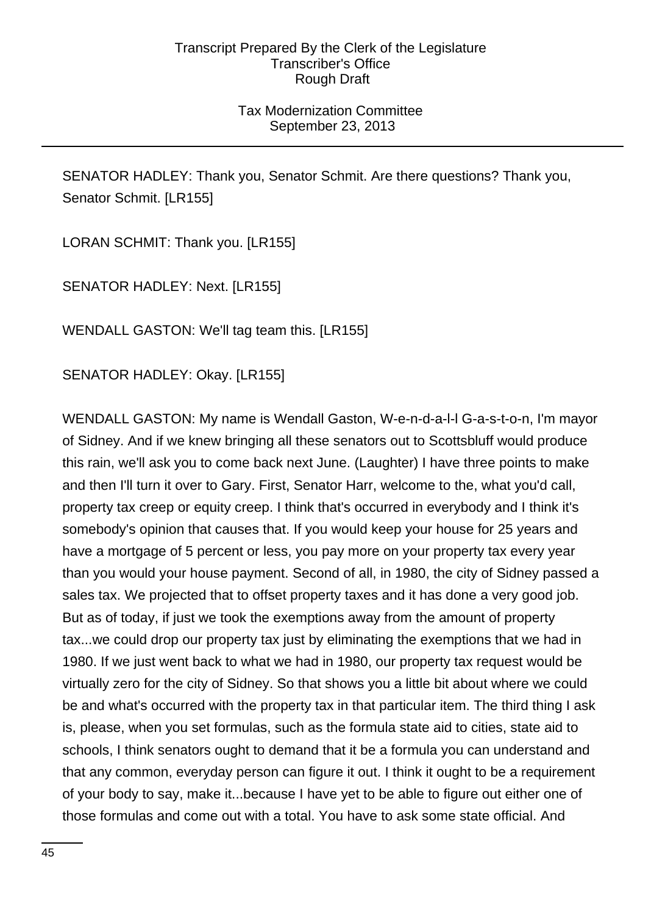SENATOR HADLEY: Thank you, Senator Schmit. Are there questions? Thank you, Senator Schmit. [LR155]

LORAN SCHMIT: Thank you. [LR155]

SENATOR HADLEY: Next. [LR155]

WENDALL GASTON: We'll tag team this. [LR155]

SENATOR HADLEY: Okay. [LR155]

WENDALL GASTON: My name is Wendall Gaston, W-e-n-d-a-l-l G-a-s-t-o-n, I'm mayor of Sidney. And if we knew bringing all these senators out to Scottsbluff would produce this rain, we'll ask you to come back next June. (Laughter) I have three points to make and then I'll turn it over to Gary. First, Senator Harr, welcome to the, what you'd call, property tax creep or equity creep. I think that's occurred in everybody and I think it's somebody's opinion that causes that. If you would keep your house for 25 years and have a mortgage of 5 percent or less, you pay more on your property tax every year than you would your house payment. Second of all, in 1980, the city of Sidney passed a sales tax. We projected that to offset property taxes and it has done a very good job. But as of today, if just we took the exemptions away from the amount of property tax...we could drop our property tax just by eliminating the exemptions that we had in 1980. If we just went back to what we had in 1980, our property tax request would be virtually zero for the city of Sidney. So that shows you a little bit about where we could be and what's occurred with the property tax in that particular item. The third thing I ask is, please, when you set formulas, such as the formula state aid to cities, state aid to schools, I think senators ought to demand that it be a formula you can understand and that any common, everyday person can figure it out. I think it ought to be a requirement of your body to say, make it...because I have yet to be able to figure out either one of those formulas and come out with a total. You have to ask some state official. And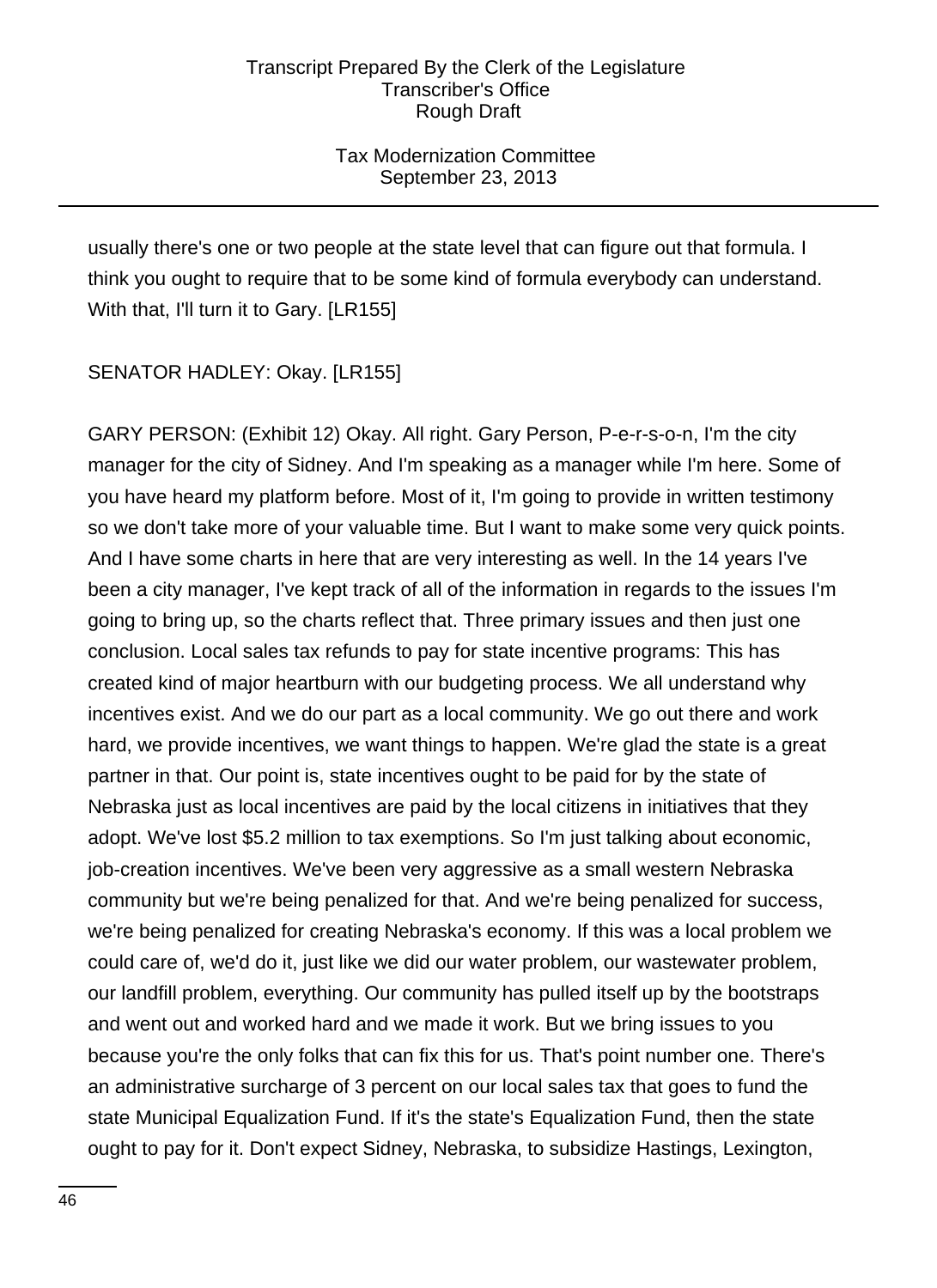usually there's one or two people at the state level that can figure out that formula. I think you ought to require that to be some kind of formula everybody can understand. With that, I'll turn it to Gary. [LR155]

SENATOR HADLEY: Okay. [LR155]

GARY PERSON: (Exhibit 12) Okay. All right. Gary Person, P-e-r-s-o-n, I'm the city manager for the city of Sidney. And I'm speaking as a manager while I'm here. Some of you have heard my platform before. Most of it, I'm going to provide in written testimony so we don't take more of your valuable time. But I want to make some very quick points. And I have some charts in here that are very interesting as well. In the 14 years I've been a city manager, I've kept track of all of the information in regards to the issues I'm going to bring up, so the charts reflect that. Three primary issues and then just one conclusion. Local sales tax refunds to pay for state incentive programs: This has created kind of major heartburn with our budgeting process. We all understand why incentives exist. And we do our part as a local community. We go out there and work hard, we provide incentives, we want things to happen. We're glad the state is a great partner in that. Our point is, state incentives ought to be paid for by the state of Nebraska just as local incentives are paid by the local citizens in initiatives that they adopt. We've lost $5.2 million to tax exemptions. So I'm just talking about economic, job-creation incentives. We've been very aggressive as a small western Nebraska community but we're being penalized for that. And we're being penalized for success, we're being penalized for creating Nebraska's economy. If this was a local problem we could care of, we'd do it, just like we did our water problem, our wastewater problem, our landfill problem, everything. Our community has pulled itself up by the bootstraps and went out and worked hard and we made it work. But we bring issues to you because you're the only folks that can fix this for us. That's point number one. There's an administrative surcharge of 3 percent on our local sales tax that goes to fund the state Municipal Equalization Fund. If it's the state's Equalization Fund, then the state ought to pay for it. Don't expect Sidney, Nebraska, to subsidize Hastings, Lexington,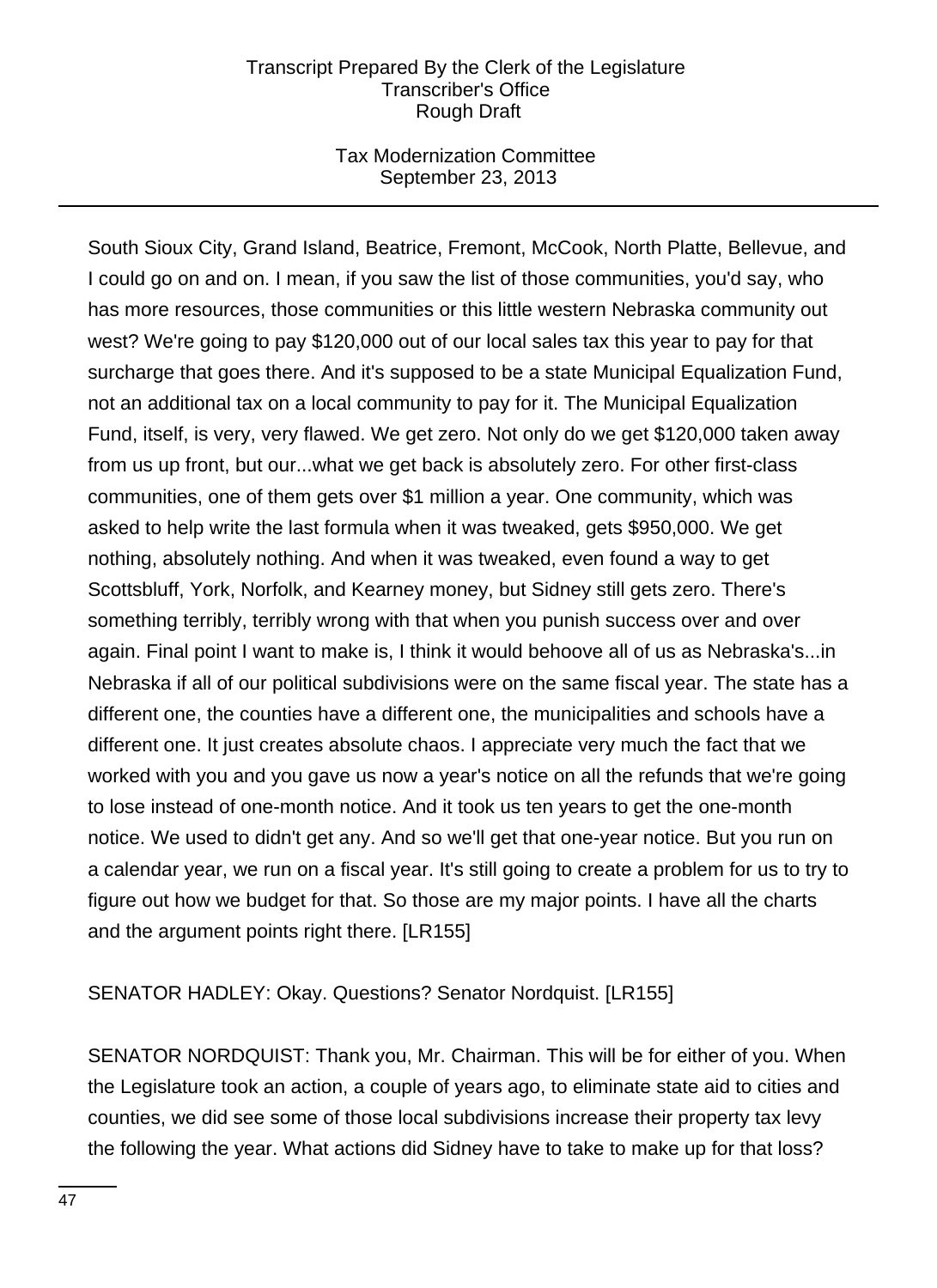South Sioux City, Grand Island, Beatrice, Fremont, McCook, North Platte, Bellevue, and I could go on and on. I mean, if you saw the list of those communities, you'd say, who has more resources, those communities or this little western Nebraska community out west? We're going to pay $120,000 out of our local sales tax this year to pay for that surcharge that goes there. And it's supposed to be a state Municipal Equalization Fund, not an additional tax on a local community to pay for it. The Municipal Equalization Fund, itself, is very, very flawed. We get zero. Not only do we get $120,000 taken away from us up front, but our...what we get back is absolutely zero. For other first-class communities, one of them gets over $1 million a year. One community, which was asked to help write the last formula when it was tweaked, gets $950,000. We get nothing, absolutely nothing. And when it was tweaked, even found a way to get Scottsbluff, York, Norfolk, and Kearney money, but Sidney still gets zero. There's something terribly, terribly wrong with that when you punish success over and over again. Final point I want to make is, I think it would behoove all of us as Nebraska's...in Nebraska if all of our political subdivisions were on the same fiscal year. The state has a different one, the counties have a different one, the municipalities and schools have a different one. It just creates absolute chaos. I appreciate very much the fact that we worked with you and you gave us now a year's notice on all the refunds that we're going to lose instead of one-month notice. And it took us ten years to get the one-month notice. We used to didn't get any. And so we'll get that one-year notice. But you run on a calendar year, we run on a fiscal year. It's still going to create a problem for us to try to figure out how we budget for that. So those are my major points. I have all the charts and the argument points right there. [LR155]

SENATOR HADLEY: Okay. Questions? Senator Nordquist. [LR155]

SENATOR NORDQUIST: Thank you, Mr. Chairman. This will be for either of you. When the Legislature took an action, a couple of years ago, to eliminate state aid to cities and counties, we did see some of those local subdivisions increase their property tax levy the following the year. What actions did Sidney have to take to make up for that loss?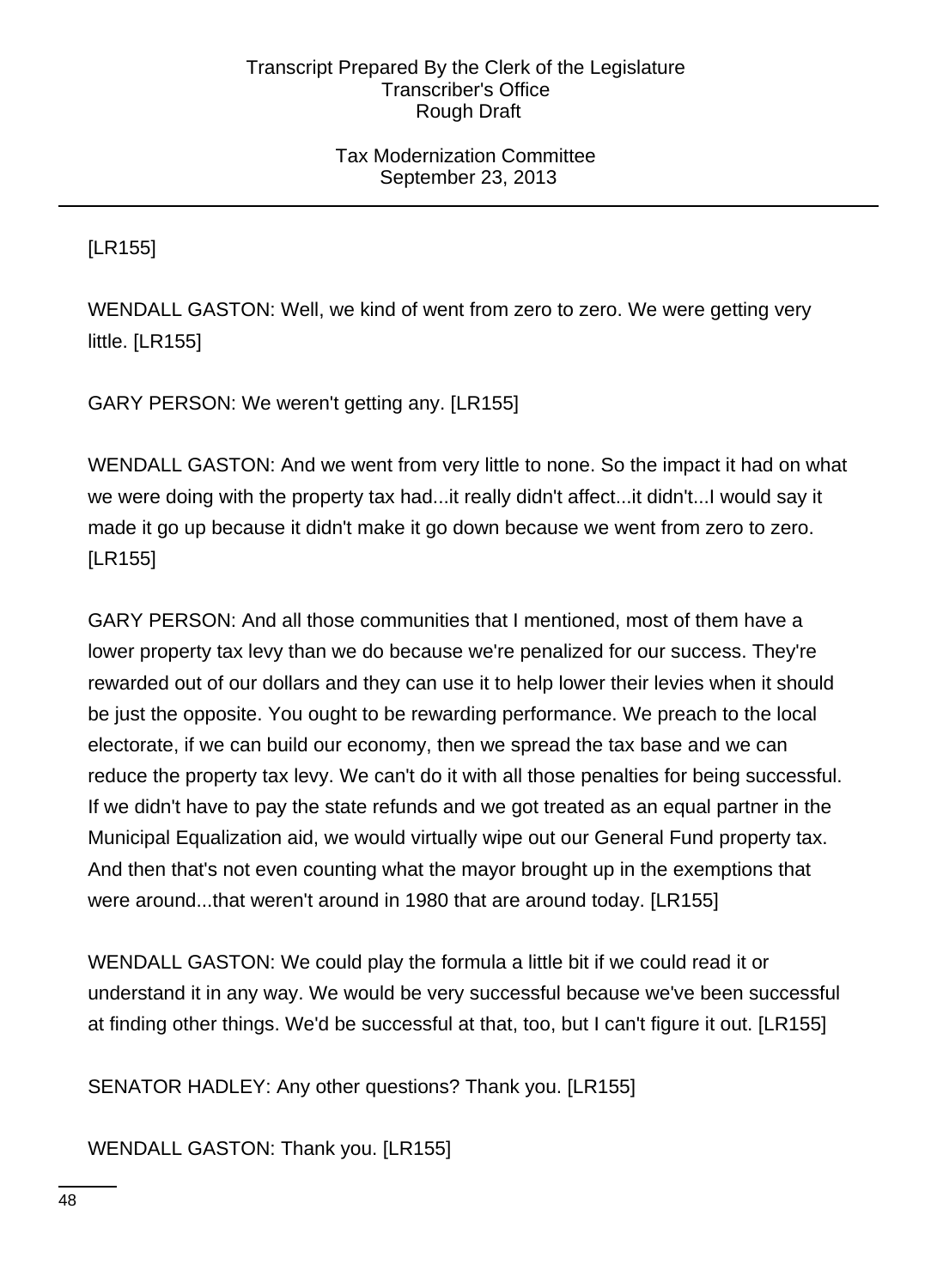[LR155]

WENDALL GASTON: Well, we kind of went from zero to zero. We were getting very little. [LR155]

GARY PERSON: We weren't getting any. [LR155]

WENDALL GASTON: And we went from very little to none. So the impact it had on what we were doing with the property tax had...it really didn't affect...it didn't...I would say it made it go up because it didn't make it go down because we went from zero to zero. [LR155]

GARY PERSON: And all those communities that I mentioned, most of them have a lower property tax levy than we do because we're penalized for our success. They're rewarded out of our dollars and they can use it to help lower their levies when it should be just the opposite. You ought to be rewarding performance. We preach to the local electorate, if we can build our economy, then we spread the tax base and we can reduce the property tax levy. We can't do it with all those penalties for being successful. If we didn't have to pay the state refunds and we got treated as an equal partner in the Municipal Equalization aid, we would virtually wipe out our General Fund property tax. And then that's not even counting what the mayor brought up in the exemptions that were around...that weren't around in 1980 that are around today. [LR155]

WENDALL GASTON: We could play the formula a little bit if we could read it or understand it in any way. We would be very successful because we've been successful at finding other things. We'd be successful at that, too, but I can't figure it out. [LR155]

SENATOR HADLEY: Any other questions? Thank you. [LR155]

WENDALL GASTON: Thank you. [LR155]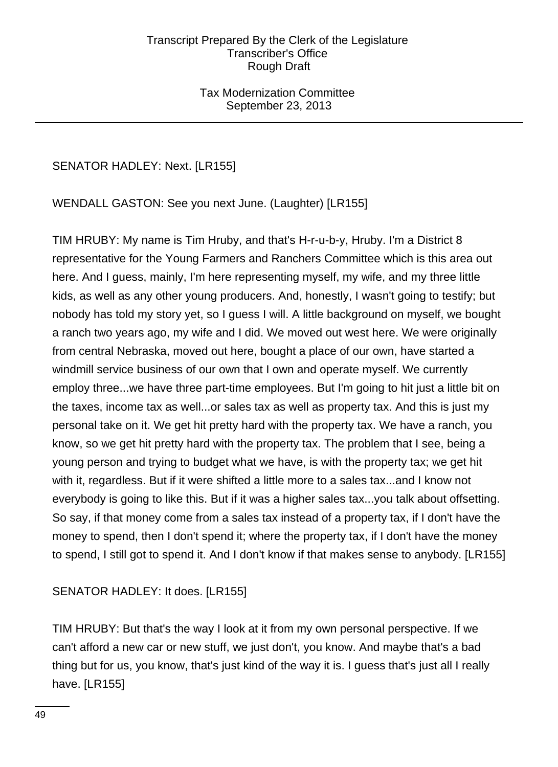SENATOR HADLEY: Next. [LR155]

WENDALL GASTON: See you next June. (Laughter) [LR155]

TIM HRUBY: My name is Tim Hruby, and that's H-r-u-b-y, Hruby. I'm a District 8 representative for the Young Farmers and Ranchers Committee which is this area out here. And I guess, mainly, I'm here representing myself, my wife, and my three little kids, as well as any other young producers. And, honestly, I wasn't going to testify; but nobody has told my story yet, so I guess I will. A little background on myself, we bought a ranch two years ago, my wife and I did. We moved out west here. We were originally from central Nebraska, moved out here, bought a place of our own, have started a windmill service business of our own that I own and operate myself. We currently employ three...we have three part-time employees. But I'm going to hit just a little bit on the taxes, income tax as well...or sales tax as well as property tax. And this is just my personal take on it. We get hit pretty hard with the property tax. We have a ranch, you know, so we get hit pretty hard with the property tax. The problem that I see, being a young person and trying to budget what we have, is with the property tax; we get hit with it, regardless. But if it were shifted a little more to a sales tax...and I know not everybody is going to like this. But if it was a higher sales tax...you talk about offsetting. So say, if that money come from a sales tax instead of a property tax, if I don't have the money to spend, then I don't spend it; where the property tax, if I don't have the money to spend, I still got to spend it. And I don't know if that makes sense to anybody. [LR155]

SENATOR HADLEY: It does. [LR155]

TIM HRUBY: But that's the way I look at it from my own personal perspective. If we can't afford a new car or new stuff, we just don't, you know. And maybe that's a bad thing but for us, you know, that's just kind of the way it is. I guess that's just all I really have. [LR155]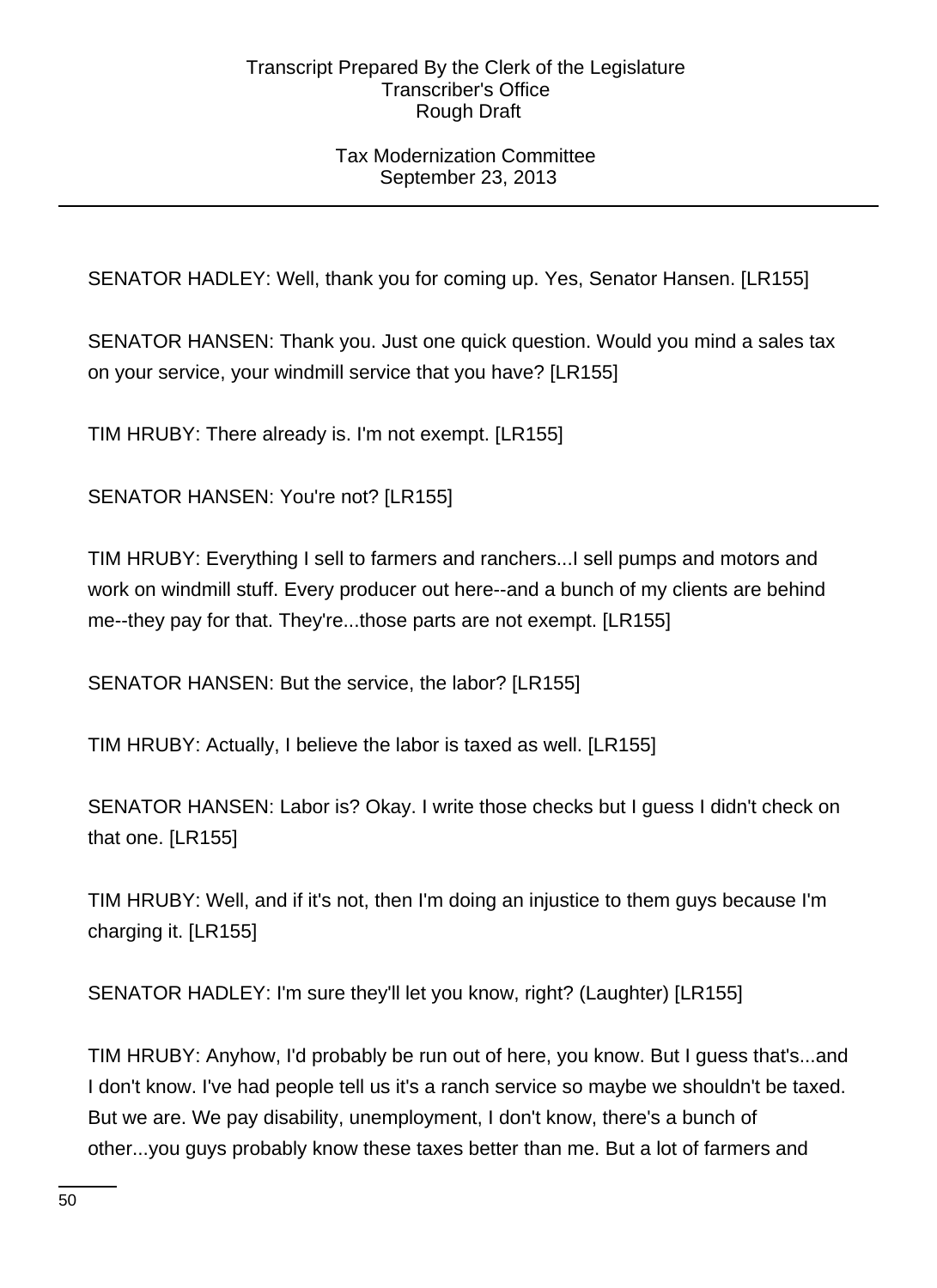SENATOR HADLEY: Well, thank you for coming up. Yes, Senator Hansen. [LR155]

SENATOR HANSEN: Thank you. Just one quick question. Would you mind a sales tax on your service, your windmill service that you have? [LR155]

TIM HRUBY: There already is. I'm not exempt. [LR155]

SENATOR HANSEN: You're not? [LR155]

TIM HRUBY: Everything I sell to farmers and ranchers...I sell pumps and motors and work on windmill stuff. Every producer out here--and a bunch of my clients are behind me--they pay for that. They're...those parts are not exempt. [LR155]

SENATOR HANSEN: But the service, the labor? [LR155]

TIM HRUBY: Actually, I believe the labor is taxed as well. [LR155]

SENATOR HANSEN: Labor is? Okay. I write those checks but I guess I didn't check on that one. [LR155]

TIM HRUBY: Well, and if it's not, then I'm doing an injustice to them guys because I'm charging it. [LR155]

SENATOR HADLEY: I'm sure they'll let you know, right? (Laughter) [LR155]

TIM HRUBY: Anyhow, I'd probably be run out of here, you know. But I guess that's...and I don't know. I've had people tell us it's a ranch service so maybe we shouldn't be taxed. But we are. We pay disability, unemployment, I don't know, there's a bunch of other...you guys probably know these taxes better than me. But a lot of farmers and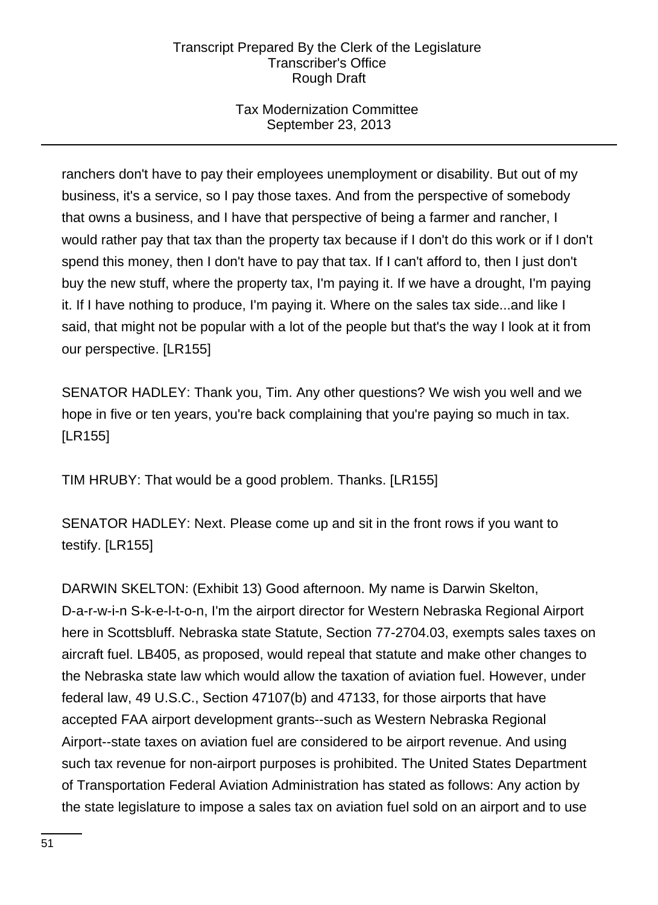ranchers don't have to pay their employees unemployment or disability. But out of my business, it's a service, so I pay those taxes. And from the perspective of somebody that owns a business, and I have that perspective of being a farmer and rancher, I would rather pay that tax than the property tax because if I don't do this work or if I don't spend this money, then I don't have to pay that tax. If I can't afford to, then I just don't buy the new stuff, where the property tax, I'm paying it. If we have a drought, I'm paying it. If I have nothing to produce, I'm paying it. Where on the sales tax side...and like I said, that might not be popular with a lot of the people but that's the way I look at it from our perspective. [LR155]

SENATOR HADLEY: Thank you, Tim. Any other questions? We wish you well and we hope in five or ten years, you're back complaining that you're paying so much in tax. [LR155]

TIM HRUBY: That would be a good problem. Thanks. [LR155]

SENATOR HADLEY: Next. Please come up and sit in the front rows if you want to testify. [LR155]

DARWIN SKELTON: (Exhibit 13) Good afternoon. My name is Darwin Skelton, D-a-r-w-i-n S-k-e-l-t-o-n, I'm the airport director for Western Nebraska Regional Airport here in Scottsbluff. Nebraska state Statute, Section 77-2704.03, exempts sales taxes on aircraft fuel. LB405, as proposed, would repeal that statute and make other changes to the Nebraska state law which would allow the taxation of aviation fuel. However, under federal law, 49 U.S.C., Section 47107(b) and 47133, for those airports that have accepted FAA airport development grants--such as Western Nebraska Regional Airport--state taxes on aviation fuel are considered to be airport revenue. And using such tax revenue for non-airport purposes is prohibited. The United States Department of Transportation Federal Aviation Administration has stated as follows: Any action by the state legislature to impose a sales tax on aviation fuel sold on an airport and to use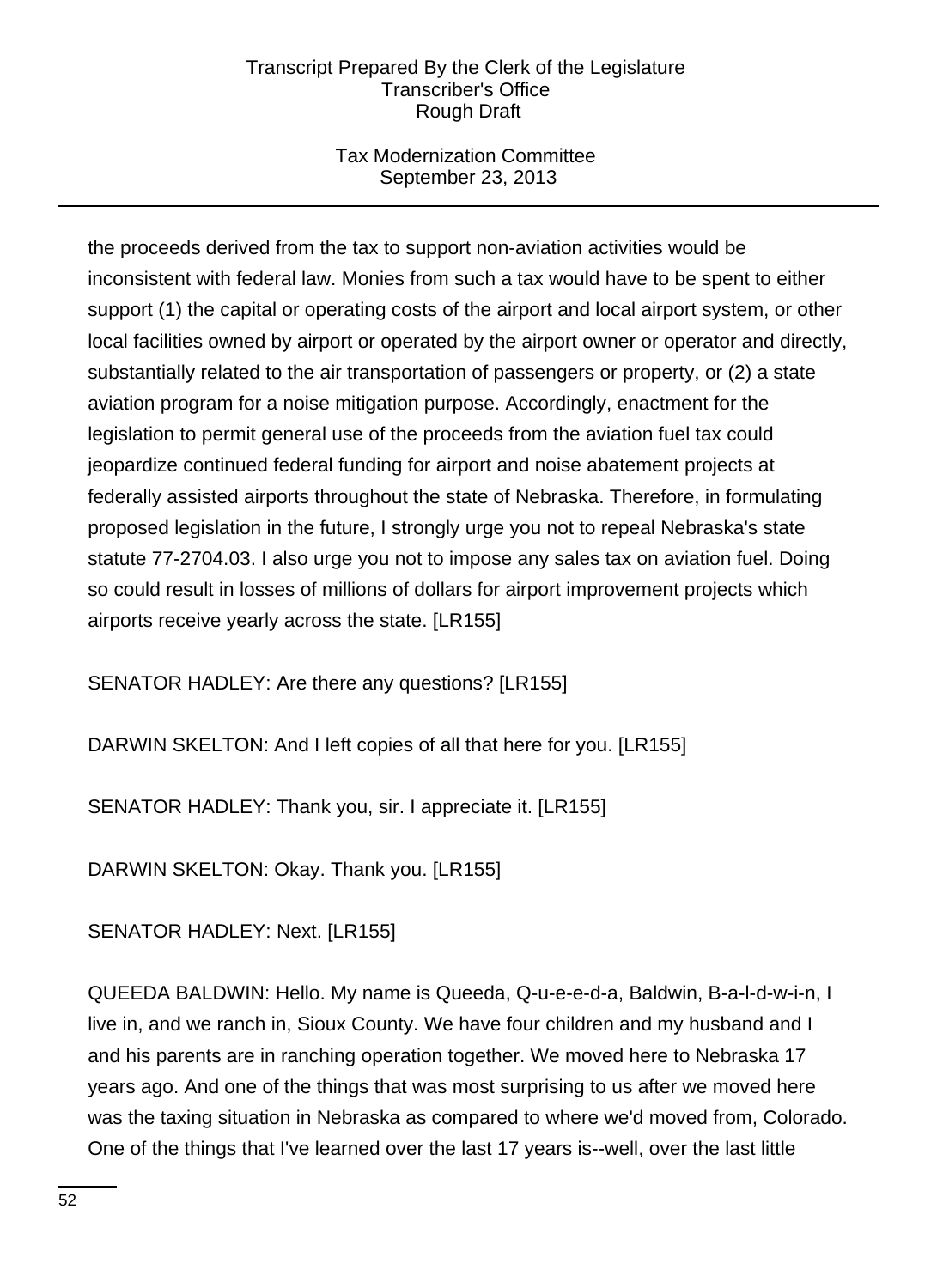the proceeds derived from the tax to support non-aviation activities would be inconsistent with federal law. Monies from such a tax would have to be spent to either support (1) the capital or operating costs of the airport and local airport system, or other local facilities owned by airport or operated by the airport owner or operator and directly, substantially related to the air transportation of passengers or property, or (2) a state aviation program for a noise mitigation purpose. Accordingly, enactment for the legislation to permit general use of the proceeds from the aviation fuel tax could jeopardize continued federal funding for airport and noise abatement projects at federally assisted airports throughout the state of Nebraska. Therefore, in formulating proposed legislation in the future, I strongly urge you not to repeal Nebraska's state statute 77-2704.03. I also urge you not to impose any sales tax on aviation fuel. Doing so could result in losses of millions of dollars for airport improvement projects which airports receive yearly across the state. [LR155]

SENATOR HADLEY: Are there any questions? [LR155]

DARWIN SKELTON: And I left copies of all that here for you. [LR155]

SENATOR HADLEY: Thank you, sir. I appreciate it. [LR155]

DARWIN SKELTON: Okay. Thank you. [LR155]

SENATOR HADLEY: Next. [LR155]

QUEEDA BALDWIN: Hello. My name is Queeda, Q-u-e-e-d-a, Baldwin, B-a-l-d-w-i-n, I live in, and we ranch in, Sioux County. We have four children and my husband and I and his parents are in ranching operation together. We moved here to Nebraska 17 years ago. And one of the things that was most surprising to us after we moved here was the taxing situation in Nebraska as compared to where we'd moved from, Colorado. One of the things that I've learned over the last 17 years is--well, over the last little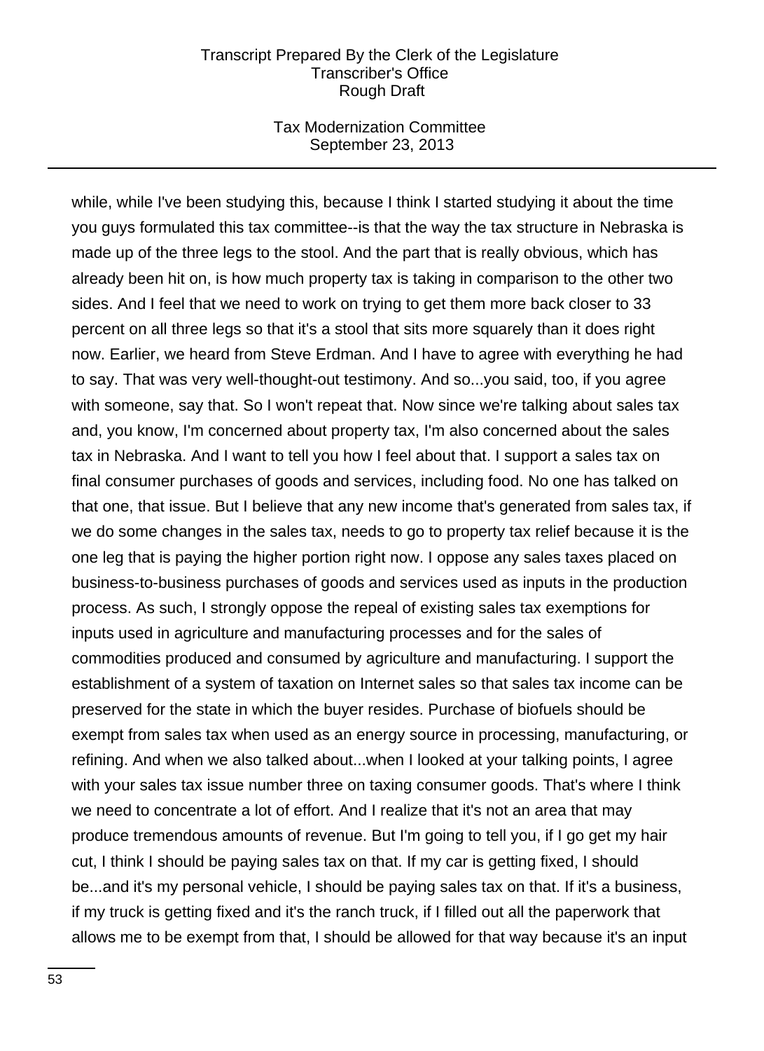while, while I've been studying this, because I think I started studying it about the time you guys formulated this tax committee--is that the way the tax structure in Nebraska is made up of the three legs to the stool. And the part that is really obvious, which has already been hit on, is how much property tax is taking in comparison to the other two sides. And I feel that we need to work on trying to get them more back closer to 33 percent on all three legs so that it's a stool that sits more squarely than it does right now. Earlier, we heard from Steve Erdman. And I have to agree with everything he had to say. That was very well-thought-out testimony. And so...you said, too, if you agree with someone, say that. So I won't repeat that. Now since we're talking about sales tax and, you know, I'm concerned about property tax, I'm also concerned about the sales tax in Nebraska. And I want to tell you how I feel about that. I support a sales tax on final consumer purchases of goods and services, including food. No one has talked on that one, that issue. But I believe that any new income that's generated from sales tax, if we do some changes in the sales tax, needs to go to property tax relief because it is the one leg that is paying the higher portion right now. I oppose any sales taxes placed on business-to-business purchases of goods and services used as inputs in the production process. As such, I strongly oppose the repeal of existing sales tax exemptions for inputs used in agriculture and manufacturing processes and for the sales of commodities produced and consumed by agriculture and manufacturing. I support the establishment of a system of taxation on Internet sales so that sales tax income can be preserved for the state in which the buyer resides. Purchase of biofuels should be exempt from sales tax when used as an energy source in processing, manufacturing, or refining. And when we also talked about...when I looked at your talking points, I agree with your sales tax issue number three on taxing consumer goods. That's where I think we need to concentrate a lot of effort. And I realize that it's not an area that may produce tremendous amounts of revenue. But I'm going to tell you, if I go get my hair cut, I think I should be paying sales tax on that. If my car is getting fixed, I should be...and it's my personal vehicle, I should be paying sales tax on that. If it's a business, if my truck is getting fixed and it's the ranch truck, if I filled out all the paperwork that allows me to be exempt from that, I should be allowed for that way because it's an input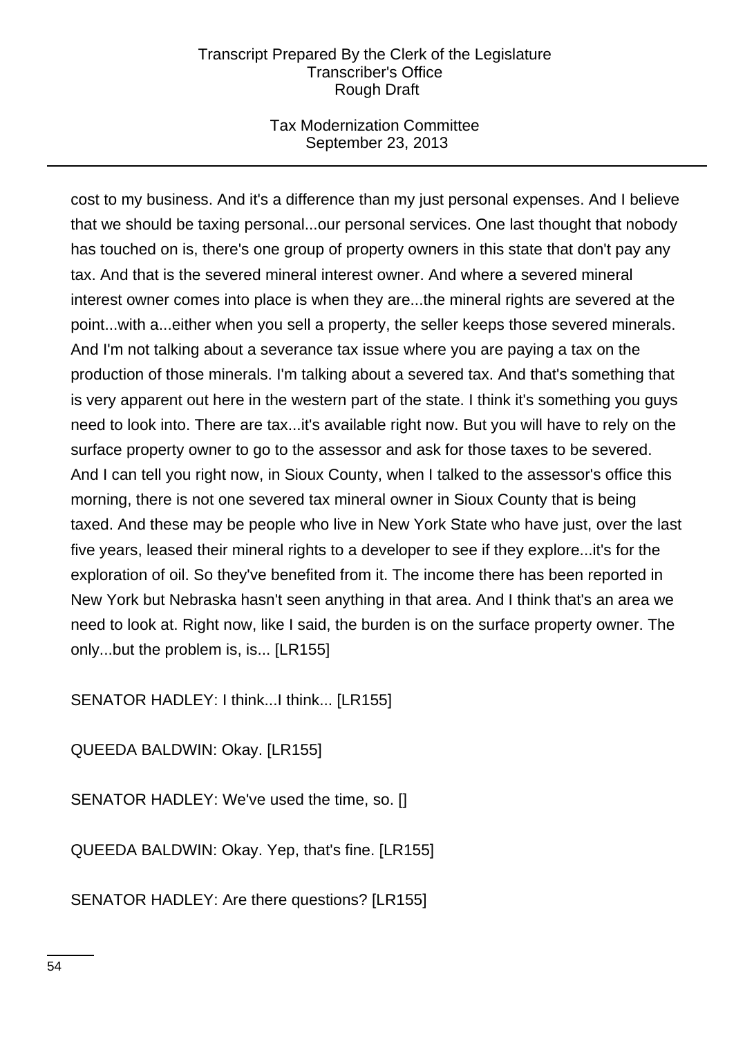cost to my business. And it's a difference than my just personal expenses. And I believe that we should be taxing personal...our personal services. One last thought that nobody has touched on is, there's one group of property owners in this state that don't pay any tax. And that is the severed mineral interest owner. And where a severed mineral interest owner comes into place is when they are...the mineral rights are severed at the point...with a...either when you sell a property, the seller keeps those severed minerals. And I'm not talking about a severance tax issue where you are paying a tax on the production of those minerals. I'm talking about a severed tax. And that's something that is very apparent out here in the western part of the state. I think it's something you guys need to look into. There are tax...it's available right now. But you will have to rely on the surface property owner to go to the assessor and ask for those taxes to be severed. And I can tell you right now, in Sioux County, when I talked to the assessor's office this morning, there is not one severed tax mineral owner in Sioux County that is being taxed. And these may be people who live in New York State who have just, over the last five years, leased their mineral rights to a developer to see if they explore...it's for the exploration of oil. So they've benefited from it. The income there has been reported in New York but Nebraska hasn't seen anything in that area. And I think that's an area we need to look at. Right now, like I said, the burden is on the surface property owner. The only...but the problem is, is... [LR155]

SENATOR HADLEY: I think...I think... [LR155]

QUEEDA BALDWIN: Okay. [LR155]

SENATOR HADLEY: We've used the time, so. []

QUEEDA BALDWIN: Okay. Yep, that's fine. [LR155]

SENATOR HADLEY: Are there questions? [LR155]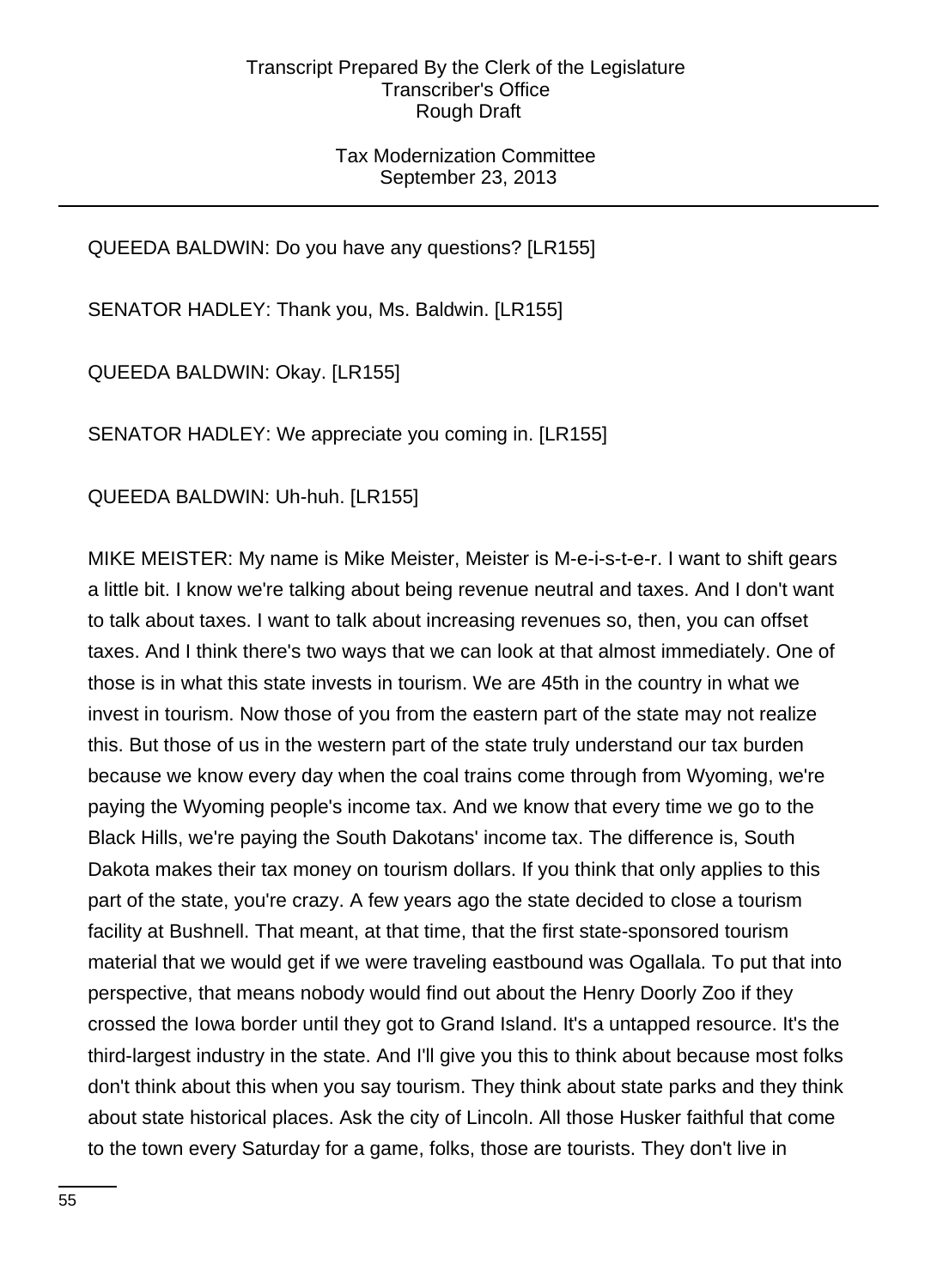QUEEDA BALDWIN: Do you have any questions? [LR155]

SENATOR HADLEY: Thank you, Ms. Baldwin. [LR155]

QUEEDA BALDWIN: Okay. [LR155]

SENATOR HADLEY: We appreciate you coming in. [LR155]

QUEEDA BALDWIN: Uh-huh. [LR155]

MIKE MEISTER: My name is Mike Meister, Meister is M-e-i-s-t-e-r. I want to shift gears a little bit. I know we're talking about being revenue neutral and taxes. And I don't want to talk about taxes. I want to talk about increasing revenues so, then, you can offset taxes. And I think there's two ways that we can look at that almost immediately. One of those is in what this state invests in tourism. We are 45th in the country in what we invest in tourism. Now those of you from the eastern part of the state may not realize this. But those of us in the western part of the state truly understand our tax burden because we know every day when the coal trains come through from Wyoming, we're paying the Wyoming people's income tax. And we know that every time we go to the Black Hills, we're paying the South Dakotans' income tax. The difference is, South Dakota makes their tax money on tourism dollars. If you think that only applies to this part of the state, you're crazy. A few years ago the state decided to close a tourism facility at Bushnell. That meant, at that time, that the first state-sponsored tourism material that we would get if we were traveling eastbound was Ogallala. To put that into perspective, that means nobody would find out about the Henry Doorly Zoo if they crossed the Iowa border until they got to Grand Island. It's a untapped resource. It's the third-largest industry in the state. And I'll give you this to think about because most folks don't think about this when you say tourism. They think about state parks and they think about state historical places. Ask the city of Lincoln. All those Husker faithful that come to the town every Saturday for a game, folks, those are tourists. They don't live in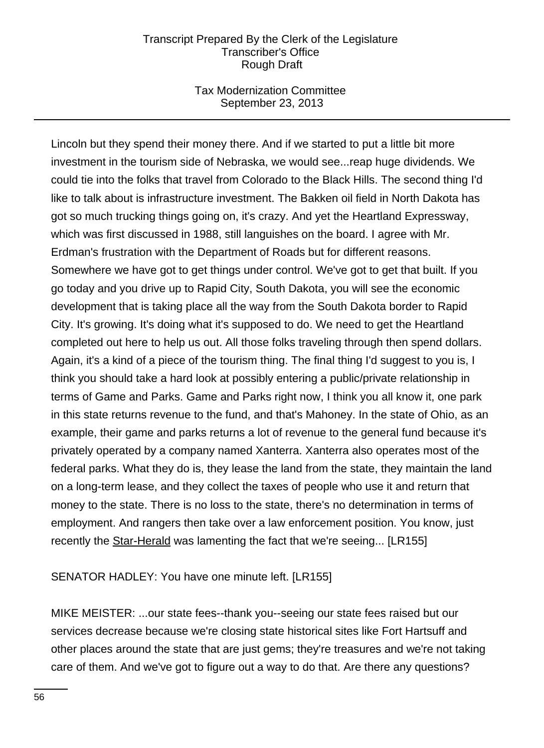Lincoln but they spend their money there. And if we started to put a little bit more investment in the tourism side of Nebraska, we would see...reap huge dividends. We could tie into the folks that travel from Colorado to the Black Hills. The second thing I'd like to talk about is infrastructure investment. The Bakken oil field in North Dakota has got so much trucking things going on, it's crazy. And yet the Heartland Expressway, which was first discussed in 1988, still languishes on the board. I agree with Mr. Erdman's frustration with the Department of Roads but for different reasons. Somewhere we have got to get things under control. We've got to get that built. If you go today and you drive up to Rapid City, South Dakota, you will see the economic development that is taking place all the way from the South Dakota border to Rapid City. It's growing. It's doing what it's supposed to do. We need to get the Heartland completed out here to help us out. All those folks traveling through then spend dollars. Again, it's a kind of a piece of the tourism thing. The final thing I'd suggest to you is, I think you should take a hard look at possibly entering a public/private relationship in terms of Game and Parks. Game and Parks right now, I think you all know it, one park in this state returns revenue to the fund, and that's Mahoney. In the state of Ohio, as an example, their game and parks returns a lot of revenue to the general fund because it's privately operated by a company named Xanterra. Xanterra also operates most of the federal parks. What they do is, they lease the land from the state, they maintain the land on a long-term lease, and they collect the taxes of people who use it and return that money to the state. There is no loss to the state, there's no determination in terms of employment. And rangers then take over a law enforcement position. You know, just recently the Star-Herald was lamenting the fact that we're seeing... [LR155]

SENATOR HADLEY: You have one minute left. [LR155]

MIKE MEISTER: ...our state fees--thank you--seeing our state fees raised but our services decrease because we're closing state historical sites like Fort Hartsuff and other places around the state that are just gems; they're treasures and we're not taking care of them. And we've got to figure out a way to do that. Are there any questions?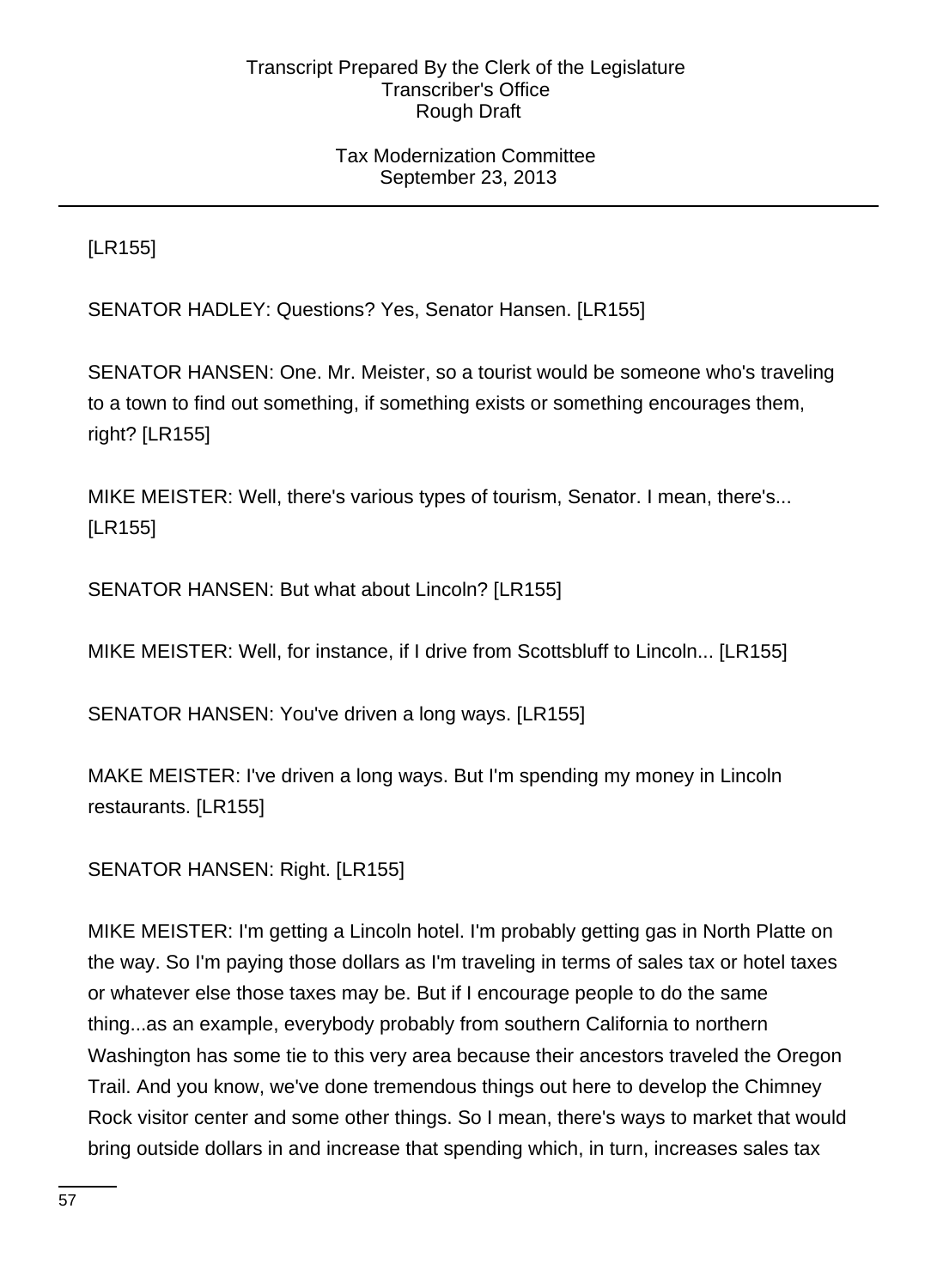[LR155]

SENATOR HADLEY: Questions? Yes, Senator Hansen. [LR155]

SENATOR HANSEN: One. Mr. Meister, so a tourist would be someone who's traveling to a town to find out something, if something exists or something encourages them, right? [LR155]

MIKE MEISTER: Well, there's various types of tourism, Senator. I mean, there's... [LR155]

SENATOR HANSEN: But what about Lincoln? [LR155]

MIKE MEISTER: Well, for instance, if I drive from Scottsbluff to Lincoln... [LR155]

SENATOR HANSEN: You've driven a long ways. [LR155]

MAKE MEISTER: I've driven a long ways. But I'm spending my money in Lincoln restaurants. [LR155]

SENATOR HANSEN: Right. [LR155]

MIKE MEISTER: I'm getting a Lincoln hotel. I'm probably getting gas in North Platte on the way. So I'm paying those dollars as I'm traveling in terms of sales tax or hotel taxes or whatever else those taxes may be. But if I encourage people to do the same thing...as an example, everybody probably from southern California to northern Washington has some tie to this very area because their ancestors traveled the Oregon Trail. And you know, we've done tremendous things out here to develop the Chimney Rock visitor center and some other things. So I mean, there's ways to market that would bring outside dollars in and increase that spending which, in turn, increases sales tax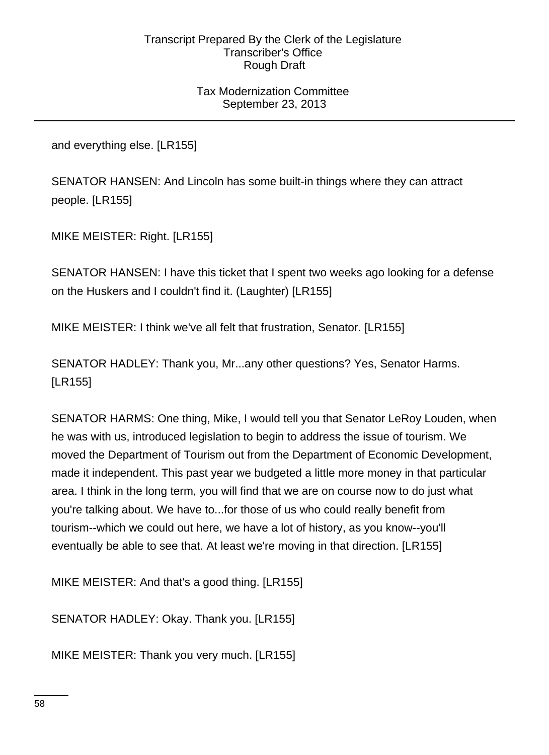and everything else. [LR155]

SENATOR HANSEN: And Lincoln has some built-in things where they can attract people. [LR155]

MIKE MEISTER: Right. [LR155]

SENATOR HANSEN: I have this ticket that I spent two weeks ago looking for a defense on the Huskers and I couldn't find it. (Laughter) [LR155]

MIKE MEISTER: I think we've all felt that frustration, Senator. [LR155]

SENATOR HADLEY: Thank you, Mr...any other questions? Yes, Senator Harms. [LR155]

SENATOR HARMS: One thing, Mike, I would tell you that Senator LeRoy Louden, when he was with us, introduced legislation to begin to address the issue of tourism. We moved the Department of Tourism out from the Department of Economic Development, made it independent. This past year we budgeted a little more money in that particular area. I think in the long term, you will find that we are on course now to do just what you're talking about. We have to...for those of us who could really benefit from tourism--which we could out here, we have a lot of history, as you know--you'll eventually be able to see that. At least we're moving in that direction. [LR155]

MIKE MEISTER: And that's a good thing. [LR155]

SENATOR HADLEY: Okay. Thank you. [LR155]

MIKE MEISTER: Thank you very much. [LR155]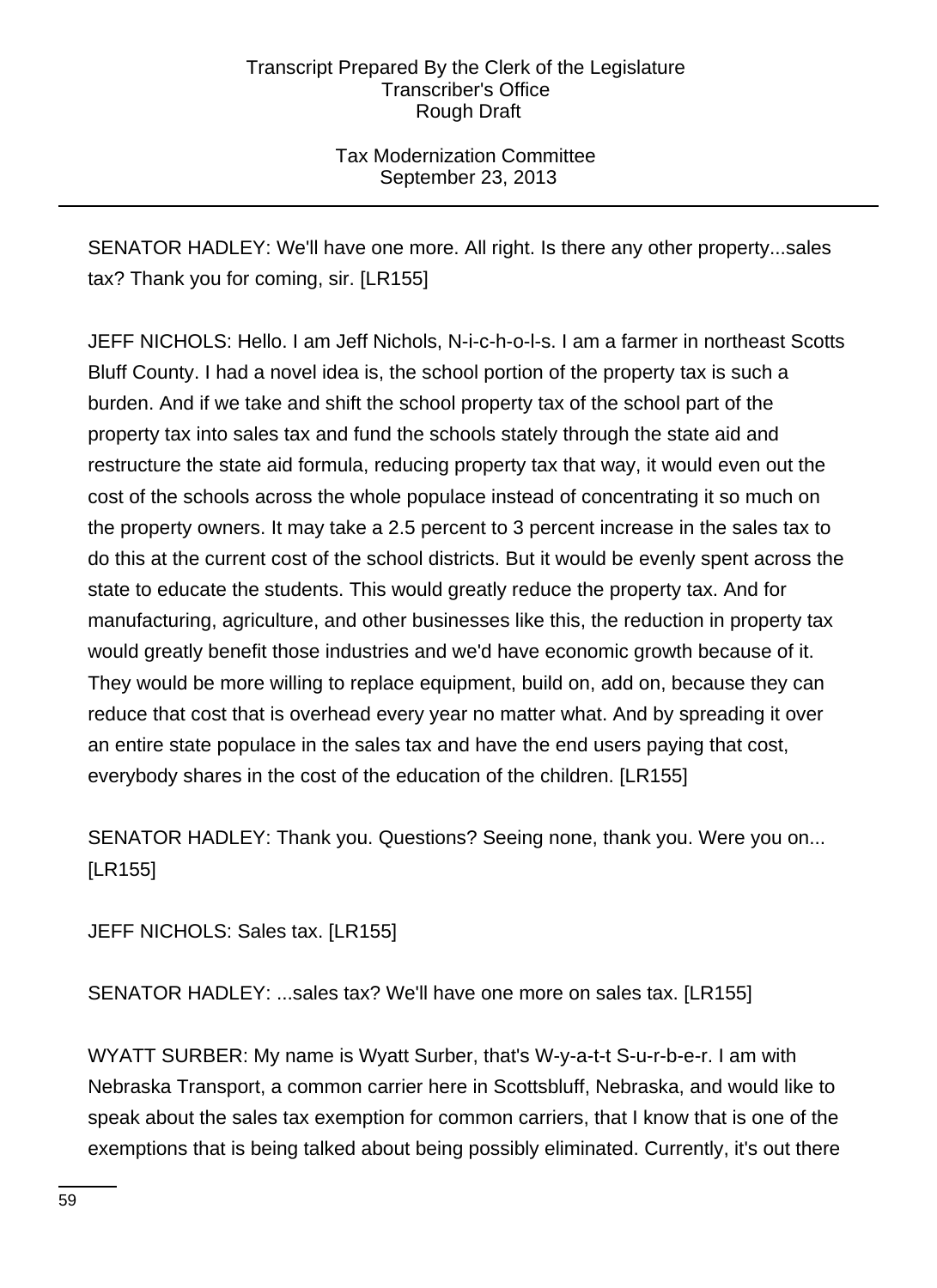SENATOR HADLEY: We'll have one more. All right. Is there any other property...sales tax? Thank you for coming, sir. [LR155]

JEFF NICHOLS: Hello. I am Jeff Nichols, N-i-c-h-o-l-s. I am a farmer in northeast Scotts Bluff County. I had a novel idea is, the school portion of the property tax is such a burden. And if we take and shift the school property tax of the school part of the property tax into sales tax and fund the schools stately through the state aid and restructure the state aid formula, reducing property tax that way, it would even out the cost of the schools across the whole populace instead of concentrating it so much on the property owners. It may take a 2.5 percent to 3 percent increase in the sales tax to do this at the current cost of the school districts. But it would be evenly spent across the state to educate the students. This would greatly reduce the property tax. And for manufacturing, agriculture, and other businesses like this, the reduction in property tax would greatly benefit those industries and we'd have economic growth because of it. They would be more willing to replace equipment, build on, add on, because they can reduce that cost that is overhead every year no matter what. And by spreading it over an entire state populace in the sales tax and have the end users paying that cost, everybody shares in the cost of the education of the children. [LR155]

SENATOR HADLEY: Thank you. Questions? Seeing none, thank you. Were you on... [LR155]

JEFF NICHOLS: Sales tax. [LR155]

SENATOR HADLEY: ...sales tax? We'll have one more on sales tax. [LR155]

WYATT SURBER: My name is Wyatt Surber, that's W-y-a-t-t S-u-r-b-e-r. I am with Nebraska Transport, a common carrier here in Scottsbluff, Nebraska, and would like to speak about the sales tax exemption for common carriers, that I know that is one of the exemptions that is being talked about being possibly eliminated. Currently, it's out there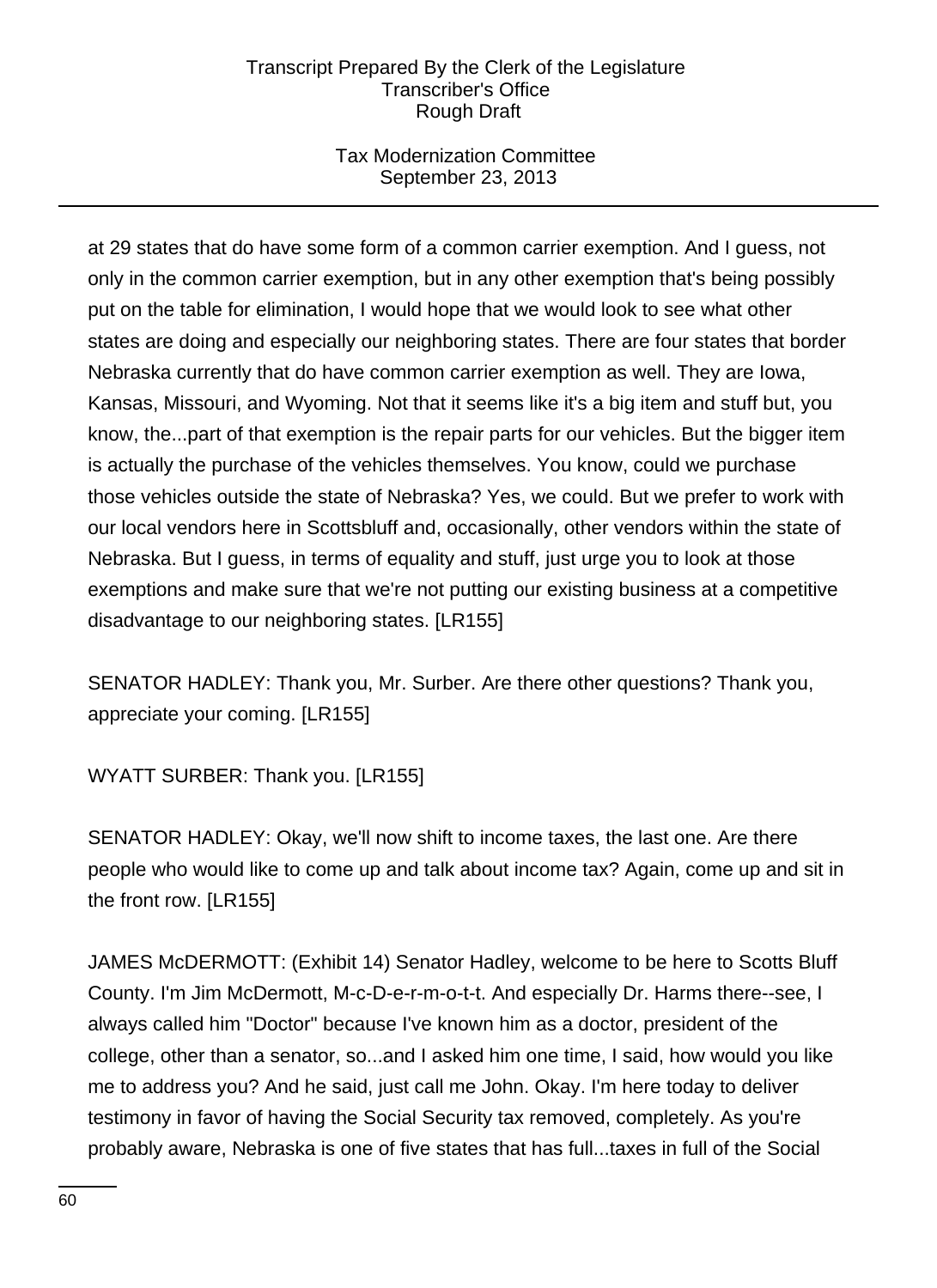at 29 states that do have some form of a common carrier exemption. And I guess, not only in the common carrier exemption, but in any other exemption that's being possibly put on the table for elimination, I would hope that we would look to see what other states are doing and especially our neighboring states. There are four states that border Nebraska currently that do have common carrier exemption as well. They are Iowa, Kansas, Missouri, and Wyoming. Not that it seems like it's a big item and stuff but, you know, the...part of that exemption is the repair parts for our vehicles. But the bigger item is actually the purchase of the vehicles themselves. You know, could we purchase those vehicles outside the state of Nebraska? Yes, we could. But we prefer to work with our local vendors here in Scottsbluff and, occasionally, other vendors within the state of Nebraska. But I guess, in terms of equality and stuff, just urge you to look at those exemptions and make sure that we're not putting our existing business at a competitive disadvantage to our neighboring states. [LR155]

SENATOR HADLEY: Thank you, Mr. Surber. Are there other questions? Thank you, appreciate your coming. [LR155]

WYATT SURBER: Thank you. [LR155]

SENATOR HADLEY: Okay, we'll now shift to income taxes, the last one. Are there people who would like to come up and talk about income tax? Again, come up and sit in the front row. [LR155]

JAMES McDERMOTT: (Exhibit 14) Senator Hadley, welcome to be here to Scotts Bluff County. I'm Jim McDermott, M-c-D-e-r-m-o-t-t. And especially Dr. Harms there--see, I always called him "Doctor" because I've known him as a doctor, president of the college, other than a senator, so...and I asked him one time, I said, how would you like me to address you? And he said, just call me John. Okay. I'm here today to deliver testimony in favor of having the Social Security tax removed, completely. As you're probably aware, Nebraska is one of five states that has full...taxes in full of the Social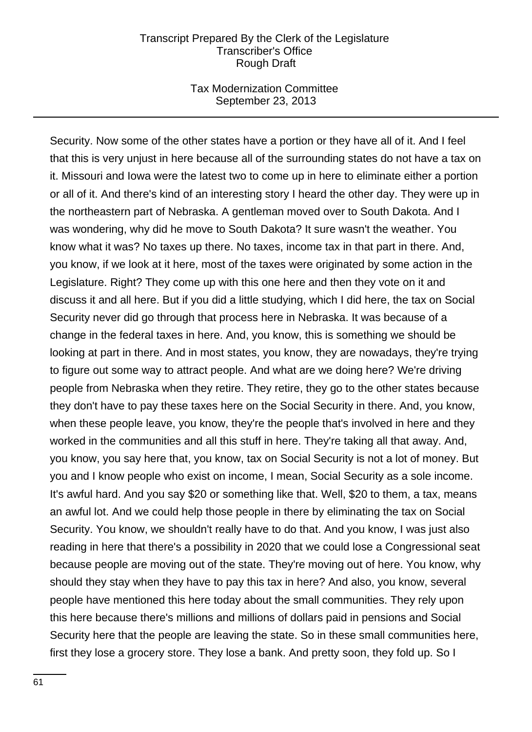Security. Now some of the other states have a portion or they have all of it. And I feel that this is very unjust in here because all of the surrounding states do not have a tax on it. Missouri and Iowa were the latest two to come up in here to eliminate either a portion or all of it. And there's kind of an interesting story I heard the other day. They were up in the northeastern part of Nebraska. A gentleman moved over to South Dakota. And I was wondering, why did he move to South Dakota? It sure wasn't the weather. You know what it was? No taxes up there. No taxes, income tax in that part in there. And, you know, if we look at it here, most of the taxes were originated by some action in the Legislature. Right? They come up with this one here and then they vote on it and discuss it and all here. But if you did a little studying, which I did here, the tax on Social Security never did go through that process here in Nebraska. It was because of a change in the federal taxes in here. And, you know, this is something we should be looking at part in there. And in most states, you know, they are nowadays, they're trying to figure out some way to attract people. And what are we doing here? We're driving people from Nebraska when they retire. They retire, they go to the other states because they don't have to pay these taxes here on the Social Security in there. And, you know, when these people leave, you know, they're the people that's involved in here and they worked in the communities and all this stuff in here. They're taking all that away. And, you know, you say here that, you know, tax on Social Security is not a lot of money. But you and I know people who exist on income, I mean, Social Security as a sole income. It's awful hard. And you say $20 or something like that. Well, $20 to them, a tax, means an awful lot. And we could help those people in there by eliminating the tax on Social Security. You know, we shouldn't really have to do that. And you know, I was just also reading in here that there's a possibility in 2020 that we could lose a Congressional seat because people are moving out of the state. They're moving out of here. You know, why should they stay when they have to pay this tax in here? And also, you know, several people have mentioned this here today about the small communities. They rely upon this here because there's millions and millions of dollars paid in pensions and Social Security here that the people are leaving the state. So in these small communities here, first they lose a grocery store. They lose a bank. And pretty soon, they fold up. So I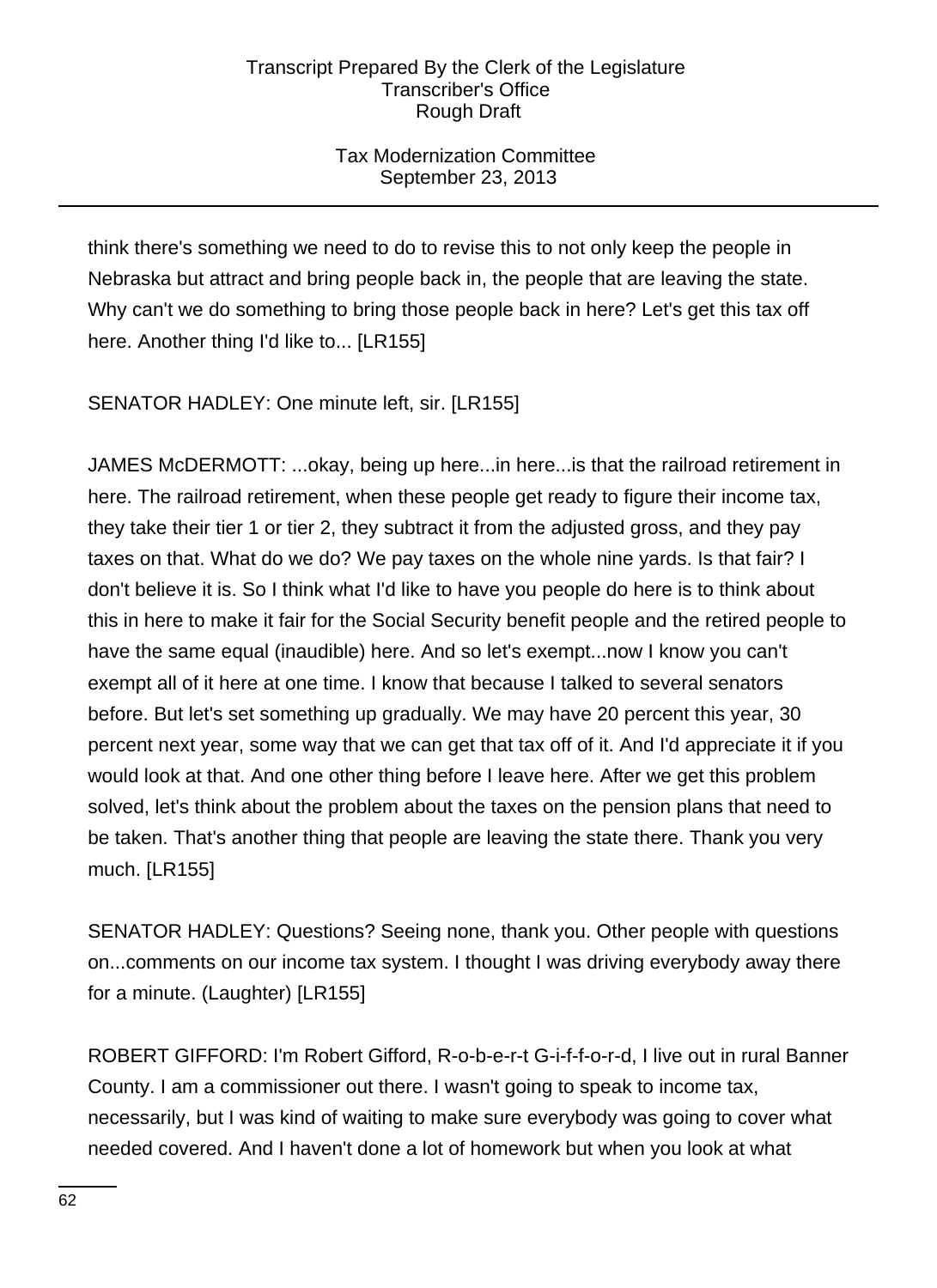think there's something we need to do to revise this to not only keep the people in Nebraska but attract and bring people back in, the people that are leaving the state. Why can't we do something to bring those people back in here? Let's get this tax off here. Another thing I'd like to... [LR155]

SENATOR HADLEY: One minute left, sir. [LR155]

JAMES McDERMOTT: ...okay, being up here...in here...is that the railroad retirement in here. The railroad retirement, when these people get ready to figure their income tax, they take their tier 1 or tier 2, they subtract it from the adjusted gross, and they pay taxes on that. What do we do? We pay taxes on the whole nine yards. Is that fair? I don't believe it is. So I think what I'd like to have you people do here is to think about this in here to make it fair for the Social Security benefit people and the retired people to have the same equal (inaudible) here. And so let's exempt...now I know you can't exempt all of it here at one time. I know that because I talked to several senators before. But let's set something up gradually. We may have 20 percent this year, 30 percent next year, some way that we can get that tax off of it. And I'd appreciate it if you would look at that. And one other thing before I leave here. After we get this problem solved, let's think about the problem about the taxes on the pension plans that need to be taken. That's another thing that people are leaving the state there. Thank you very much. [LR155]

SENATOR HADLEY: Questions? Seeing none, thank you. Other people with questions on...comments on our income tax system. I thought I was driving everybody away there for a minute. (Laughter) [LR155]

ROBERT GIFFORD: I'm Robert Gifford, R-o-b-e-r-t G-i-f-f-o-r-d, I live out in rural Banner County. I am a commissioner out there. I wasn't going to speak to income tax, necessarily, but I was kind of waiting to make sure everybody was going to cover what needed covered. And I haven't done a lot of homework but when you look at what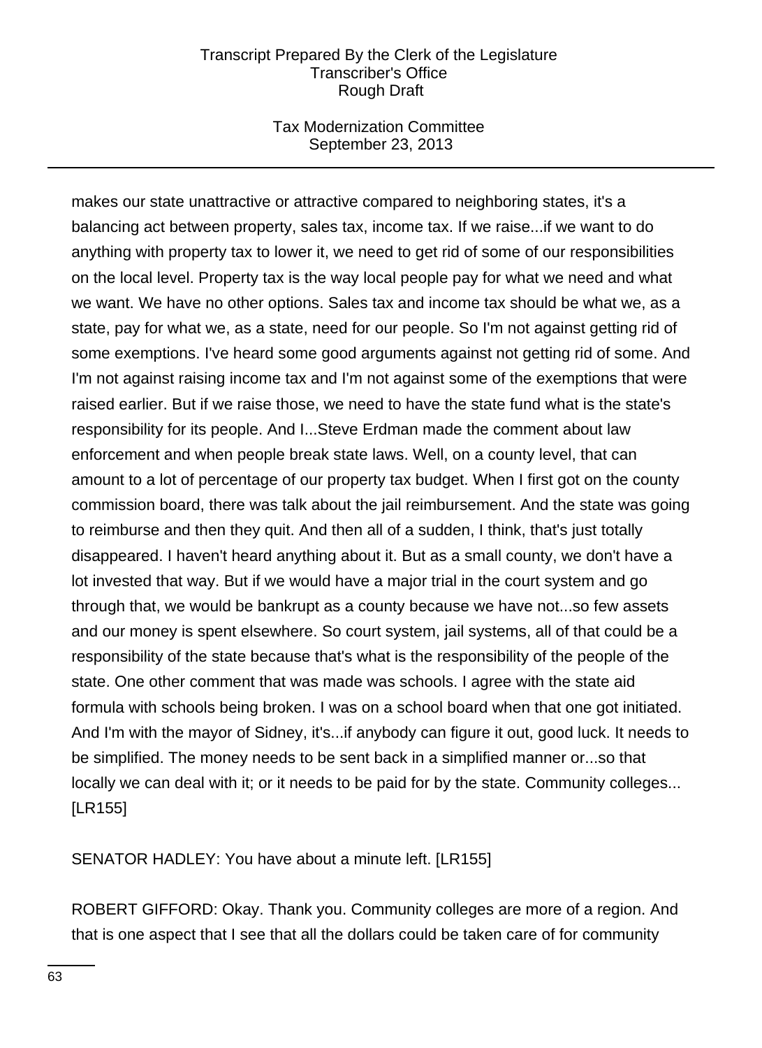makes our state unattractive or attractive compared to neighboring states, it's a balancing act between property, sales tax, income tax. If we raise...if we want to do anything with property tax to lower it, we need to get rid of some of our responsibilities on the local level. Property tax is the way local people pay for what we need and what we want. We have no other options. Sales tax and income tax should be what we, as a state, pay for what we, as a state, need for our people. So I'm not against getting rid of some exemptions. I've heard some good arguments against not getting rid of some. And I'm not against raising income tax and I'm not against some of the exemptions that were raised earlier. But if we raise those, we need to have the state fund what is the state's responsibility for its people. And I...Steve Erdman made the comment about law enforcement and when people break state laws. Well, on a county level, that can amount to a lot of percentage of our property tax budget. When I first got on the county commission board, there was talk about the jail reimbursement. And the state was going to reimburse and then they quit. And then all of a sudden, I think, that's just totally disappeared. I haven't heard anything about it. But as a small county, we don't have a lot invested that way. But if we would have a major trial in the court system and go through that, we would be bankrupt as a county because we have not...so few assets and our money is spent elsewhere. So court system, jail systems, all of that could be a responsibility of the state because that's what is the responsibility of the people of the state. One other comment that was made was schools. I agree with the state aid formula with schools being broken. I was on a school board when that one got initiated. And I'm with the mayor of Sidney, it's...if anybody can figure it out, good luck. It needs to be simplified. The money needs to be sent back in a simplified manner or...so that locally we can deal with it; or it needs to be paid for by the state. Community colleges... [LR155]

SENATOR HADLEY: You have about a minute left. [LR155]

ROBERT GIFFORD: Okay. Thank you. Community colleges are more of a region. And that is one aspect that I see that all the dollars could be taken care of for community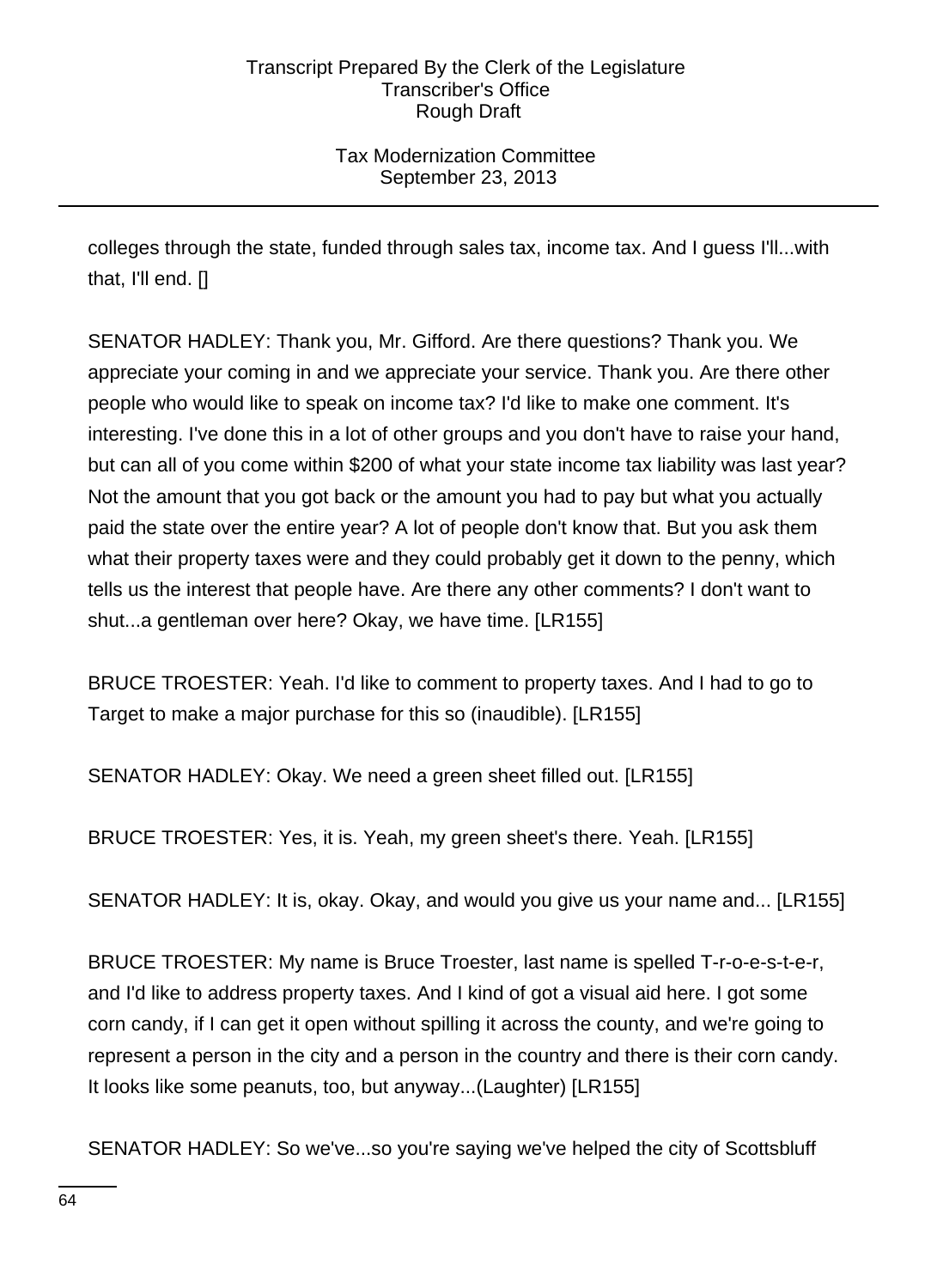colleges through the state, funded through sales tax, income tax. And I guess I'll...with that, I'll end. []

SENATOR HADLEY: Thank you, Mr. Gifford. Are there questions? Thank you. We appreciate your coming in and we appreciate your service. Thank you. Are there other people who would like to speak on income tax? I'd like to make one comment. It's interesting. I've done this in a lot of other groups and you don't have to raise your hand, but can all of you come within $200 of what your state income tax liability was last year? Not the amount that you got back or the amount you had to pay but what you actually paid the state over the entire year? A lot of people don't know that. But you ask them what their property taxes were and they could probably get it down to the penny, which tells us the interest that people have. Are there any other comments? I don't want to shut...a gentleman over here? Okay, we have time. [LR155]

BRUCE TROESTER: Yeah. I'd like to comment to property taxes. And I had to go to Target to make a major purchase for this so (inaudible). [LR155]

SENATOR HADLEY: Okay. We need a green sheet filled out. [LR155]

BRUCE TROESTER: Yes, it is. Yeah, my green sheet's there. Yeah. [LR155]

SENATOR HADLEY: It is, okay. Okay, and would you give us your name and... [LR155]

BRUCE TROESTER: My name is Bruce Troester, last name is spelled T-r-o-e-s-t-e-r, and I'd like to address property taxes. And I kind of got a visual aid here. I got some corn candy, if I can get it open without spilling it across the county, and we're going to represent a person in the city and a person in the country and there is their corn candy. It looks like some peanuts, too, but anyway...(Laughter) [LR155]

SENATOR HADLEY: So we've...so you're saying we've helped the city of Scottsbluff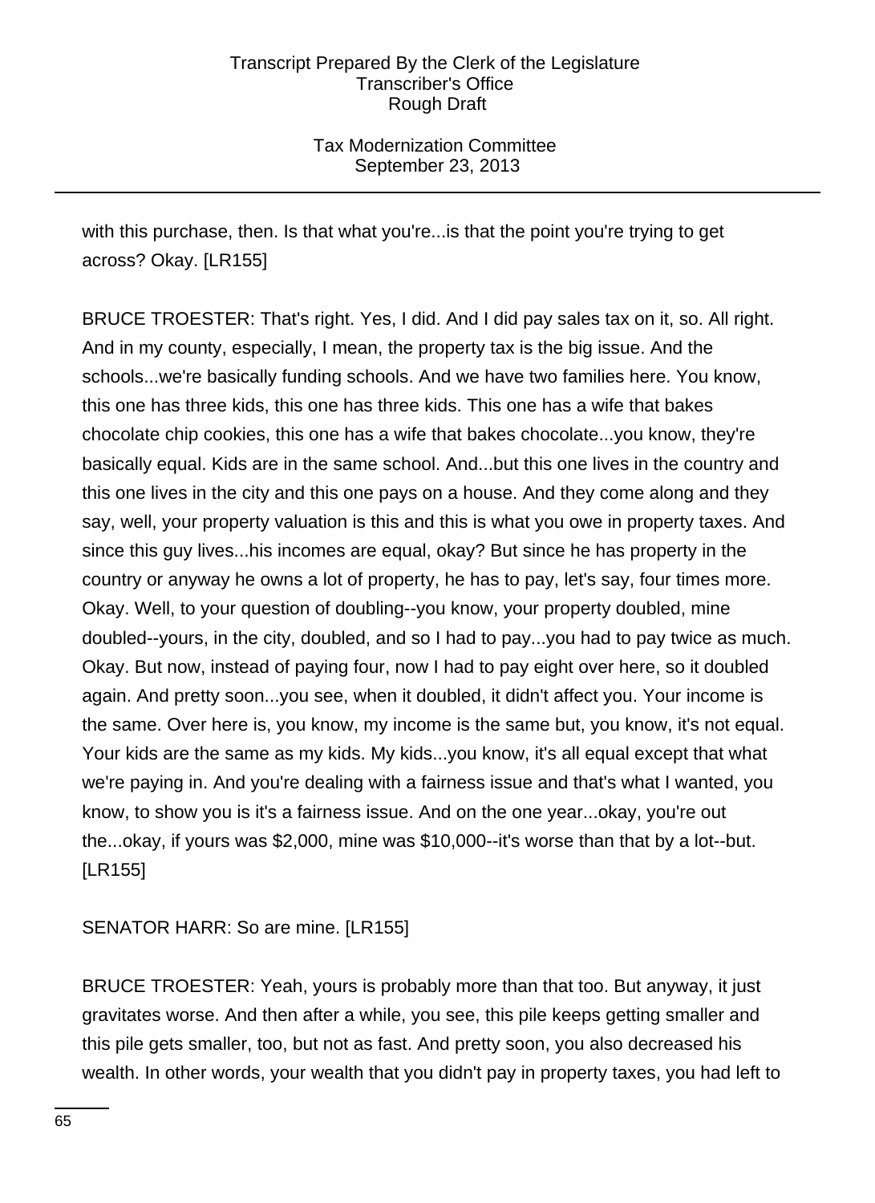with this purchase, then. Is that what you're...is that the point you're trying to get across? Okay. [LR155]

BRUCE TROESTER: That's right. Yes, I did. And I did pay sales tax on it, so. All right. And in my county, especially, I mean, the property tax is the big issue. And the schools...we're basically funding schools. And we have two families here. You know, this one has three kids, this one has three kids. This one has a wife that bakes chocolate chip cookies, this one has a wife that bakes chocolate...you know, they're basically equal. Kids are in the same school. And...but this one lives in the country and this one lives in the city and this one pays on a house. And they come along and they say, well, your property valuation is this and this is what you owe in property taxes. And since this guy lives...his incomes are equal, okay? But since he has property in the country or anyway he owns a lot of property, he has to pay, let's say, four times more. Okay. Well, to your question of doubling--you know, your property doubled, mine doubled--yours, in the city, doubled, and so I had to pay...you had to pay twice as much. Okay. But now, instead of paying four, now I had to pay eight over here, so it doubled again. And pretty soon...you see, when it doubled, it didn't affect you. Your income is the same. Over here is, you know, my income is the same but, you know, it's not equal. Your kids are the same as my kids. My kids...you know, it's all equal except that what we're paying in. And you're dealing with a fairness issue and that's what I wanted, you know, to show you is it's a fairness issue. And on the one year...okay, you're out the...okay, if yours was $2,000, mine was $10,000--it's worse than that by a lot--but. [LR155]

SENATOR HARR: So are mine. [LR155]

BRUCE TROESTER: Yeah, yours is probably more than that too. But anyway, it just gravitates worse. And then after a while, you see, this pile keeps getting smaller and this pile gets smaller, too, but not as fast. And pretty soon, you also decreased his wealth. In other words, your wealth that you didn't pay in property taxes, you had left to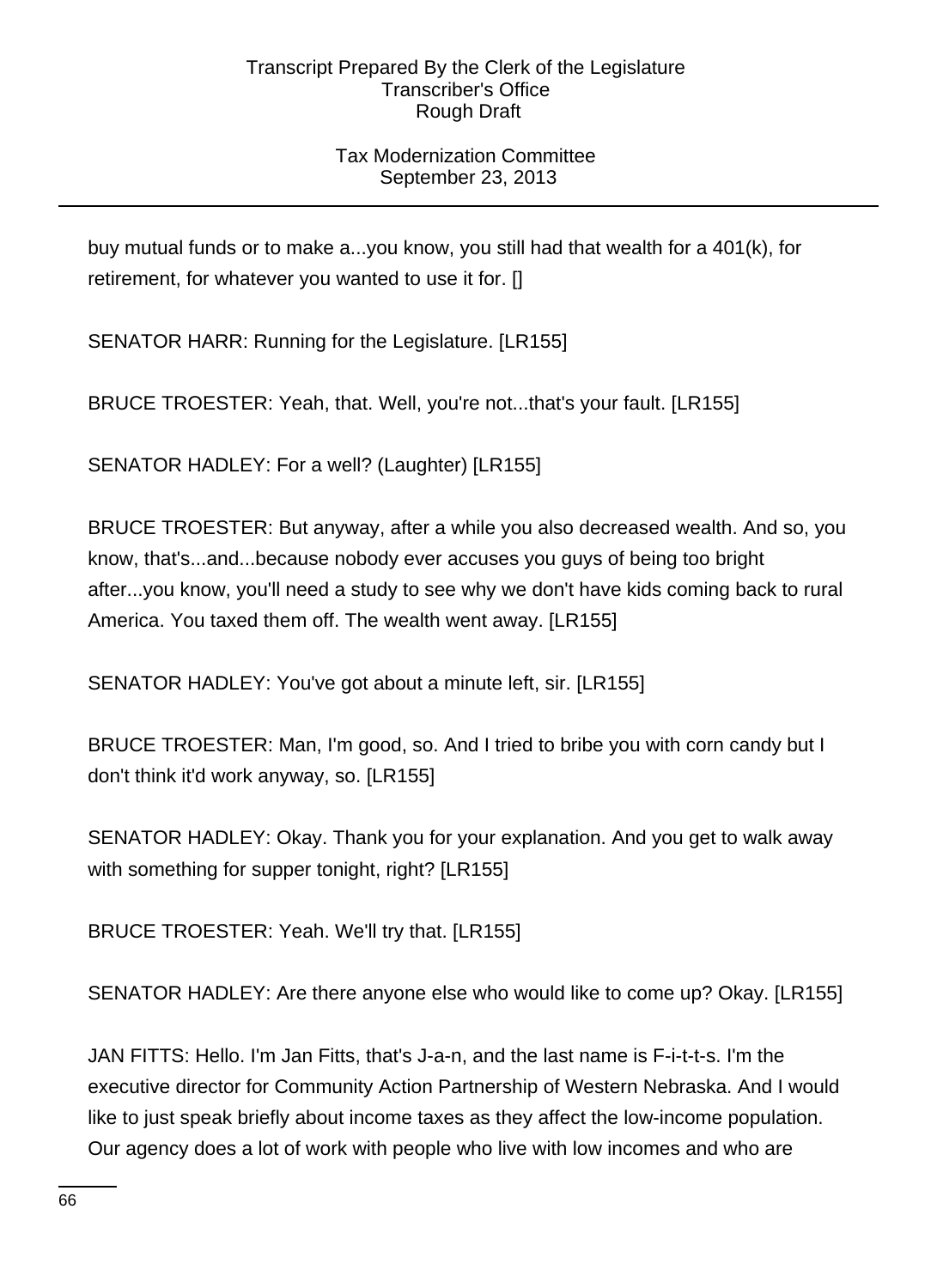buy mutual funds or to make a...you know, you still had that wealth for a 401(k), for retirement, for whatever you wanted to use it for. []

SENATOR HARR: Running for the Legislature. [LR155]

BRUCE TROESTER: Yeah, that. Well, you're not...that's your fault. [LR155]

SENATOR HADLEY: For a well? (Laughter) [LR155]

BRUCE TROESTER: But anyway, after a while you also decreased wealth. And so, you know, that's...and...because nobody ever accuses you guys of being too bright after...you know, you'll need a study to see why we don't have kids coming back to rural America. You taxed them off. The wealth went away. [LR155]

SENATOR HADLEY: You've got about a minute left, sir. [LR155]

BRUCE TROESTER: Man, I'm good, so. And I tried to bribe you with corn candy but I don't think it'd work anyway, so. [LR155]

SENATOR HADLEY: Okay. Thank you for your explanation. And you get to walk away with something for supper tonight, right? [LR155]

BRUCE TROESTER: Yeah. We'll try that. [LR155]

SENATOR HADLEY: Are there anyone else who would like to come up? Okay. [LR155]

JAN FITTS: Hello. I'm Jan Fitts, that's J-a-n, and the last name is F-i-t-t-s. I'm the executive director for Community Action Partnership of Western Nebraska. And I would like to just speak briefly about income taxes as they affect the low-income population. Our agency does a lot of work with people who live with low incomes and who are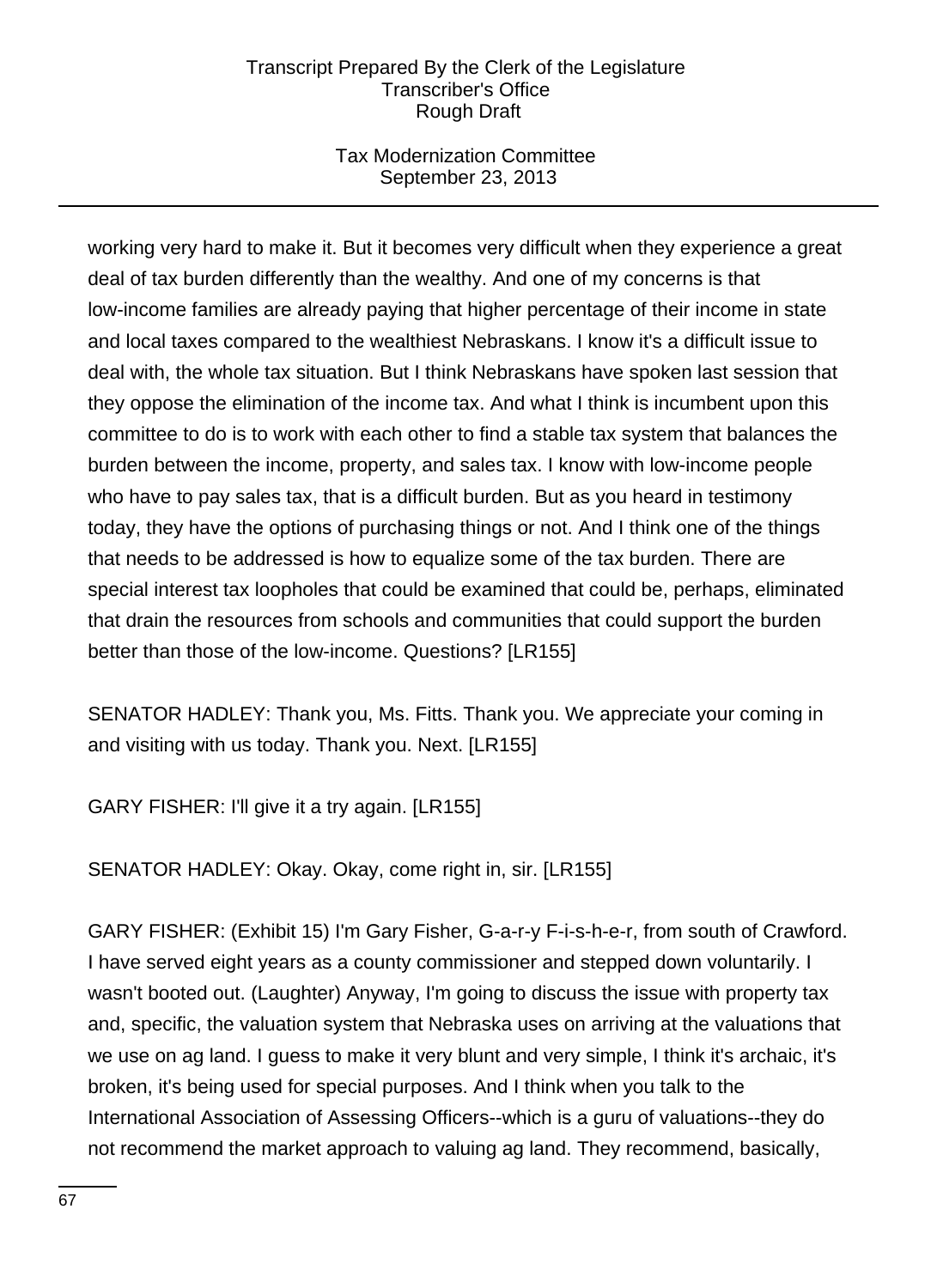working very hard to make it. But it becomes very difficult when they experience a great deal of tax burden differently than the wealthy. And one of my concerns is that low-income families are already paying that higher percentage of their income in state and local taxes compared to the wealthiest Nebraskans. I know it's a difficult issue to deal with, the whole tax situation. But I think Nebraskans have spoken last session that they oppose the elimination of the income tax. And what I think is incumbent upon this committee to do is to work with each other to find a stable tax system that balances the burden between the income, property, and sales tax. I know with low-income people who have to pay sales tax, that is a difficult burden. But as you heard in testimony today, they have the options of purchasing things or not. And I think one of the things that needs to be addressed is how to equalize some of the tax burden. There are special interest tax loopholes that could be examined that could be, perhaps, eliminated that drain the resources from schools and communities that could support the burden better than those of the low-income. Questions? [LR155]

SENATOR HADLEY: Thank you, Ms. Fitts. Thank you. We appreciate your coming in and visiting with us today. Thank you. Next. [LR155]

GARY FISHER: I'll give it a try again. [LR155]

SENATOR HADLEY: Okay. Okay, come right in, sir. [LR155]

GARY FISHER: (Exhibit 15) I'm Gary Fisher, G-a-r-y F-i-s-h-e-r, from south of Crawford. I have served eight years as a county commissioner and stepped down voluntarily. I wasn't booted out. (Laughter) Anyway, I'm going to discuss the issue with property tax and, specific, the valuation system that Nebraska uses on arriving at the valuations that we use on ag land. I guess to make it very blunt and very simple, I think it's archaic, it's broken, it's being used for special purposes. And I think when you talk to the International Association of Assessing Officers--which is a guru of valuations--they do not recommend the market approach to valuing ag land. They recommend, basically,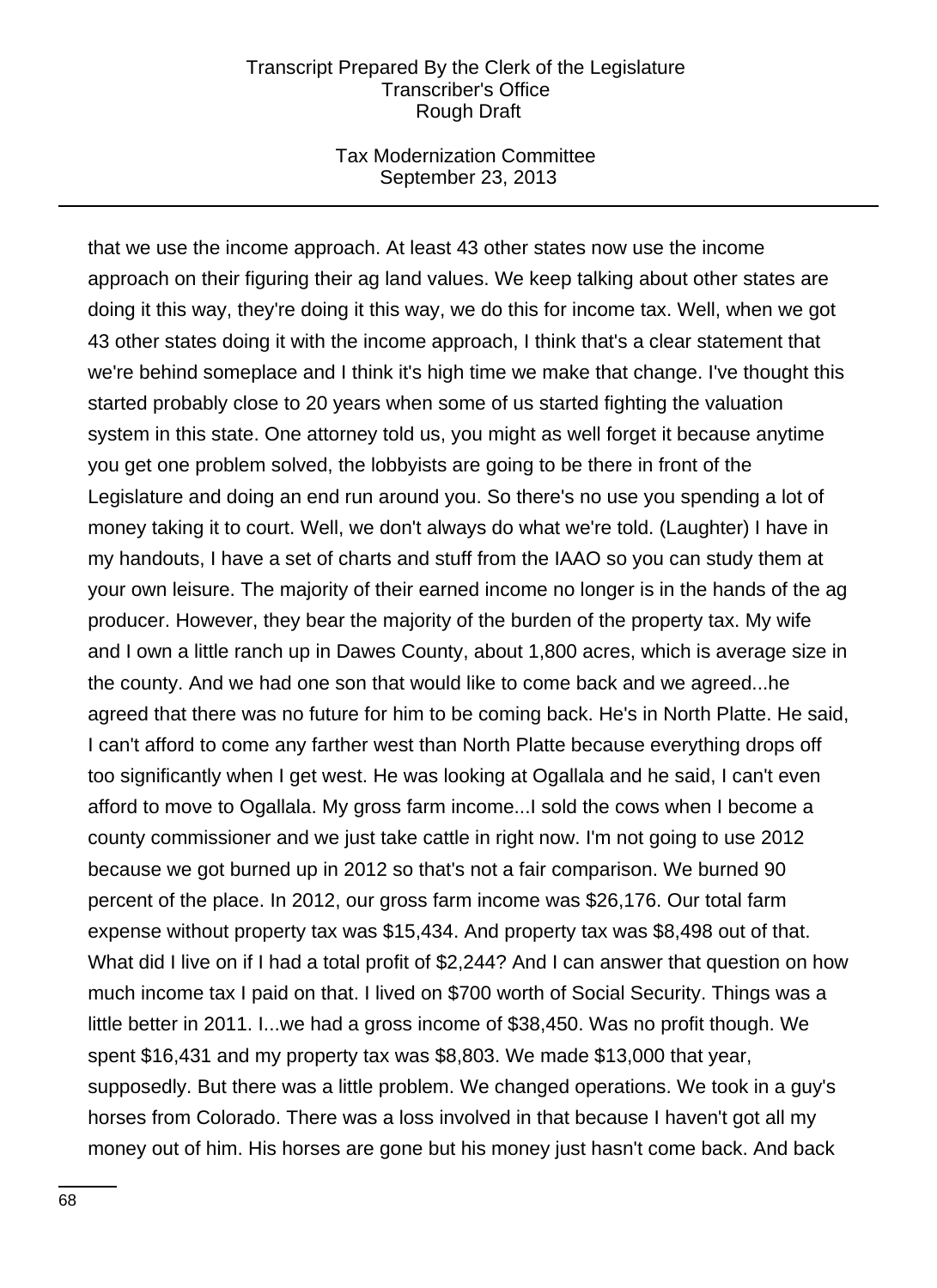that we use the income approach. At least 43 other states now use the income approach on their figuring their ag land values. We keep talking about other states are doing it this way, they're doing it this way, we do this for income tax. Well, when we got 43 other states doing it with the income approach, I think that's a clear statement that we're behind someplace and I think it's high time we make that change. I've thought this started probably close to 20 years when some of us started fighting the valuation system in this state. One attorney told us, you might as well forget it because anytime you get one problem solved, the lobbyists are going to be there in front of the Legislature and doing an end run around you. So there's no use you spending a lot of money taking it to court. Well, we don't always do what we're told. (Laughter) I have in my handouts, I have a set of charts and stuff from the IAAO so you can study them at your own leisure. The majority of their earned income no longer is in the hands of the ag producer. However, they bear the majority of the burden of the property tax. My wife and I own a little ranch up in Dawes County, about 1,800 acres, which is average size in the county. And we had one son that would like to come back and we agreed...he agreed that there was no future for him to be coming back. He's in North Platte. He said, I can't afford to come any farther west than North Platte because everything drops off too significantly when I get west. He was looking at Ogallala and he said, I can't even afford to move to Ogallala. My gross farm income...I sold the cows when I become a county commissioner and we just take cattle in right now. I'm not going to use 2012 because we got burned up in 2012 so that's not a fair comparison. We burned 90 percent of the place. In 2012, our gross farm income was $26,176. Our total farm expense without property tax was $15,434. And property tax was $8,498 out of that. What did I live on if I had a total profit of $2,244? And I can answer that question on how much income tax I paid on that. I lived on $700 worth of Social Security. Things was a little better in 2011. I...we had a gross income of $38,450. Was no profit though. We spent $16,431 and my property tax was $8,803. We made $13,000 that year, supposedly. But there was a little problem. We changed operations. We took in a guy's horses from Colorado. There was a loss involved in that because I haven't got all my money out of him. His horses are gone but his money just hasn't come back. And back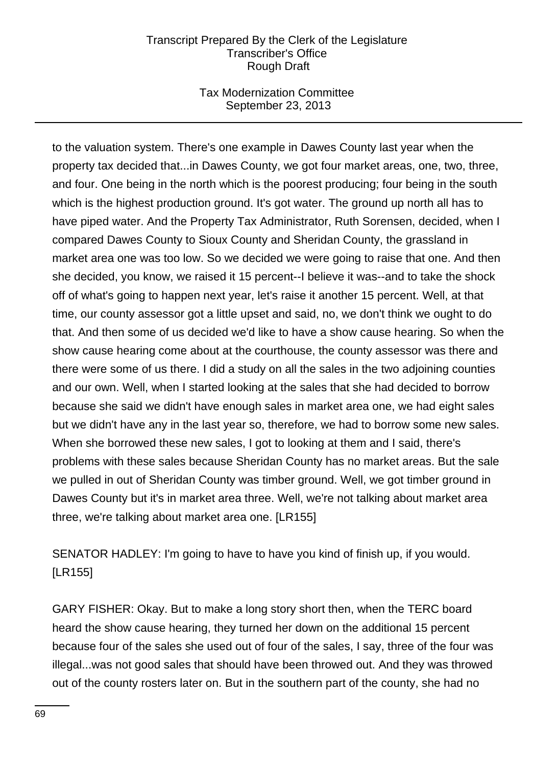to the valuation system. There's one example in Dawes County last year when the property tax decided that...in Dawes County, we got four market areas, one, two, three, and four. One being in the north which is the poorest producing; four being in the south which is the highest production ground. It's got water. The ground up north all has to have piped water. And the Property Tax Administrator, Ruth Sorensen, decided, when I compared Dawes County to Sioux County and Sheridan County, the grassland in market area one was too low. So we decided we were going to raise that one. And then she decided, you know, we raised it 15 percent--I believe it was--and to take the shock off of what's going to happen next year, let's raise it another 15 percent. Well, at that time, our county assessor got a little upset and said, no, we don't think we ought to do that. And then some of us decided we'd like to have a show cause hearing. So when the show cause hearing come about at the courthouse, the county assessor was there and there were some of us there. I did a study on all the sales in the two adjoining counties and our own. Well, when I started looking at the sales that she had decided to borrow because she said we didn't have enough sales in market area one, we had eight sales but we didn't have any in the last year so, therefore, we had to borrow some new sales. When she borrowed these new sales, I got to looking at them and I said, there's problems with these sales because Sheridan County has no market areas. But the sale we pulled in out of Sheridan County was timber ground. Well, we got timber ground in Dawes County but it's in market area three. Well, we're not talking about market area three, we're talking about market area one. [LR155]

SENATOR HADLEY: I'm going to have to have you kind of finish up, if you would. [LR155]

GARY FISHER: Okay. But to make a long story short then, when the TERC board heard the show cause hearing, they turned her down on the additional 15 percent because four of the sales she used out of four of the sales, I say, three of the four was illegal...was not good sales that should have been throwed out. And they was throwed out of the county rosters later on. But in the southern part of the county, she had no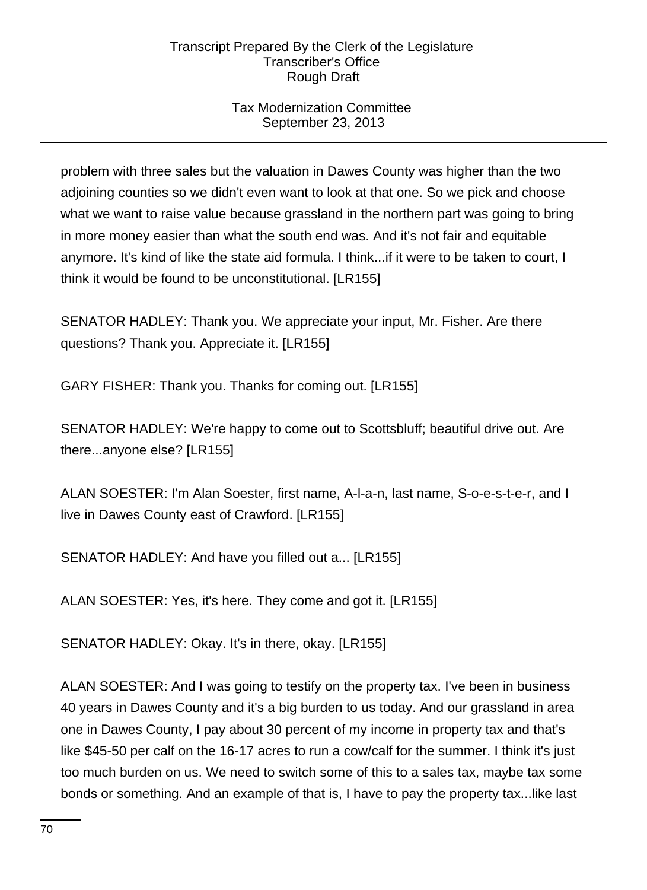problem with three sales but the valuation in Dawes County was higher than the two adjoining counties so we didn't even want to look at that one. So we pick and choose what we want to raise value because grassland in the northern part was going to bring in more money easier than what the south end was. And it's not fair and equitable anymore. It's kind of like the state aid formula. I think...if it were to be taken to court, I think it would be found to be unconstitutional. [LR155]

SENATOR HADLEY: Thank you. We appreciate your input, Mr. Fisher. Are there questions? Thank you. Appreciate it. [LR155]

GARY FISHER: Thank you. Thanks for coming out. [LR155]

SENATOR HADLEY: We're happy to come out to Scottsbluff; beautiful drive out. Are there...anyone else? [LR155]

ALAN SOESTER: I'm Alan Soester, first name, A-l-a-n, last name, S-o-e-s-t-e-r, and I live in Dawes County east of Crawford. [LR155]

SENATOR HADLEY: And have you filled out a... [LR155]

ALAN SOESTER: Yes, it's here. They come and got it. [LR155]

SENATOR HADLEY: Okay. It's in there, okay. [LR155]

ALAN SOESTER: And I was going to testify on the property tax. I've been in business 40 years in Dawes County and it's a big burden to us today. And our grassland in area one in Dawes County, I pay about 30 percent of my income in property tax and that's like $45-50 per calf on the 16-17 acres to run a cow/calf for the summer. I think it's just too much burden on us. We need to switch some of this to a sales tax, maybe tax some bonds or something. And an example of that is, I have to pay the property tax...like last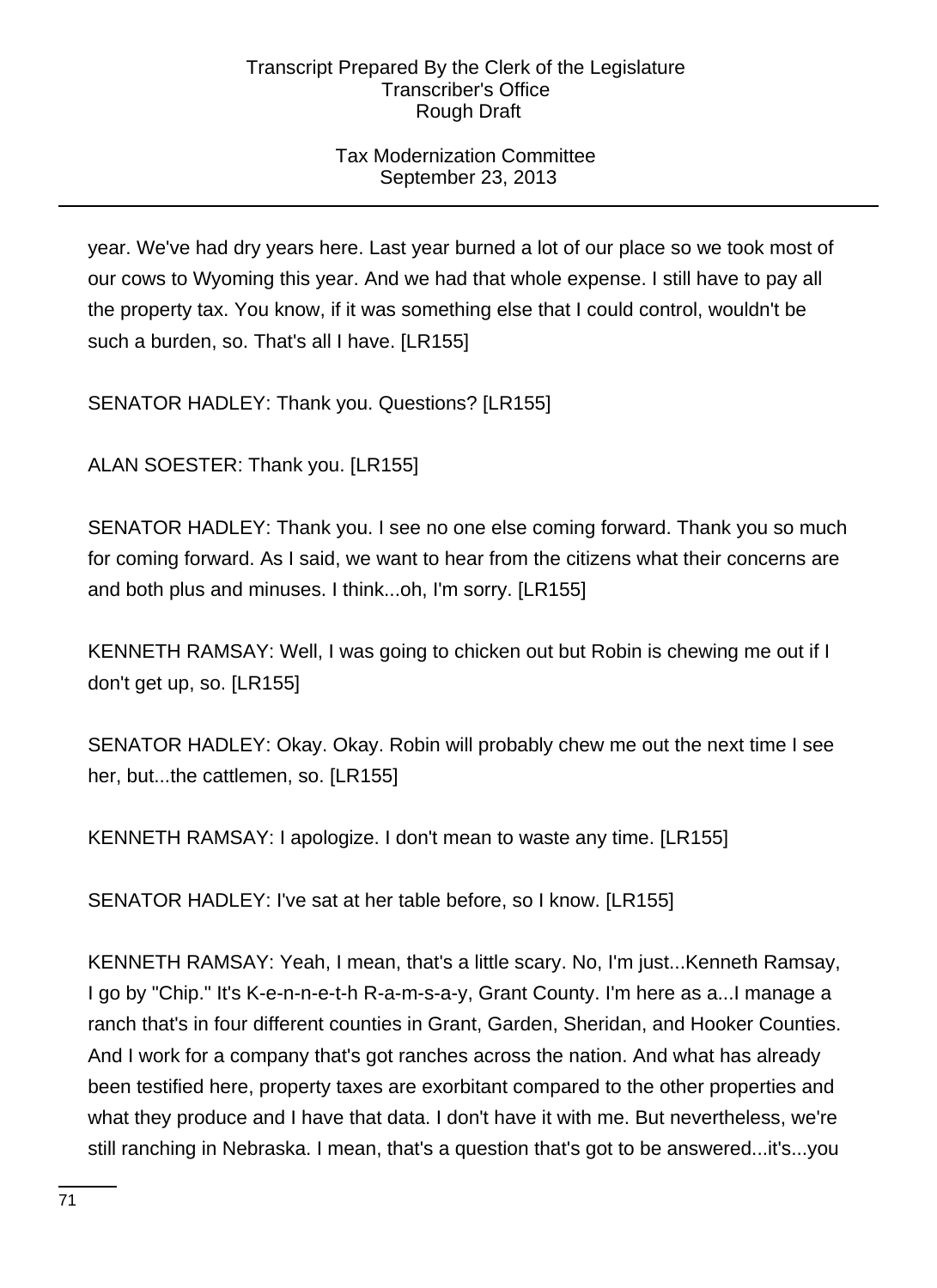year. We've had dry years here. Last year burned a lot of our place so we took most of our cows to Wyoming this year. And we had that whole expense. I still have to pay all the property tax. You know, if it was something else that I could control, wouldn't be such a burden, so. That's all I have. [LR155]

SENATOR HADLEY: Thank you. Questions? [LR155]

ALAN SOESTER: Thank you. [LR155]

SENATOR HADLEY: Thank you. I see no one else coming forward. Thank you so much for coming forward. As I said, we want to hear from the citizens what their concerns are and both plus and minuses. I think...oh, I'm sorry. [LR155]

KENNETH RAMSAY: Well, I was going to chicken out but Robin is chewing me out if I don't get up, so. [LR155]

SENATOR HADLEY: Okay. Okay. Robin will probably chew me out the next time I see her, but...the cattlemen, so. [LR155]

KENNETH RAMSAY: I apologize. I don't mean to waste any time. [LR155]

SENATOR HADLEY: I've sat at her table before, so I know. [LR155]

KENNETH RAMSAY: Yeah, I mean, that's a little scary. No, I'm just...Kenneth Ramsay, I go by "Chip." It's K-e-n-n-e-t-h R-a-m-s-a-y, Grant County. I'm here as a...I manage a ranch that's in four different counties in Grant, Garden, Sheridan, and Hooker Counties. And I work for a company that's got ranches across the nation. And what has already been testified here, property taxes are exorbitant compared to the other properties and what they produce and I have that data. I don't have it with me. But nevertheless, we're still ranching in Nebraska. I mean, that's a question that's got to be answered...it's...you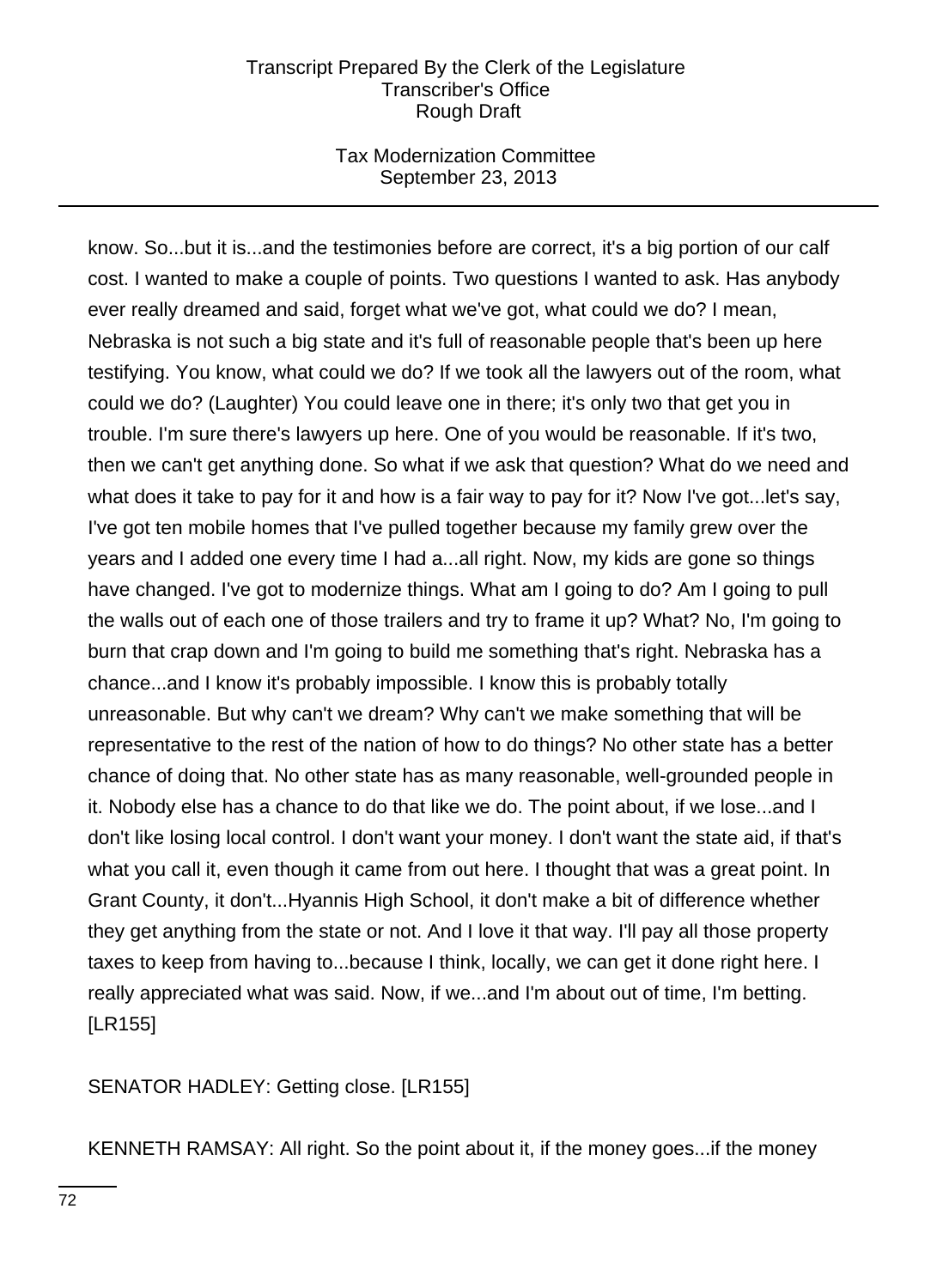know. So...but it is...and the testimonies before are correct, it's a big portion of our calf cost. I wanted to make a couple of points. Two questions I wanted to ask. Has anybody ever really dreamed and said, forget what we've got, what could we do? I mean, Nebraska is not such a big state and it's full of reasonable people that's been up here testifying. You know, what could we do? If we took all the lawyers out of the room, what could we do? (Laughter) You could leave one in there; it's only two that get you in trouble. I'm sure there's lawyers up here. One of you would be reasonable. If it's two, then we can't get anything done. So what if we ask that question? What do we need and what does it take to pay for it and how is a fair way to pay for it? Now I've got...let's say, I've got ten mobile homes that I've pulled together because my family grew over the years and I added one every time I had a...all right. Now, my kids are gone so things have changed. I've got to modernize things. What am I going to do? Am I going to pull the walls out of each one of those trailers and try to frame it up? What? No, I'm going to burn that crap down and I'm going to build me something that's right. Nebraska has a chance...and I know it's probably impossible. I know this is probably totally unreasonable. But why can't we dream? Why can't we make something that will be representative to the rest of the nation of how to do things? No other state has a better chance of doing that. No other state has as many reasonable, well-grounded people in it. Nobody else has a chance to do that like we do. The point about, if we lose...and I don't like losing local control. I don't want your money. I don't want the state aid, if that's what you call it, even though it came from out here. I thought that was a great point. In Grant County, it don't...Hyannis High School, it don't make a bit of difference whether they get anything from the state or not. And I love it that way. I'll pay all those property taxes to keep from having to...because I think, locally, we can get it done right here. I really appreciated what was said. Now, if we...and I'm about out of time, I'm betting. [LR155]

SENATOR HADLEY: Getting close. [LR155]

KENNETH RAMSAY: All right. So the point about it, if the money goes...if the money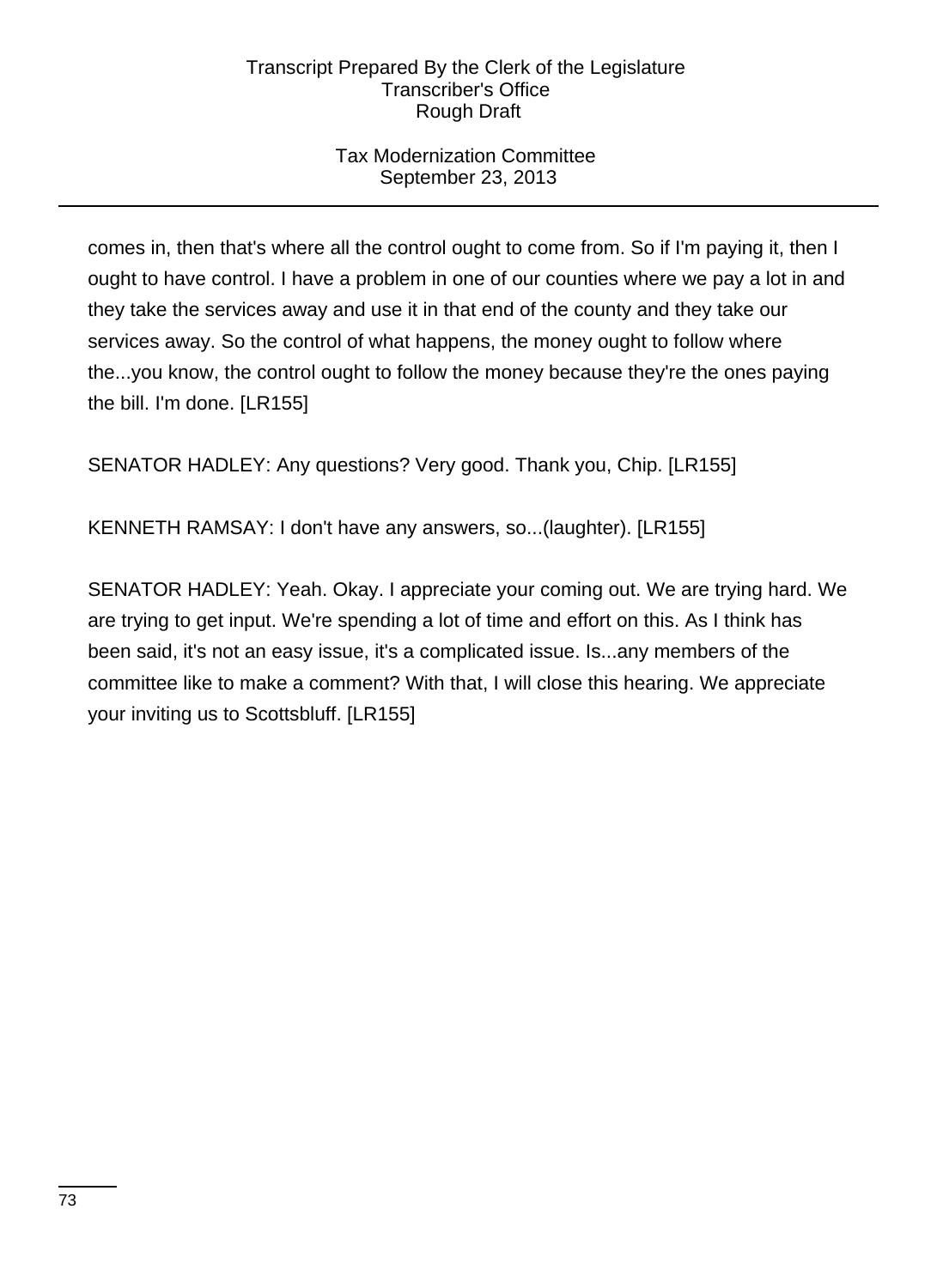comes in, then that's where all the control ought to come from. So if I'm paying it, then I ought to have control. I have a problem in one of our counties where we pay a lot in and they take the services away and use it in that end of the county and they take our services away. So the control of what happens, the money ought to follow where the...you know, the control ought to follow the money because they're the ones paying the bill. I'm done. [LR155]

SENATOR HADLEY: Any questions? Very good. Thank you, Chip. [LR155]

KENNETH RAMSAY: I don't have any answers, so...(laughter). [LR155]

SENATOR HADLEY: Yeah. Okay. I appreciate your coming out. We are trying hard. We are trying to get input. We're spending a lot of time and effort on this. As I think has been said, it's not an easy issue, it's a complicated issue. Is...any members of the committee like to make a comment? With that, I will close this hearing. We appreciate your inviting us to Scottsbluff. [LR155]